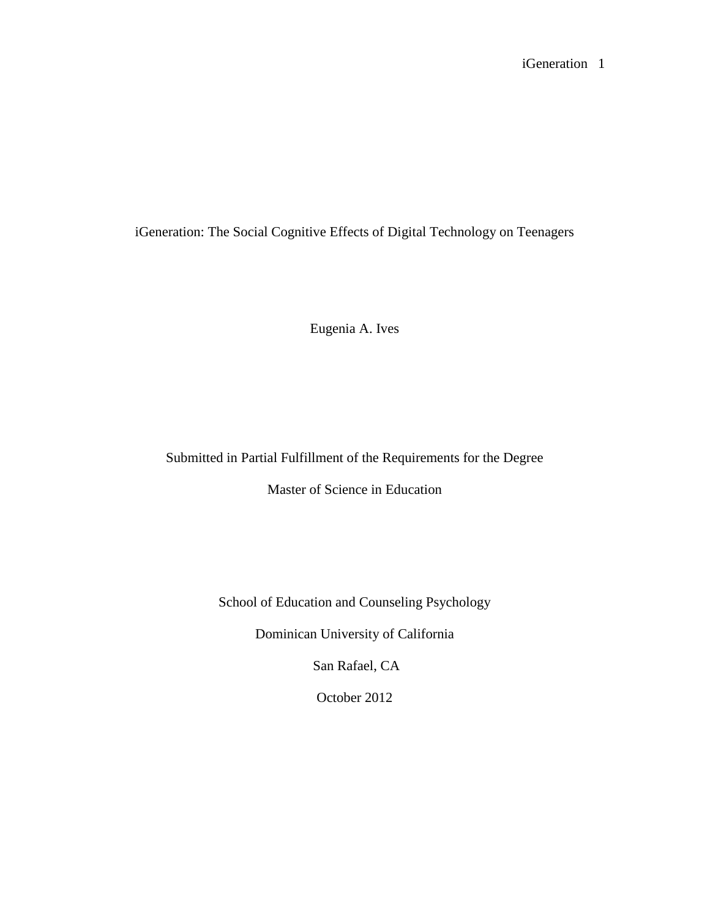# iGeneration: The Social Cognitive Effects of Digital Technology on Teenagers

Eugenia A. Ives

Submitted in Partial Fulfillment of the Requirements for the Degree

Master of Science in Education

School of Education and Counseling Psychology

Dominican University of California

San Rafael, CA

October 2012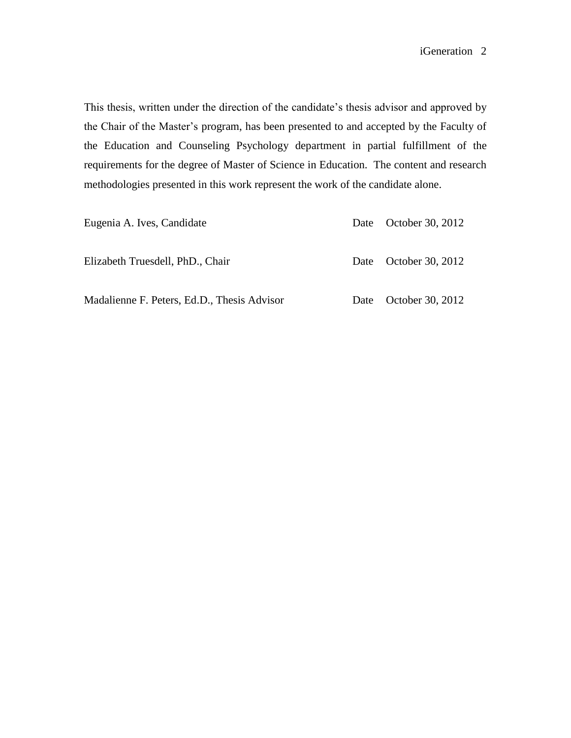This thesis, written under the direction of the candidate's thesis advisor and approved by the Chair of the Master's program, has been presented to and accepted by the Faculty of the Education and Counseling Psychology department in partial fulfillment of the requirements for the degree of Master of Science in Education. The content and research methodologies presented in this work represent the work of the candidate alone.

Eugenia A. Ives, Candidate        Date   October 30, 2012

Elizabeth Truesdell, PhD., Chair        Date   October 30, 2012

Madalienne F. Peters, Ed.D., Thesis Advisor        Date   October 30, 2012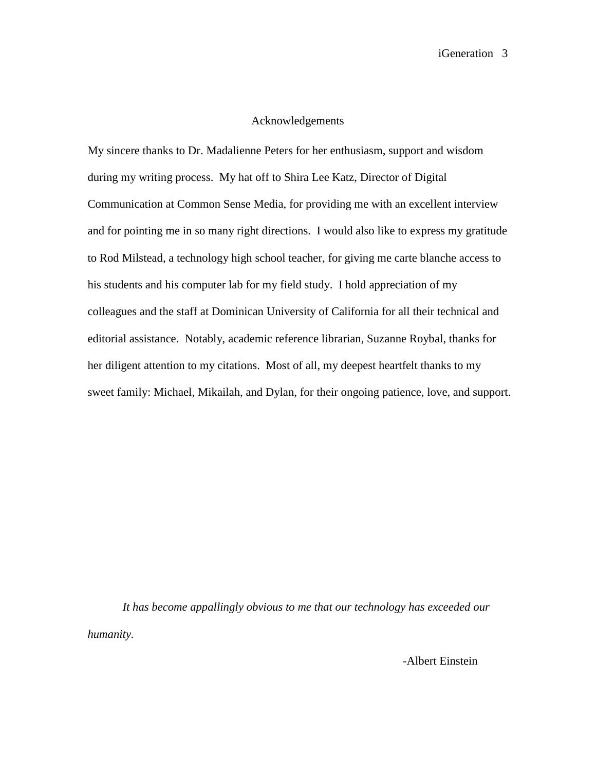# Acknowledgements

My sincere thanks to Dr. Madalienne Peters for her enthusiasm, support and wisdom during my writing process. My hat off to Shira Lee Katz, Director of Digital Communication at Common Sense Media, for providing me with an excellent interview and for pointing me in so many right directions. I would also like to express my gratitude to Rod Milstead, a technology high school teacher, for giving me carte blanche access to his students and his computer lab for my field study. I hold appreciation of my colleagues and the staff at Dominican University of California for all their technical and editorial assistance. Notably, academic reference librarian, Suzanne Roybal, thanks for her diligent attention to my citations. Most of all, my deepest heartfelt thanks to my sweet family: Michael, Mikailah, and Dylan, for their ongoing patience, love, and support.

*It has become appallingly obvious to me that our technology has exceeded our humanity.*

-Albert Einstein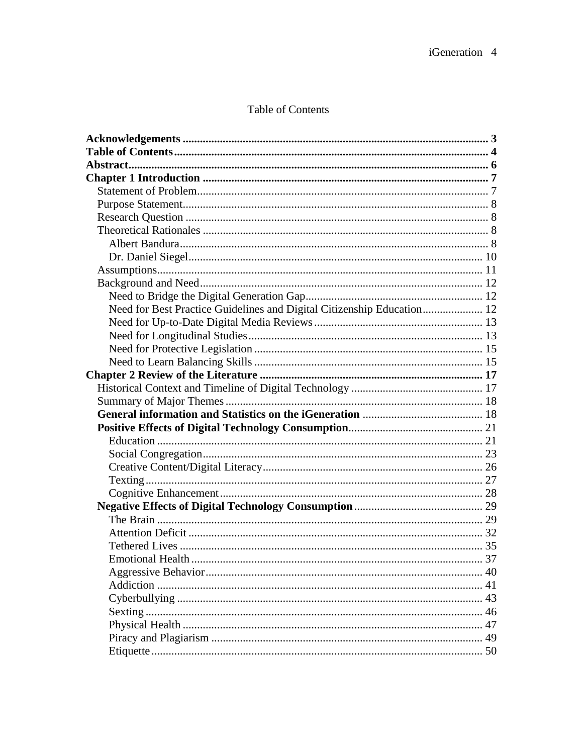# Table of Contents

**Acknowledgements** ........ **3**
**Table of Contents** ........ **4**
**Abstract** ........ **6**
**Chapter 1 Introduction** ........ **7**
- Statement of Problem ........ 7
- Purpose Statement ........ 8
- Research Question ........ 8
- Theoretical Rationales ........ 8
  - Albert Bandura ........ 8
  - Dr. Daniel Siegel ........ 10
- Assumptions ........ 11
- Background and Need ........ 12
  - Need to Bridge the Digital Generation Gap ........ 12
  - Need for Best Practice Guidelines and Digital Citizenship Education ........ 12
  - Need for Up-to-Date Digital Media Reviews ........ 13
  - Need for Longitudinal Studies ........ 13
  - Need for Protective Legislation ........ 15
  - Need to Learn Balancing Skills ........ 15

**Chapter 2 Review of the Literature** ........ **17**
- Historical Context and Timeline of Digital Technology ........ 17
- Summary of Major Themes ........ 18
- **General information and Statistics on the iGeneration** ........ 18
- **Positive Effects of Digital Technology Consumption** ........ 21
  - Education ........ 21
  - Social Congregation ........ 23
  - Creative Content/Digital Literacy ........ 26
  - Texting ........ 27
  - Cognitive Enhancement ........ 28
- **Negative Effects of Digital Technology Consumption** ........ 29
  - The Brain ........ 29
  - Attention Deficit ........ 32
  - Tethered Lives ........ 35
  - Emotional Health ........ 37
  - Aggressive Behavior ........ 40
  - Addiction ........ 41
  - Cyberbullying ........ 43
  - Sexting ........ 46
  - Physical Health ........ 47
  - Piracy and Plagiarism ........ 49
  - Etiquette ........ 50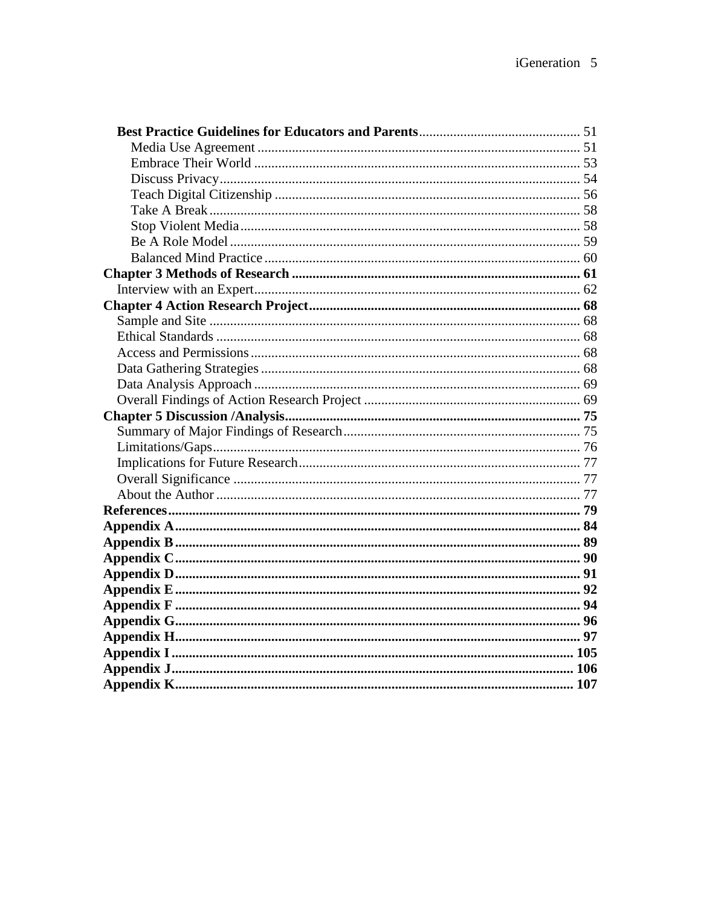**Best Practice Guidelines for Educators and Parents** .......... 51
- Media Use Agreement .......... 51
- Embrace Their World .......... 53
- Discuss Privacy .......... 54
- Teach Digital Citizenship .......... 56
- Take A Break .......... 58
- Stop Violent Media .......... 58
- Be A Role Model .......... 59
- Balanced Mind Practice .......... 60

**Chapter 3 Methods of Research** .......... **61**
- Interview with an Expert .......... 62

**Chapter 4 Action Research Project** .......... **68**
- Sample and Site .......... 68
- Ethical Standards .......... 68
- Access and Permissions .......... 68
- Data Gathering Strategies .......... 68
- Data Analysis Approach .......... 69
- Overall Findings of Action Research Project .......... 69

**Chapter 5 Discussion /Analysis** .......... **75**
- Summary of Major Findings of Research .......... 75
- Limitations/Gaps .......... 76
- Implications for Future Research .......... 77
- Overall Significance .......... 77
- About the Author .......... 77

**References** .......... **79**
**Appendix A** .......... **84**
**Appendix B** .......... **89**
**Appendix C** .......... **90**
**Appendix D** .......... **91**
**Appendix E** .......... **92**
**Appendix F** .......... **94**
**Appendix G** .......... **96**
**Appendix H** .......... **97**
**Appendix I** .......... **105**
**Appendix J** .......... **106**
**Appendix K** .......... **107**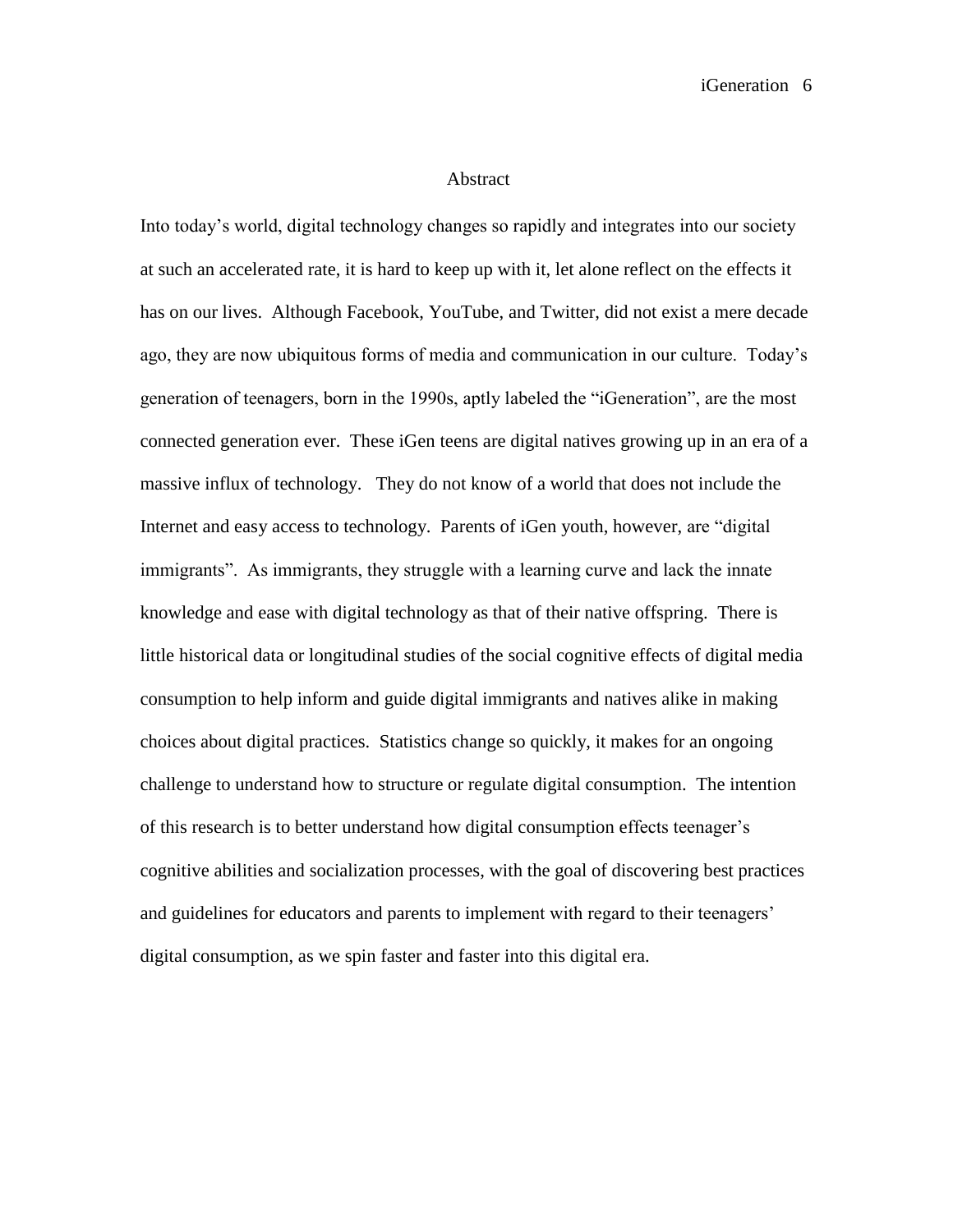# Abstract

Into today's world, digital technology changes so rapidly and integrates into our society at such an accelerated rate, it is hard to keep up with it, let alone reflect on the effects it has on our lives. Although Facebook, YouTube, and Twitter, did not exist a mere decade ago, they are now ubiquitous forms of media and communication in our culture. Today's generation of teenagers, born in the 1990s, aptly labeled the "iGeneration", are the most connected generation ever. These iGen teens are digital natives growing up in an era of a massive influx of technology. They do not know of a world that does not include the Internet and easy access to technology. Parents of iGen youth, however, are "digital immigrants". As immigrants, they struggle with a learning curve and lack the innate knowledge and ease with digital technology as that of their native offspring. There is little historical data or longitudinal studies of the social cognitive effects of digital media consumption to help inform and guide digital immigrants and natives alike in making choices about digital practices. Statistics change so quickly, it makes for an ongoing challenge to understand how to structure or regulate digital consumption. The intention of this research is to better understand how digital consumption effects teenager's cognitive abilities and socialization processes, with the goal of discovering best practices and guidelines for educators and parents to implement with regard to their teenagers' digital consumption, as we spin faster and faster into this digital era.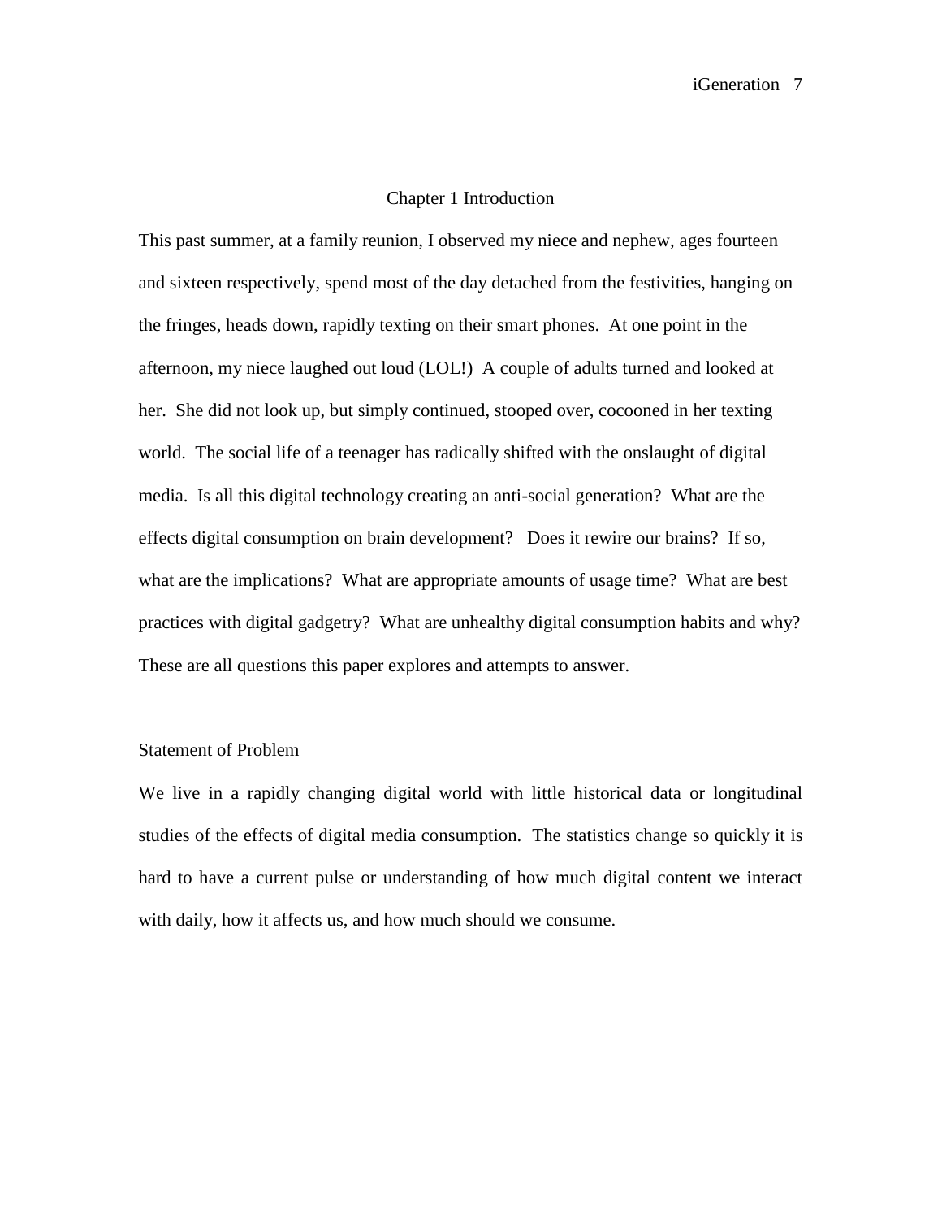# Chapter 1 Introduction

This past summer, at a family reunion, I observed my niece and nephew, ages fourteen and sixteen respectively, spend most of the day detached from the festivities, hanging on the fringes, heads down, rapidly texting on their smart phones. At one point in the afternoon, my niece laughed out loud (LOL!) A couple of adults turned and looked at her. She did not look up, but simply continued, stooped over, cocooned in her texting world. The social life of a teenager has radically shifted with the onslaught of digital media. Is all this digital technology creating an anti-social generation? What are the effects digital consumption on brain development? Does it rewire our brains? If so, what are the implications? What are appropriate amounts of usage time? What are best practices with digital gadgetry? What are unhealthy digital consumption habits and why? These are all questions this paper explores and attempts to answer.

## Statement of Problem

We live in a rapidly changing digital world with little historical data or longitudinal studies of the effects of digital media consumption. The statistics change so quickly it is hard to have a current pulse or understanding of how much digital content we interact with daily, how it affects us, and how much should we consume.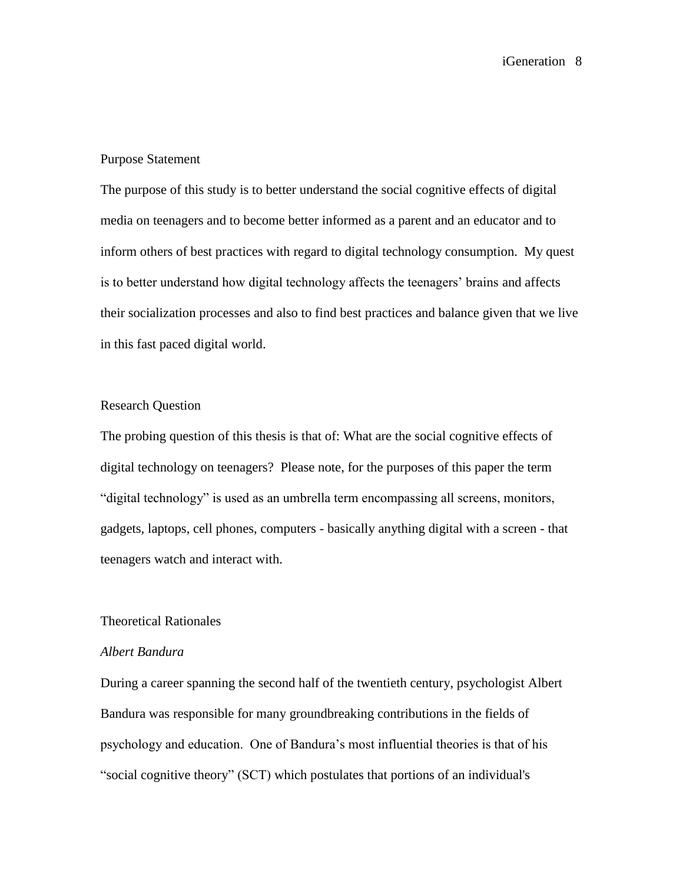## Purpose Statement

The purpose of this study is to better understand the social cognitive effects of digital media on teenagers and to become better informed as a parent and an educator and to inform others of best practices with regard to digital technology consumption. My quest is to better understand how digital technology affects the teenagers' brains and affects their socialization processes and also to find best practices and balance given that we live in this fast paced digital world.

## Research Question

The probing question of this thesis is that of: What are the social cognitive effects of digital technology on teenagers? Please note, for the purposes of this paper the term "digital technology" is used as an umbrella term encompassing all screens, monitors, gadgets, laptops, cell phones, computers - basically anything digital with a screen - that teenagers watch and interact with.

## Theoretical Rationales

### *Albert Bandura*

During a career spanning the second half of the twentieth century, psychologist Albert Bandura was responsible for many groundbreaking contributions in the fields of psychology and education. One of Bandura's most influential theories is that of his "social cognitive theory" (SCT) which postulates that portions of an individual's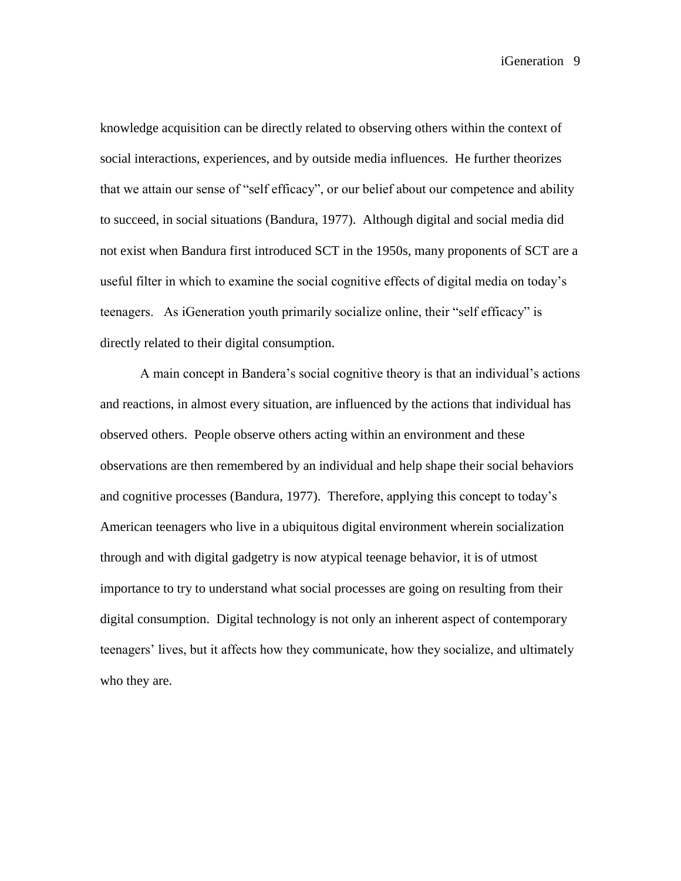knowledge acquisition can be directly related to observing others within the context of social interactions, experiences, and by outside media influences. He further theorizes that we attain our sense of "self efficacy", or our belief about our competence and ability to succeed, in social situations (Bandura, 1977). Although digital and social media did not exist when Bandura first introduced SCT in the 1950s, many proponents of SCT are a useful filter in which to examine the social cognitive effects of digital media on today's teenagers. As iGeneration youth primarily socialize online, their "self efficacy" is directly related to their digital consumption.

A main concept in Bandera's social cognitive theory is that an individual's actions and reactions, in almost every situation, are influenced by the actions that individual has observed others. People observe others acting within an environment and these observations are then remembered by an individual and help shape their social behaviors and cognitive processes (Bandura, 1977). Therefore, applying this concept to today's American teenagers who live in a ubiquitous digital environment wherein socialization through and with digital gadgetry is now atypical teenage behavior, it is of utmost importance to try to understand what social processes are going on resulting from their digital consumption. Digital technology is not only an inherent aspect of contemporary teenagers' lives, but it affects how they communicate, how they socialize, and ultimately who they are.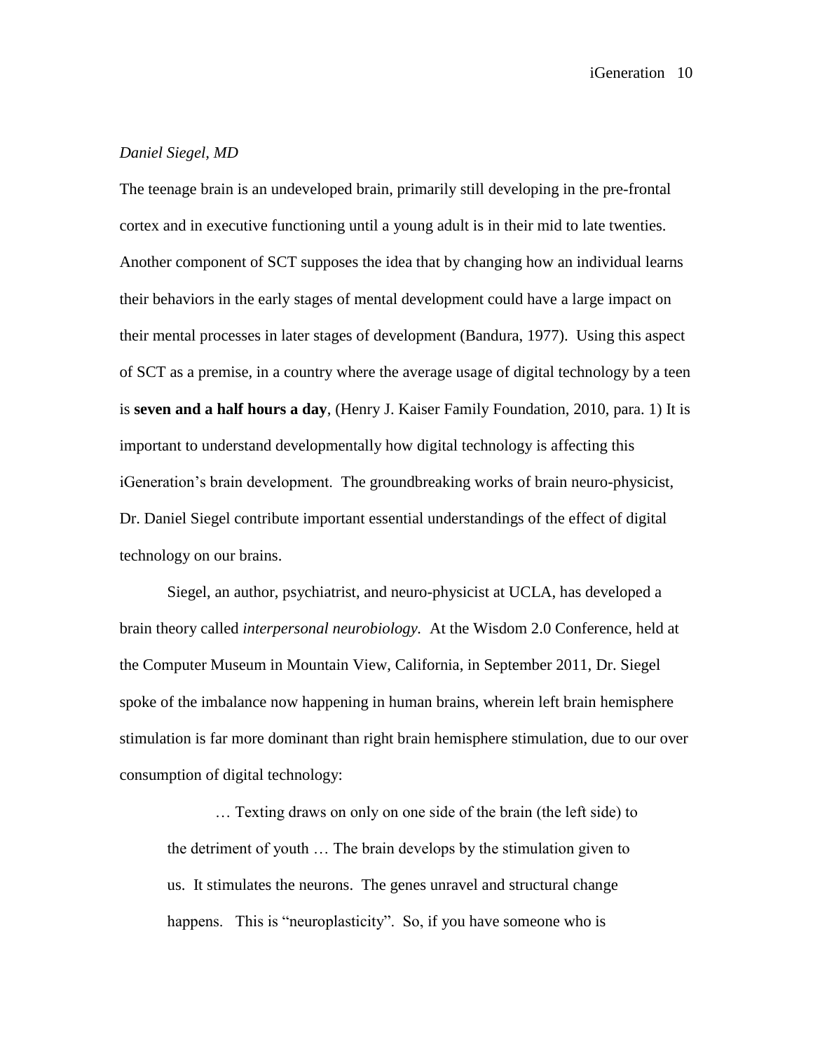*Daniel Siegel, MD*

The teenage brain is an undeveloped brain, primarily still developing in the pre-frontal cortex and in executive functioning until a young adult is in their mid to late twenties. Another component of SCT supposes the idea that by changing how an individual learns their behaviors in the early stages of mental development could have a large impact on their mental processes in later stages of development (Bandura, 1977). Using this aspect of SCT as a premise, in a country where the average usage of digital technology by a teen is **seven and a half hours a day**, (Henry J. Kaiser Family Foundation, 2010, para. 1) It is important to understand developmentally how digital technology is affecting this iGeneration's brain development. The groundbreaking works of brain neuro-physicist, Dr. Daniel Siegel contribute important essential understandings of the effect of digital technology on our brains.

Siegel, an author, psychiatrist, and neuro-physicist at UCLA, has developed a brain theory called *interpersonal neurobiology.* At the Wisdom 2.0 Conference, held at the Computer Museum in Mountain View, California, in September 2011, Dr. Siegel spoke of the imbalance now happening in human brains, wherein left brain hemisphere stimulation is far more dominant than right brain hemisphere stimulation, due to our over consumption of digital technology:

> … Texting draws on only on one side of the brain (the left side) to the detriment of youth … The brain develops by the stimulation given to us. It stimulates the neurons. The genes unravel and structural change happens. This is "neuroplasticity". So, if you have someone who is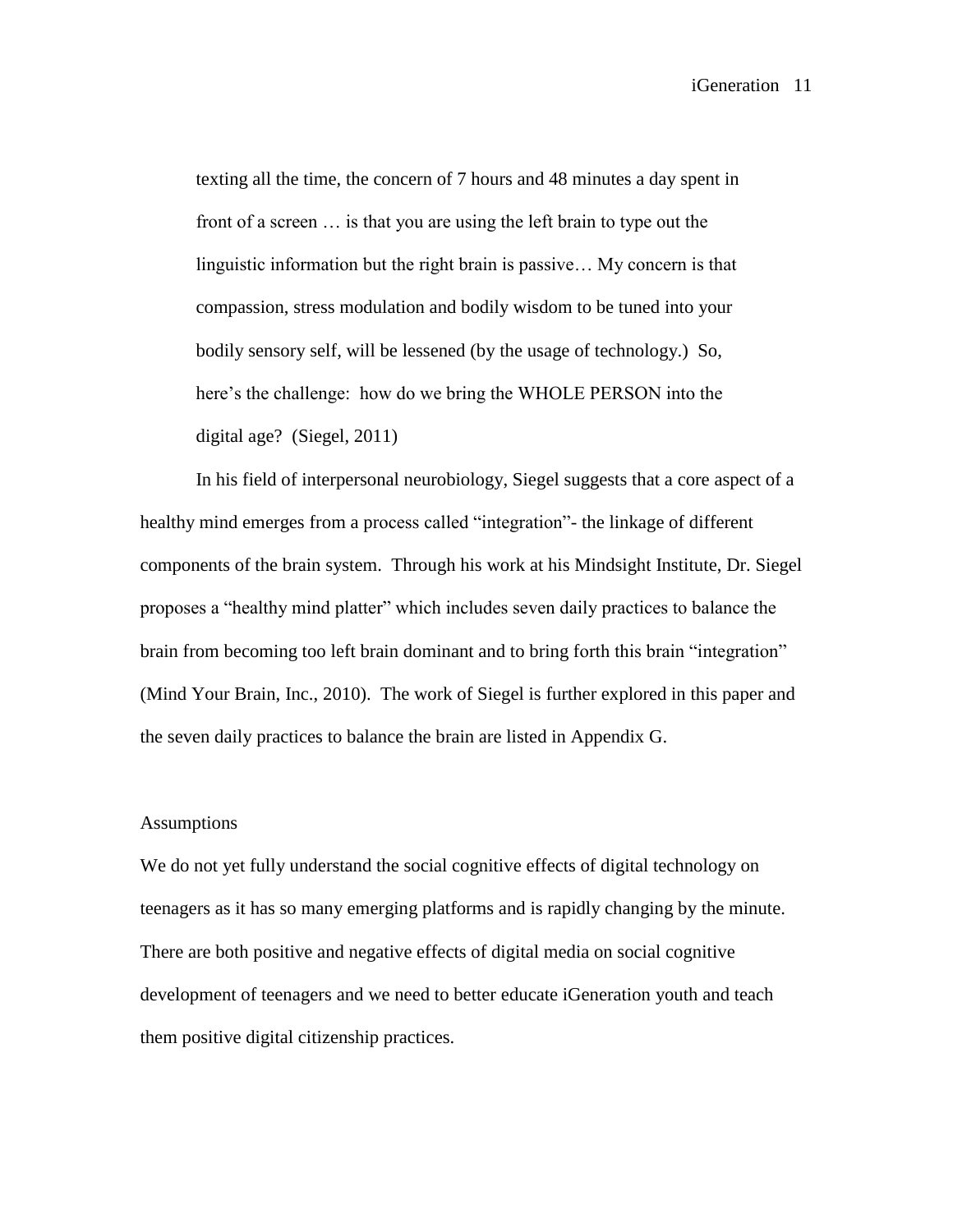> texting all the time, the concern of 7 hours and 48 minutes a day spent in front of a screen … is that you are using the left brain to type out the linguistic information but the right brain is passive… My concern is that compassion, stress modulation and bodily wisdom to be tuned into your bodily sensory self, will be lessened (by the usage of technology.) So, here's the challenge: how do we bring the WHOLE PERSON into the digital age? (Siegel, 2011)

In his field of interpersonal neurobiology, Siegel suggests that a core aspect of a healthy mind emerges from a process called "integration"- the linkage of different components of the brain system. Through his work at his Mindsight Institute, Dr. Siegel proposes a "healthy mind platter" which includes seven daily practices to balance the brain from becoming too left brain dominant and to bring forth this brain "integration" (Mind Your Brain, Inc., 2010). The work of Siegel is further explored in this paper and the seven daily practices to balance the brain are listed in Appendix G.

## Assumptions

We do not yet fully understand the social cognitive effects of digital technology on teenagers as it has so many emerging platforms and is rapidly changing by the minute. There are both positive and negative effects of digital media on social cognitive development of teenagers and we need to better educate iGeneration youth and teach them positive digital citizenship practices.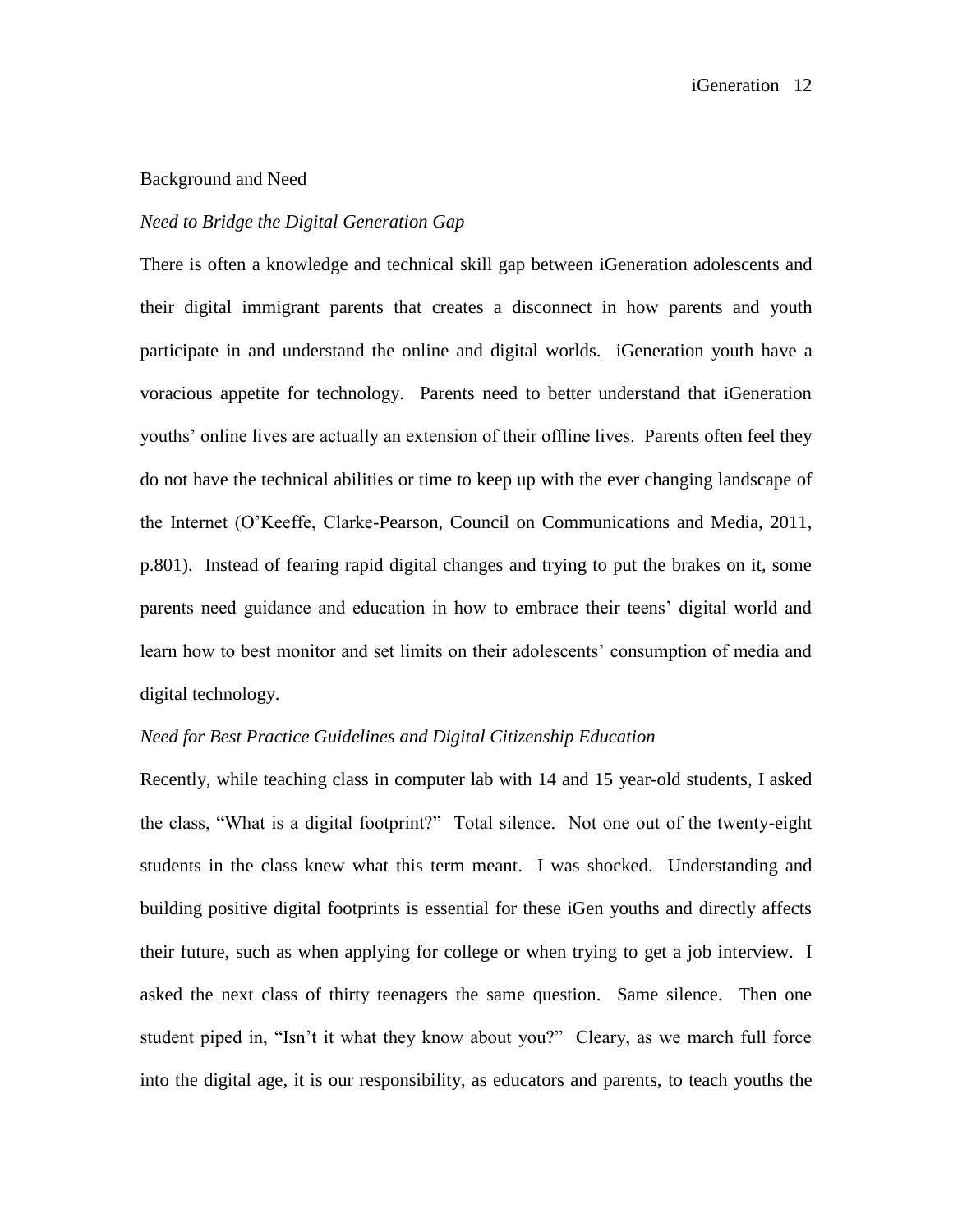## Background and Need

### *Need to Bridge the Digital Generation Gap*

There is often a knowledge and technical skill gap between iGeneration adolescents and their digital immigrant parents that creates a disconnect in how parents and youth participate in and understand the online and digital worlds. iGeneration youth have a voracious appetite for technology. Parents need to better understand that iGeneration youths' online lives are actually an extension of their offline lives. Parents often feel they do not have the technical abilities or time to keep up with the ever changing landscape of the Internet (O'Keeffe, Clarke-Pearson, Council on Communications and Media, 2011, p.801). Instead of fearing rapid digital changes and trying to put the brakes on it, some parents need guidance and education in how to embrace their teens' digital world and learn how to best monitor and set limits on their adolescents' consumption of media and digital technology.

### *Need for Best Practice Guidelines and Digital Citizenship Education*

Recently, while teaching class in computer lab with 14 and 15 year-old students, I asked the class, "What is a digital footprint?" Total silence. Not one out of the twenty-eight students in the class knew what this term meant. I was shocked. Understanding and building positive digital footprints is essential for these iGen youths and directly affects their future, such as when applying for college or when trying to get a job interview. I asked the next class of thirty teenagers the same question. Same silence. Then one student piped in, "Isn't it what they know about you?" Cleary, as we march full force into the digital age, it is our responsibility, as educators and parents, to teach youths the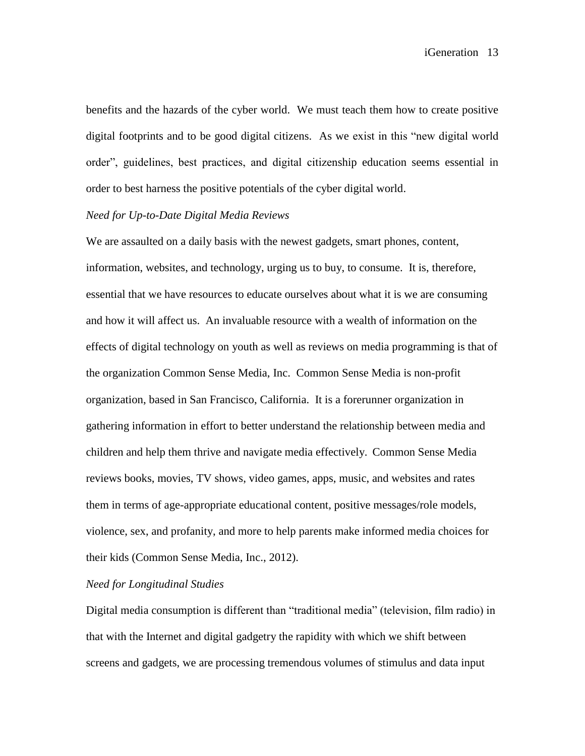benefits and the hazards of the cyber world. We must teach them how to create positive digital footprints and to be good digital citizens. As we exist in this "new digital world order", guidelines, best practices, and digital citizenship education seems essential in order to best harness the positive potentials of the cyber digital world.

*Need for Up-to-Date Digital Media Reviews*

We are assaulted on a daily basis with the newest gadgets, smart phones, content, information, websites, and technology, urging us to buy, to consume. It is, therefore, essential that we have resources to educate ourselves about what it is we are consuming and how it will affect us. An invaluable resource with a wealth of information on the effects of digital technology on youth as well as reviews on media programming is that of the organization Common Sense Media, Inc. Common Sense Media is non-profit organization, based in San Francisco, California. It is a forerunner organization in gathering information in effort to better understand the relationship between media and children and help them thrive and navigate media effectively. Common Sense Media reviews books, movies, TV shows, video games, apps, music, and websites and rates them in terms of age-appropriate educational content, positive messages/role models, violence, sex, and profanity, and more to help parents make informed media choices for their kids (Common Sense Media, Inc., 2012).

*Need for Longitudinal Studies*

Digital media consumption is different than "traditional media" (television, film radio) in that with the Internet and digital gadgetry the rapidity with which we shift between screens and gadgets, we are processing tremendous volumes of stimulus and data input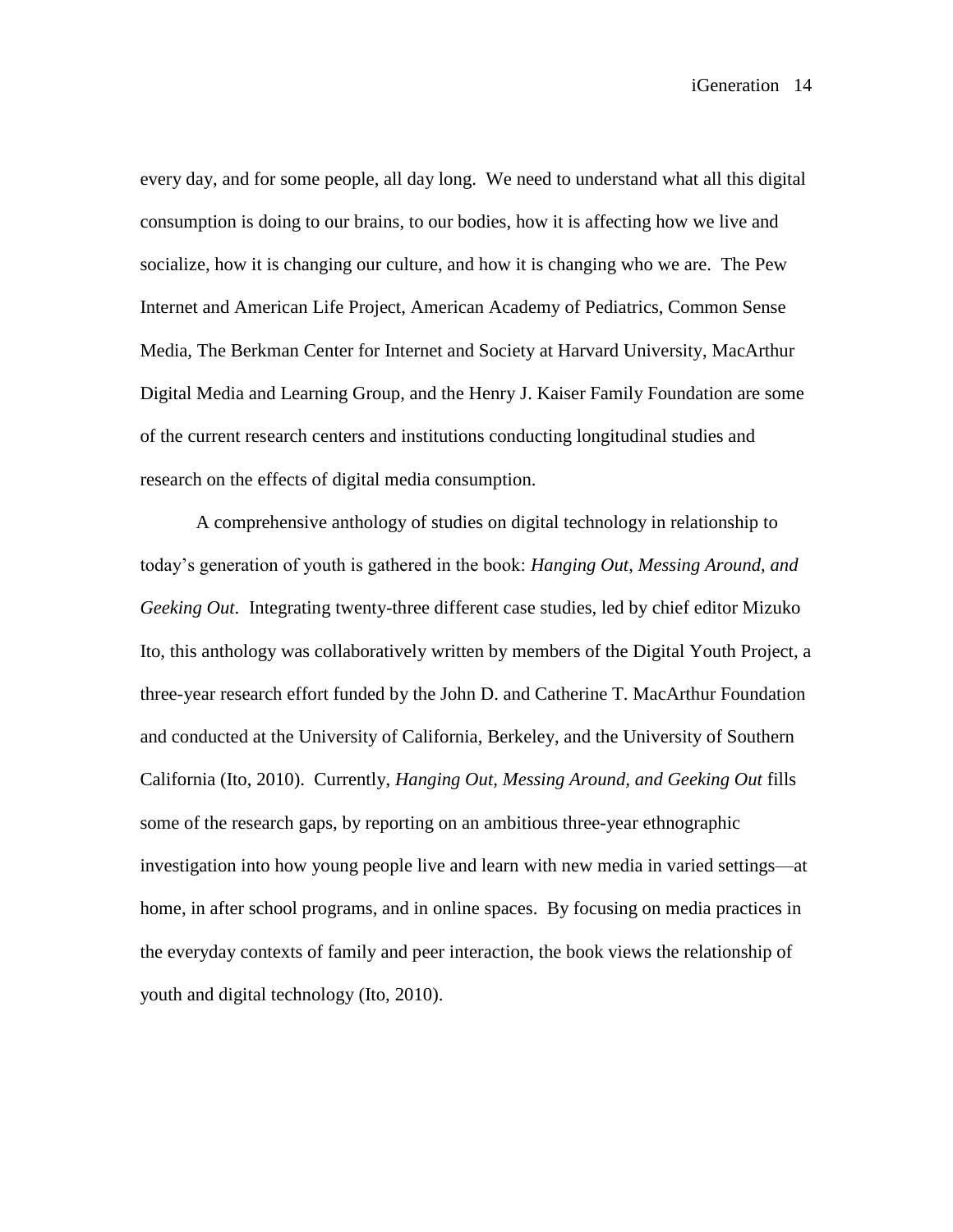every day, and for some people, all day long. We need to understand what all this digital consumption is doing to our brains, to our bodies, how it is affecting how we live and socialize, how it is changing our culture, and how it is changing who we are. The Pew Internet and American Life Project, American Academy of Pediatrics, Common Sense Media, The Berkman Center for Internet and Society at Harvard University, MacArthur Digital Media and Learning Group, and the Henry J. Kaiser Family Foundation are some of the current research centers and institutions conducting longitudinal studies and research on the effects of digital media consumption.

A comprehensive anthology of studies on digital technology in relationship to today's generation of youth is gathered in the book: *Hanging Out, Messing Around, and Geeking Out*. Integrating twenty-three different case studies, led by chief editor Mizuko Ito, this anthology was collaboratively written by members of the Digital Youth Project, a three-year research effort funded by the John D. and Catherine T. MacArthur Foundation and conducted at the University of California, Berkeley, and the University of Southern California (Ito, 2010). Currently, *Hanging Out, Messing Around, and Geeking Out* fills some of the research gaps, by reporting on an ambitious three-year ethnographic investigation into how young people live and learn with new media in varied settings—at home, in after school programs, and in online spaces. By focusing on media practices in the everyday contexts of family and peer interaction, the book views the relationship of youth and digital technology (Ito, 2010).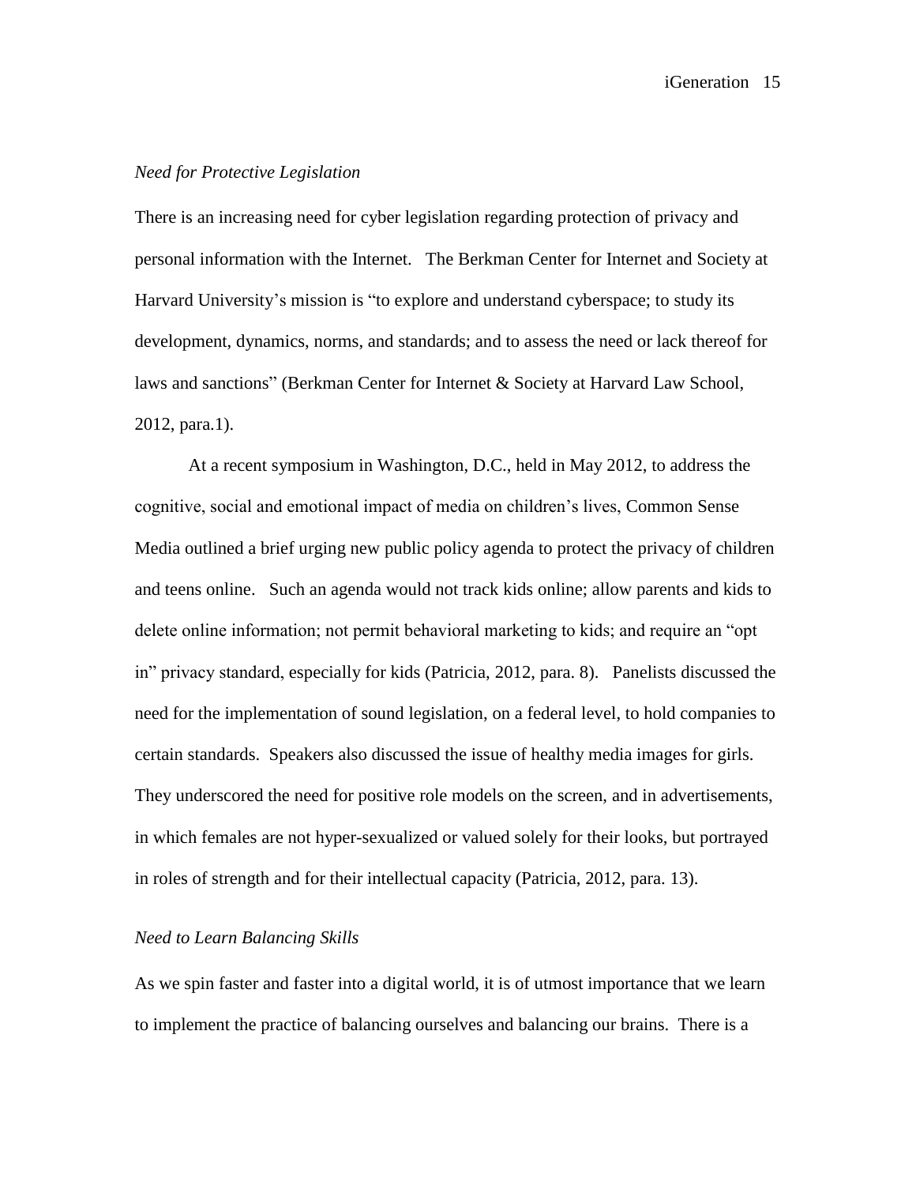*Need for Protective Legislation*

There is an increasing need for cyber legislation regarding protection of privacy and personal information with the Internet. The Berkman Center for Internet and Society at Harvard University's mission is "to explore and understand cyberspace; to study its development, dynamics, norms, and standards; and to assess the need or lack thereof for laws and sanctions" (Berkman Center for Internet & Society at Harvard Law School, 2012, para.1).

At a recent symposium in Washington, D.C., held in May 2012, to address the cognitive, social and emotional impact of media on children's lives, Common Sense Media outlined a brief urging new public policy agenda to protect the privacy of children and teens online. Such an agenda would not track kids online; allow parents and kids to delete online information; not permit behavioral marketing to kids; and require an "opt in" privacy standard, especially for kids (Patricia, 2012, para. 8). Panelists discussed the need for the implementation of sound legislation, on a federal level, to hold companies to certain standards. Speakers also discussed the issue of healthy media images for girls. They underscored the need for positive role models on the screen, and in advertisements, in which females are not hyper-sexualized or valued solely for their looks, but portrayed in roles of strength and for their intellectual capacity (Patricia, 2012, para. 13).

*Need to Learn Balancing Skills*

As we spin faster and faster into a digital world, it is of utmost importance that we learn to implement the practice of balancing ourselves and balancing our brains. There is a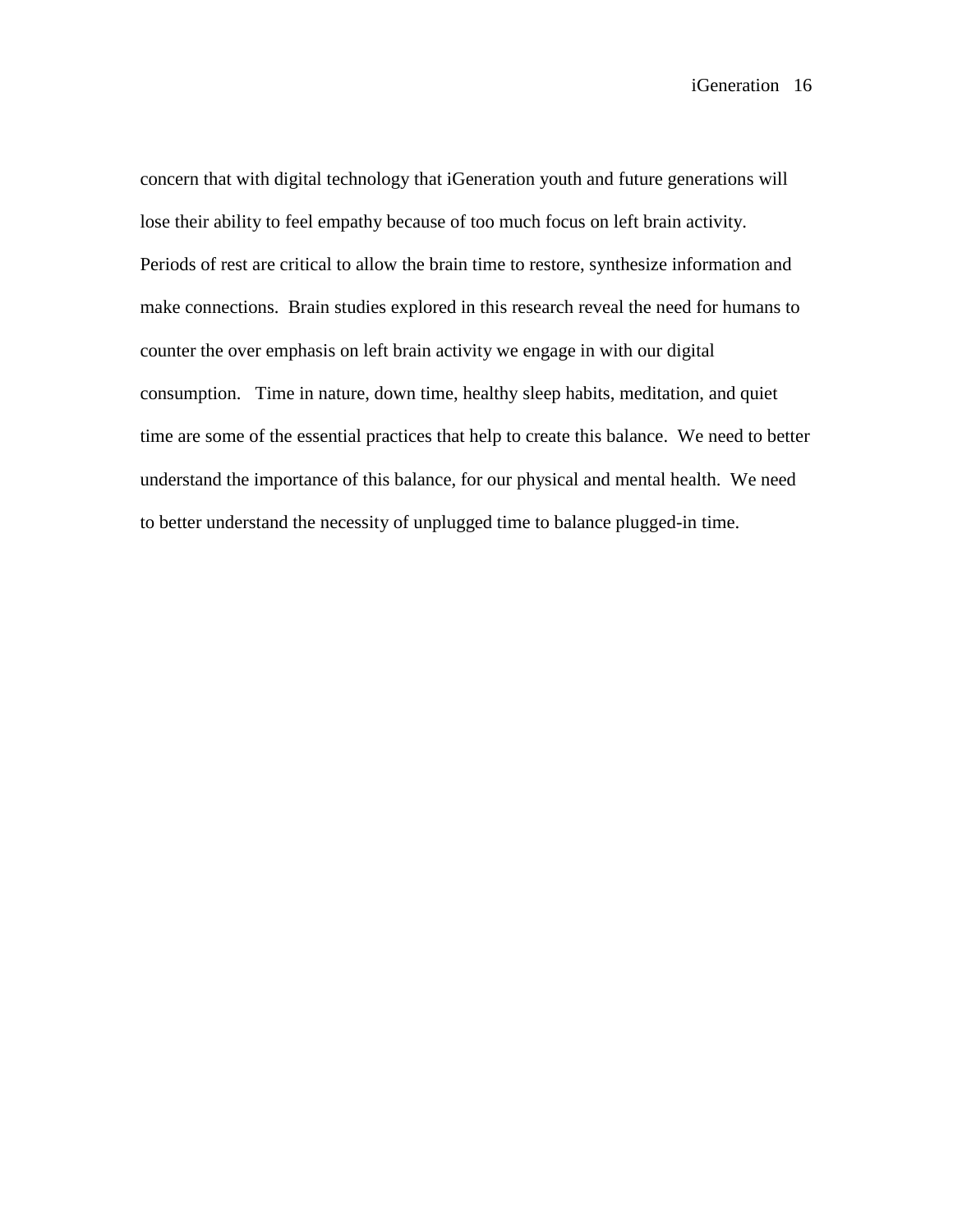concern that with digital technology that iGeneration youth and future generations will lose their ability to feel empathy because of too much focus on left brain activity. Periods of rest are critical to allow the brain time to restore, synthesize information and make connections. Brain studies explored in this research reveal the need for humans to counter the over emphasis on left brain activity we engage in with our digital consumption. Time in nature, down time, healthy sleep habits, meditation, and quiet time are some of the essential practices that help to create this balance. We need to better understand the importance of this balance, for our physical and mental health. We need to better understand the necessity of unplugged time to balance plugged-in time.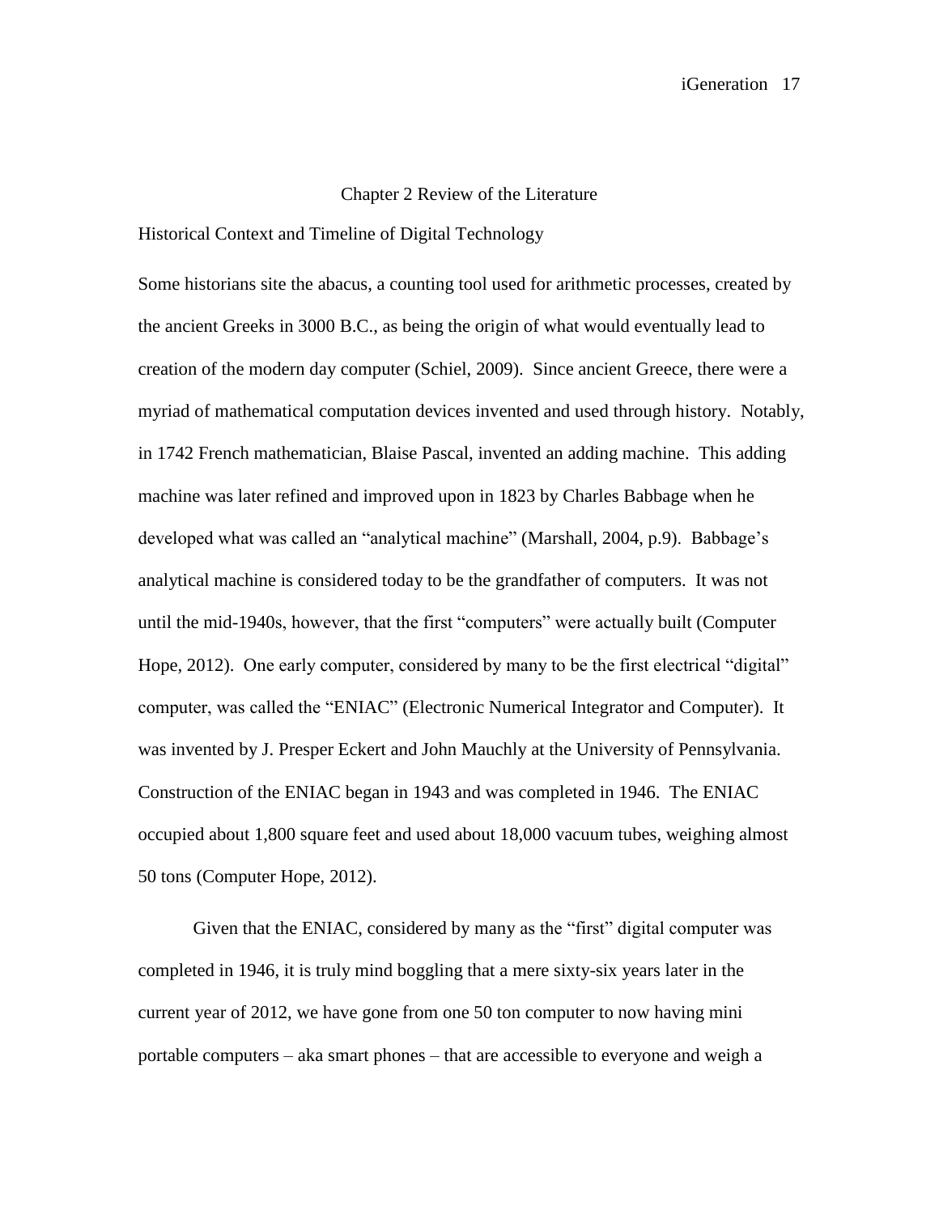# Chapter 2 Review of the Literature

## Historical Context and Timeline of Digital Technology

Some historians site the abacus, a counting tool used for arithmetic processes, created by the ancient Greeks in 3000 B.C., as being the origin of what would eventually lead to creation of the modern day computer (Schiel, 2009). Since ancient Greece, there were a myriad of mathematical computation devices invented and used through history. Notably, in 1742 French mathematician, Blaise Pascal, invented an adding machine. This adding machine was later refined and improved upon in 1823 by Charles Babbage when he developed what was called an "analytical machine" (Marshall, 2004, p.9). Babbage's analytical machine is considered today to be the grandfather of computers. It was not until the mid-1940s, however, that the first "computers" were actually built (Computer Hope, 2012). One early computer, considered by many to be the first electrical "digital" computer, was called the "ENIAC" (Electronic Numerical Integrator and Computer). It was invented by J. Presper Eckert and John Mauchly at the University of Pennsylvania. Construction of the ENIAC began in 1943 and was completed in 1946. The ENIAC occupied about 1,800 square feet and used about 18,000 vacuum tubes, weighing almost 50 tons (Computer Hope, 2012).

Given that the ENIAC, considered by many as the "first" digital computer was completed in 1946, it is truly mind boggling that a mere sixty-six years later in the current year of 2012, we have gone from one 50 ton computer to now having mini portable computers – aka smart phones – that are accessible to everyone and weigh a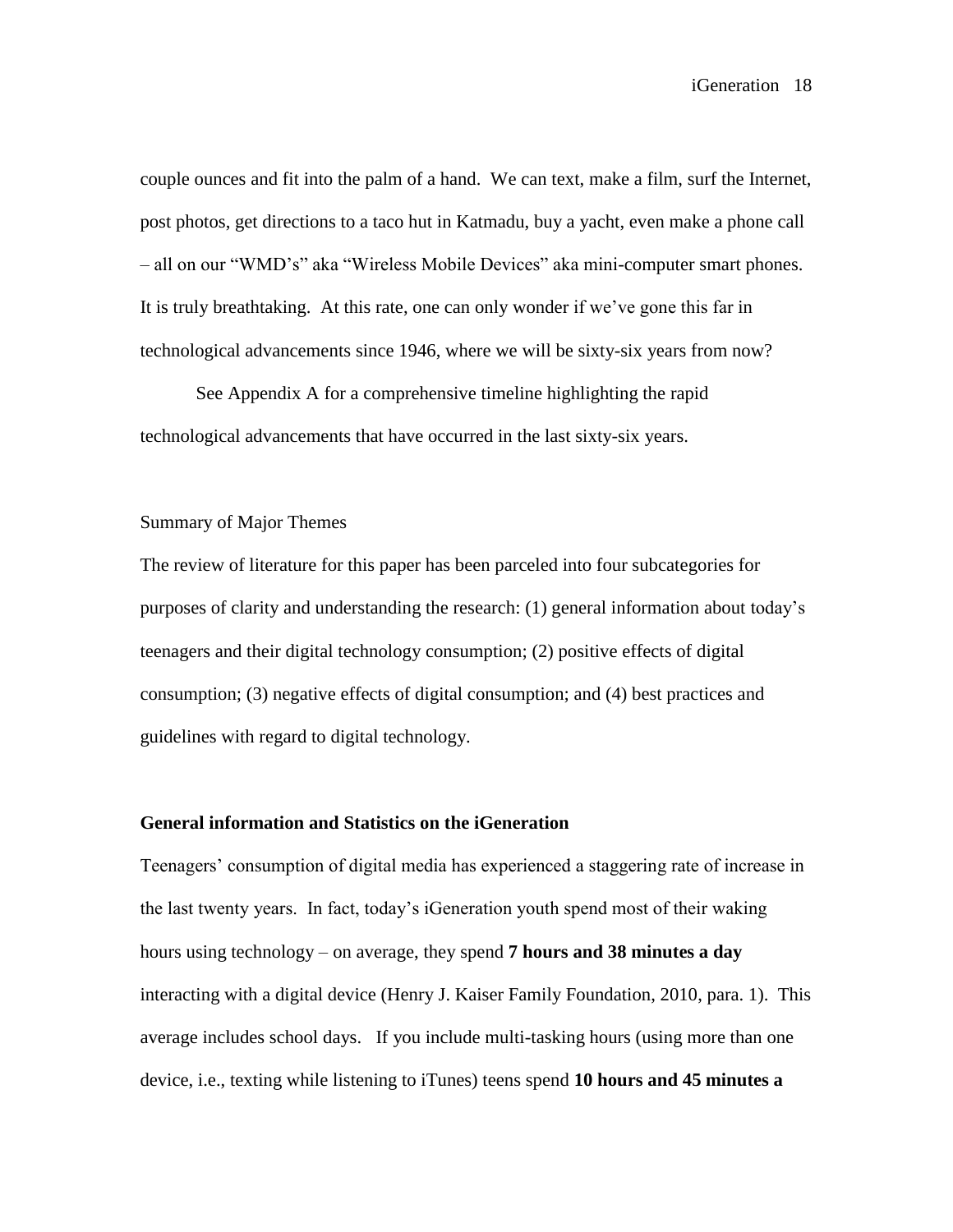couple ounces and fit into the palm of a hand. We can text, make a film, surf the Internet, post photos, get directions to a taco hut in Katmadu, buy a yacht, even make a phone call – all on our "WMD's" aka "Wireless Mobile Devices" aka mini-computer smart phones. It is truly breathtaking. At this rate, one can only wonder if we've gone this far in technological advancements since 1946, where we will be sixty-six years from now?

See Appendix A for a comprehensive timeline highlighting the rapid technological advancements that have occurred in the last sixty-six years.

## Summary of Major Themes

The review of literature for this paper has been parceled into four subcategories for purposes of clarity and understanding the research: (1) general information about today's teenagers and their digital technology consumption; (2) positive effects of digital consumption; (3) negative effects of digital consumption; and (4) best practices and guidelines with regard to digital technology.

### General information and Statistics on the iGeneration

Teenagers' consumption of digital media has experienced a staggering rate of increase in the last twenty years. In fact, today's iGeneration youth spend most of their waking hours using technology – on average, they spend **7 hours and 38 minutes a day** interacting with a digital device (Henry J. Kaiser Family Foundation, 2010, para. 1). This average includes school days. If you include multi-tasking hours (using more than one device, i.e., texting while listening to iTunes) teens spend **10 hours and 45 minutes a**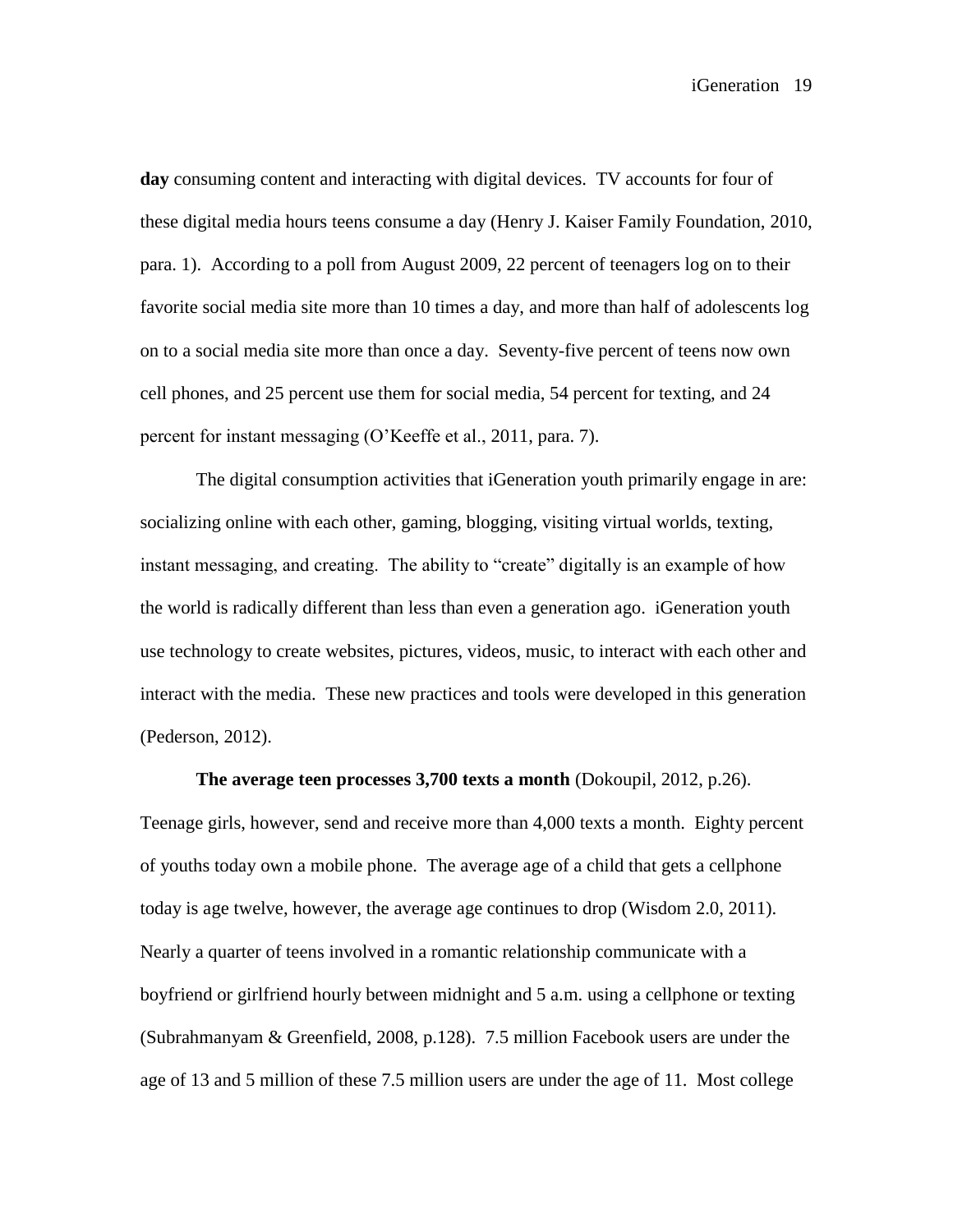**day** consuming content and interacting with digital devices. TV accounts for four of these digital media hours teens consume a day (Henry J. Kaiser Family Foundation, 2010, para. 1). According to a poll from August 2009, 22 percent of teenagers log on to their favorite social media site more than 10 times a day, and more than half of adolescents log on to a social media site more than once a day. Seventy-five percent of teens now own cell phones, and 25 percent use them for social media, 54 percent for texting, and 24 percent for instant messaging (O'Keeffe et al., 2011, para. 7).

The digital consumption activities that iGeneration youth primarily engage in are: socializing online with each other, gaming, blogging, visiting virtual worlds, texting, instant messaging, and creating. The ability to "create" digitally is an example of how the world is radically different than less than even a generation ago. iGeneration youth use technology to create websites, pictures, videos, music, to interact with each other and interact with the media. These new practices and tools were developed in this generation (Pederson, 2012).

**The average teen processes 3,700 texts a month** (Dokoupil, 2012, p.26). Teenage girls, however, send and receive more than 4,000 texts a month. Eighty percent of youths today own a mobile phone. The average age of a child that gets a cellphone today is age twelve, however, the average age continues to drop (Wisdom 2.0, 2011). Nearly a quarter of teens involved in a romantic relationship communicate with a boyfriend or girlfriend hourly between midnight and 5 a.m. using a cellphone or texting (Subrahmanyam & Greenfield, 2008, p.128). 7.5 million Facebook users are under the age of 13 and 5 million of these 7.5 million users are under the age of 11. Most college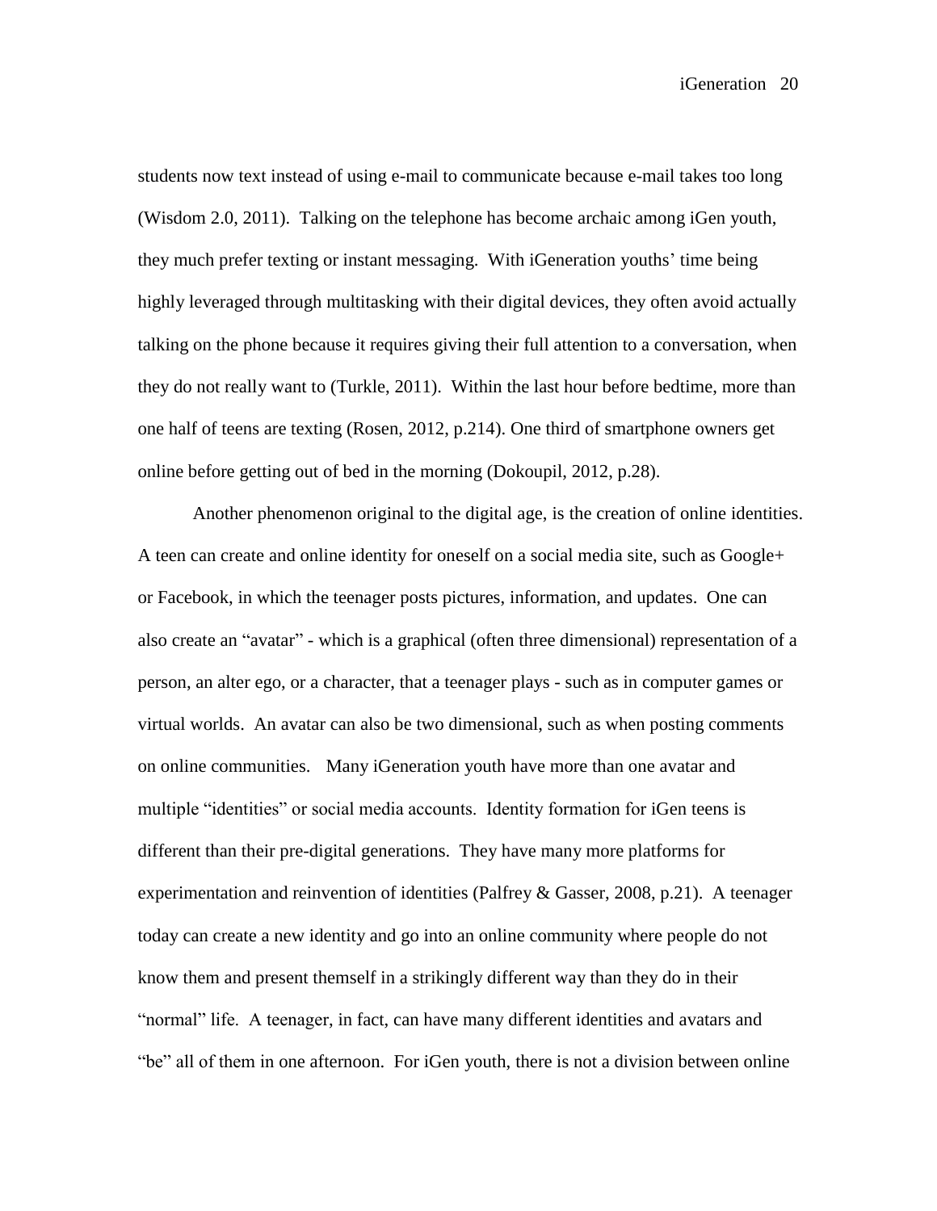students now text instead of using e-mail to communicate because e-mail takes too long (Wisdom 2.0, 2011). Talking on the telephone has become archaic among iGen youth, they much prefer texting or instant messaging. With iGeneration youths' time being highly leveraged through multitasking with their digital devices, they often avoid actually talking on the phone because it requires giving their full attention to a conversation, when they do not really want to (Turkle, 2011). Within the last hour before bedtime, more than one half of teens are texting (Rosen, 2012, p.214). One third of smartphone owners get online before getting out of bed in the morning (Dokoupil, 2012, p.28).

Another phenomenon original to the digital age, is the creation of online identities. A teen can create and online identity for oneself on a social media site, such as Google+ or Facebook, in which the teenager posts pictures, information, and updates. One can also create an "avatar" - which is a graphical (often three dimensional) representation of a person, an alter ego, or a character, that a teenager plays - such as in computer games or virtual worlds. An avatar can also be two dimensional, such as when posting comments on online communities. Many iGeneration youth have more than one avatar and multiple "identities" or social media accounts. Identity formation for iGen teens is different than their pre-digital generations. They have many more platforms for experimentation and reinvention of identities (Palfrey & Gasser, 2008, p.21). A teenager today can create a new identity and go into an online community where people do not know them and present themself in a strikingly different way than they do in their "normal" life. A teenager, in fact, can have many different identities and avatars and "be" all of them in one afternoon. For iGen youth, there is not a division between online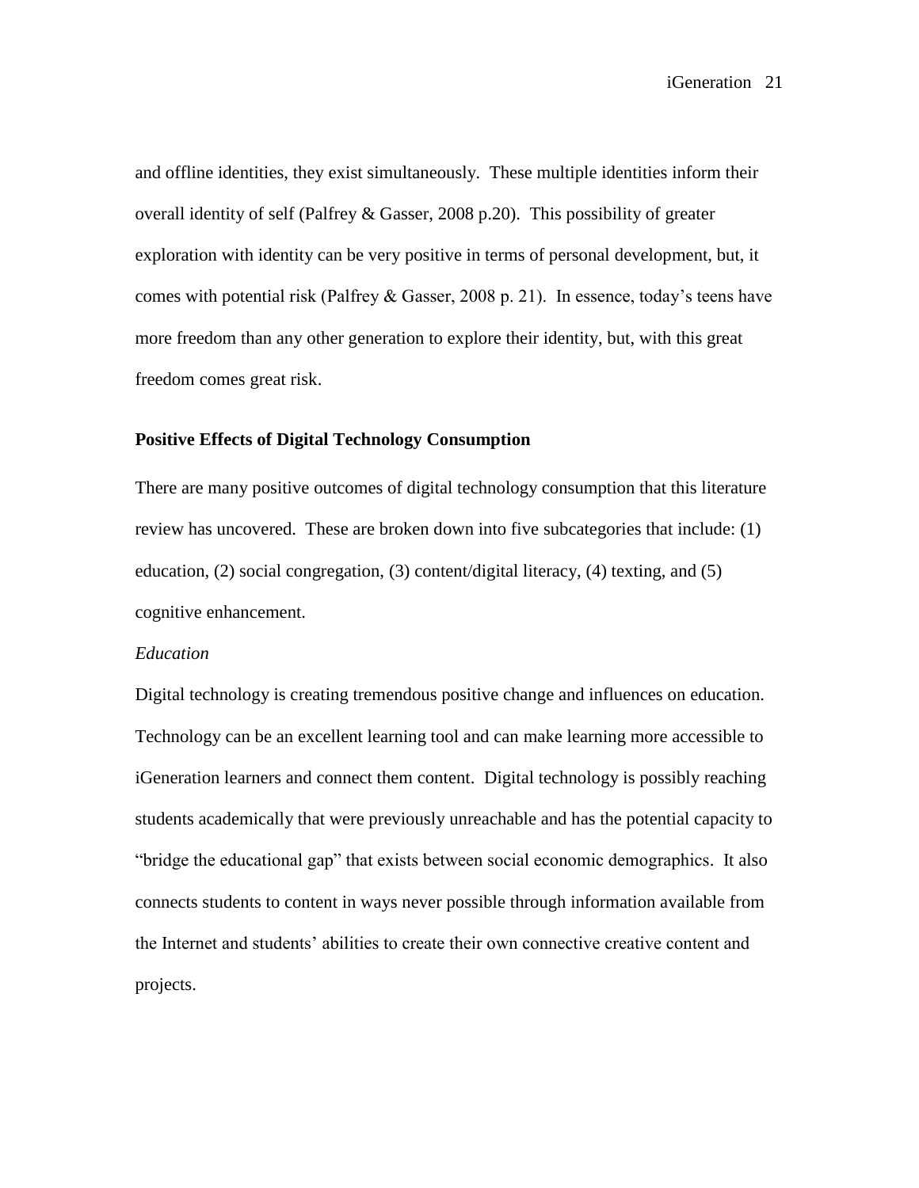and offline identities, they exist simultaneously. These multiple identities inform their overall identity of self (Palfrey & Gasser, 2008 p.20). This possibility of greater exploration with identity can be very positive in terms of personal development, but, it comes with potential risk (Palfrey & Gasser, 2008 p. 21). In essence, today's teens have more freedom than any other generation to explore their identity, but, with this great freedom comes great risk.

## Positive Effects of Digital Technology Consumption

There are many positive outcomes of digital technology consumption that this literature review has uncovered. These are broken down into five subcategories that include: (1) education, (2) social congregation, (3) content/digital literacy, (4) texting, and (5) cognitive enhancement.

### *Education*

Digital technology is creating tremendous positive change and influences on education. Technology can be an excellent learning tool and can make learning more accessible to iGeneration learners and connect them content. Digital technology is possibly reaching students academically that were previously unreachable and has the potential capacity to "bridge the educational gap" that exists between social economic demographics. It also connects students to content in ways never possible through information available from the Internet and students' abilities to create their own connective creative content and projects.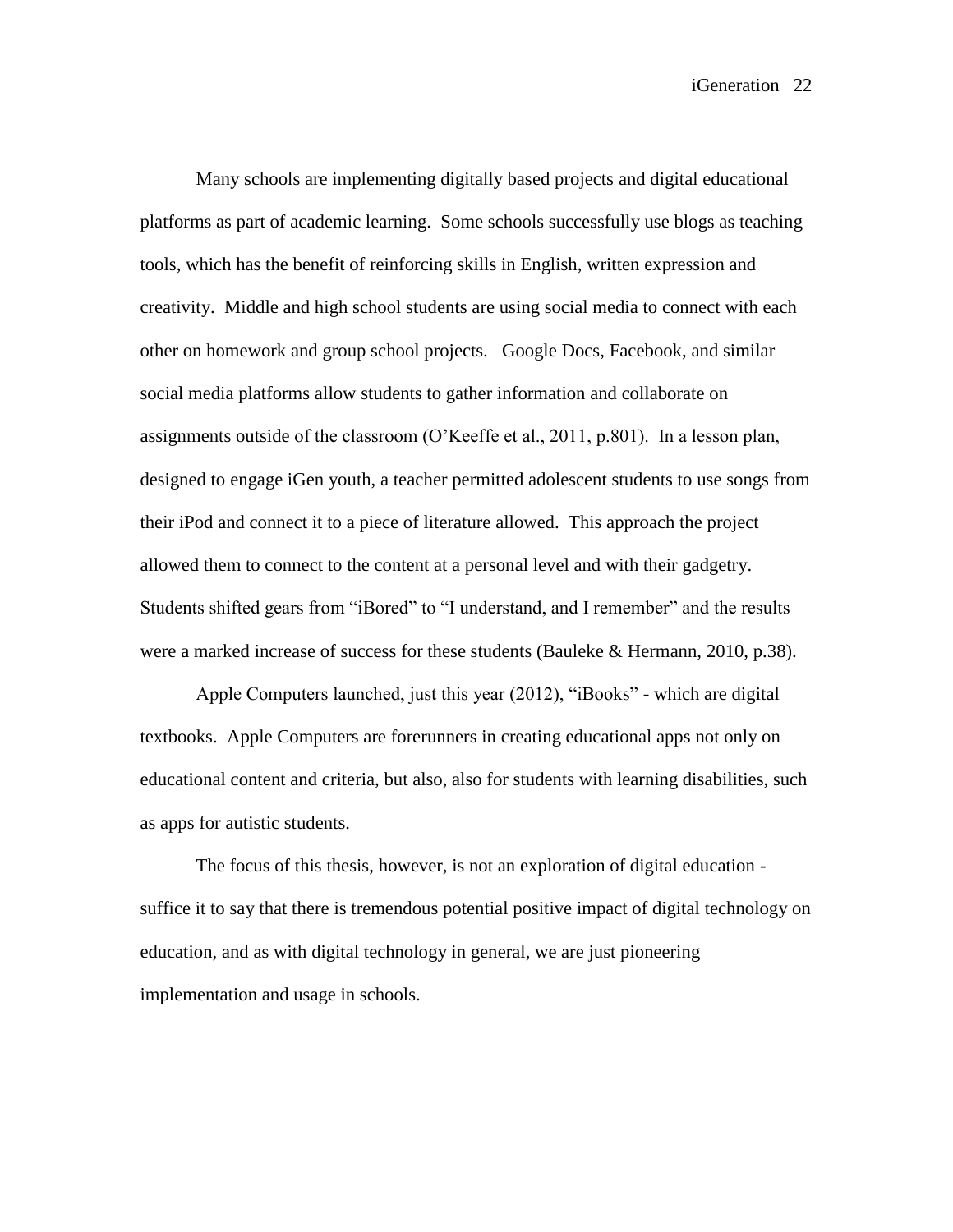Many schools are implementing digitally based projects and digital educational platforms as part of academic learning. Some schools successfully use blogs as teaching tools, which has the benefit of reinforcing skills in English, written expression and creativity. Middle and high school students are using social media to connect with each other on homework and group school projects. Google Docs, Facebook, and similar social media platforms allow students to gather information and collaborate on assignments outside of the classroom (O'Keeffe et al., 2011, p.801). In a lesson plan, designed to engage iGen youth, a teacher permitted adolescent students to use songs from their iPod and connect it to a piece of literature allowed. This approach the project allowed them to connect to the content at a personal level and with their gadgetry. Students shifted gears from "iBored" to "I understand, and I remember" and the results were a marked increase of success for these students (Bauleke & Hermann, 2010, p.38).

Apple Computers launched, just this year (2012), "iBooks" - which are digital textbooks. Apple Computers are forerunners in creating educational apps not only on educational content and criteria, but also, also for students with learning disabilities, such as apps for autistic students.

The focus of this thesis, however, is not an exploration of digital education - suffice it to say that there is tremendous potential positive impact of digital technology on education, and as with digital technology in general, we are just pioneering implementation and usage in schools.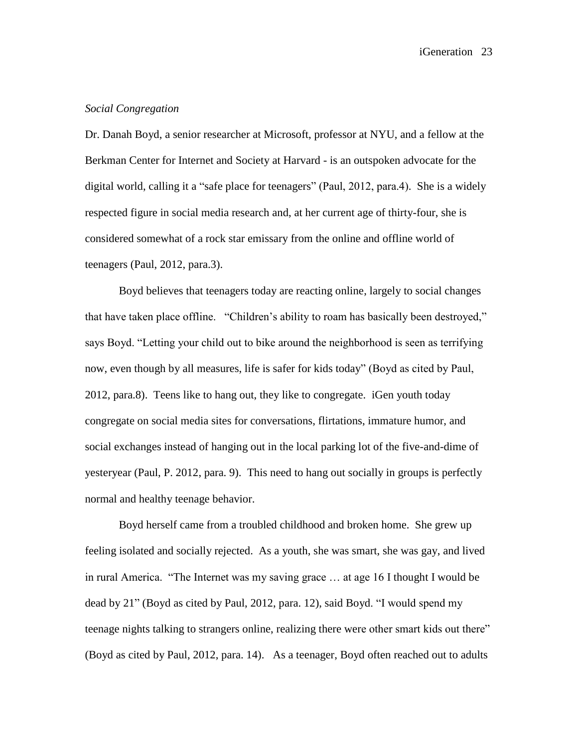*Social Congregation*

Dr. Danah Boyd, a senior researcher at Microsoft, professor at NYU, and a fellow at the Berkman Center for Internet and Society at Harvard - is an outspoken advocate for the digital world, calling it a "safe place for teenagers" (Paul, 2012, para.4). She is a widely respected figure in social media research and, at her current age of thirty-four, she is considered somewhat of a rock star emissary from the online and offline world of teenagers (Paul, 2012, para.3).

Boyd believes that teenagers today are reacting online, largely to social changes that have taken place offline. "Children's ability to roam has basically been destroyed," says Boyd. "Letting your child out to bike around the neighborhood is seen as terrifying now, even though by all measures, life is safer for kids today" (Boyd as cited by Paul, 2012, para.8). Teens like to hang out, they like to congregate. iGen youth today congregate on social media sites for conversations, flirtations, immature humor, and social exchanges instead of hanging out in the local parking lot of the five-and-dime of yesteryear (Paul, P. 2012, para. 9). This need to hang out socially in groups is perfectly normal and healthy teenage behavior.

Boyd herself came from a troubled childhood and broken home. She grew up feeling isolated and socially rejected. As a youth, she was smart, she was gay, and lived in rural America. "The Internet was my saving grace … at age 16 I thought I would be dead by 21" (Boyd as cited by Paul, 2012, para. 12), said Boyd. "I would spend my teenage nights talking to strangers online, realizing there were other smart kids out there" (Boyd as cited by Paul, 2012, para. 14). As a teenager, Boyd often reached out to adults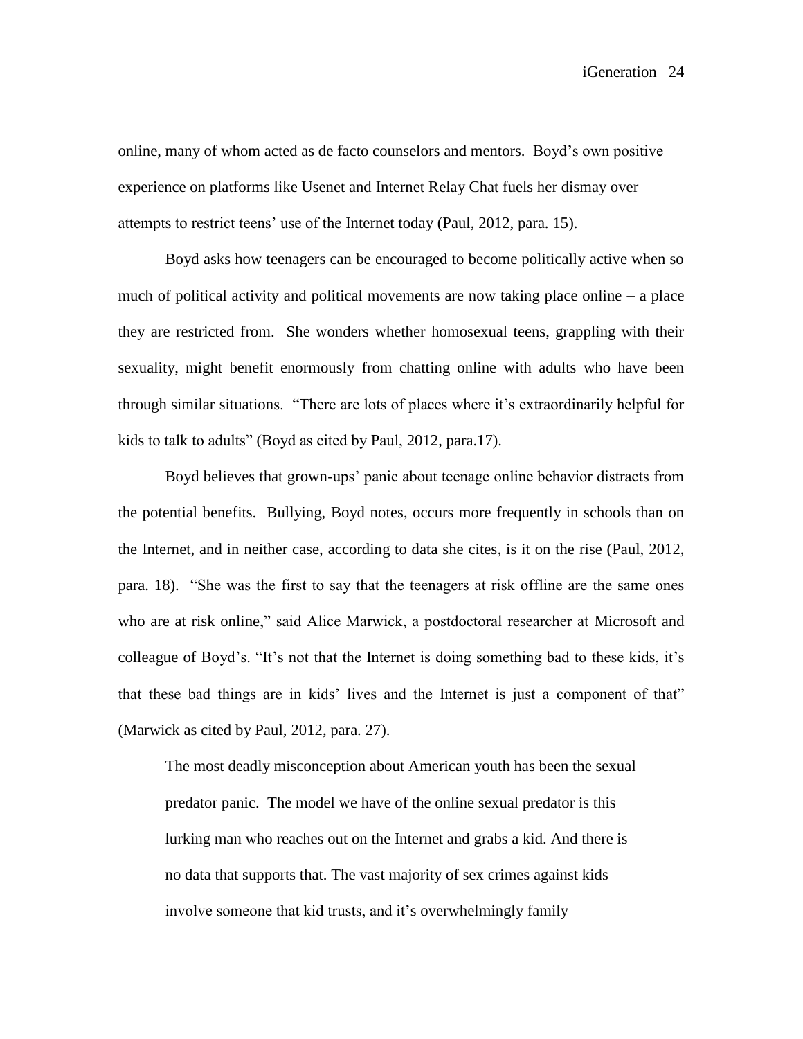online, many of whom acted as de facto counselors and mentors. Boyd's own positive experience on platforms like Usenet and Internet Relay Chat fuels her dismay over attempts to restrict teens' use of the Internet today (Paul, 2012, para. 15).

Boyd asks how teenagers can be encouraged to become politically active when so much of political activity and political movements are now taking place online – a place they are restricted from. She wonders whether homosexual teens, grappling with their sexuality, might benefit enormously from chatting online with adults who have been through similar situations. "There are lots of places where it's extraordinarily helpful for kids to talk to adults" (Boyd as cited by Paul, 2012, para.17).

Boyd believes that grown-ups' panic about teenage online behavior distracts from the potential benefits. Bullying, Boyd notes, occurs more frequently in schools than on the Internet, and in neither case, according to data she cites, is it on the rise (Paul, 2012, para. 18). "She was the first to say that the teenagers at risk offline are the same ones who are at risk online," said Alice Marwick, a postdoctoral researcher at Microsoft and colleague of Boyd's. "It's not that the Internet is doing something bad to these kids, it's that these bad things are in kids' lives and the Internet is just a component of that" (Marwick as cited by Paul, 2012, para. 27).

> The most deadly misconception about American youth has been the sexual predator panic. The model we have of the online sexual predator is this lurking man who reaches out on the Internet and grabs a kid. And there is no data that supports that. The vast majority of sex crimes against kids involve someone that kid trusts, and it's overwhelmingly family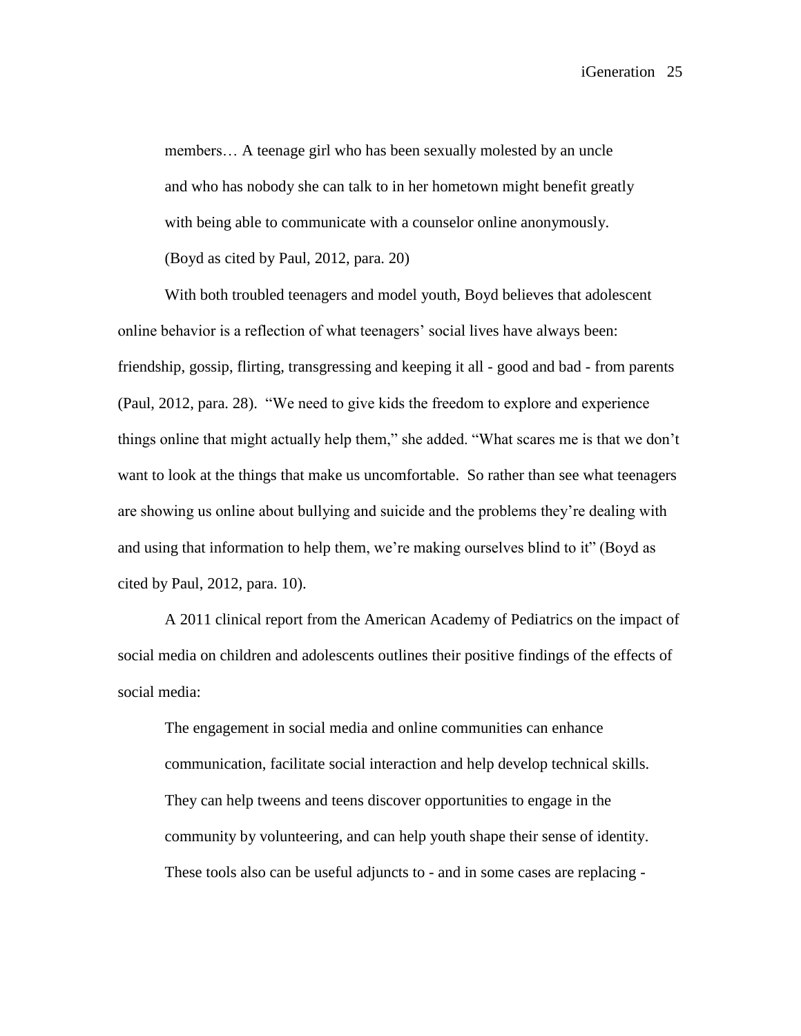> members… A teenage girl who has been sexually molested by an uncle and who has nobody she can talk to in her hometown might benefit greatly with being able to communicate with a counselor online anonymously. (Boyd as cited by Paul, 2012, para. 20)

With both troubled teenagers and model youth, Boyd believes that adolescent online behavior is a reflection of what teenagers' social lives have always been: friendship, gossip, flirting, transgressing and keeping it all - good and bad - from parents (Paul, 2012, para. 28). "We need to give kids the freedom to explore and experience things online that might actually help them," she added. "What scares me is that we don't want to look at the things that make us uncomfortable. So rather than see what teenagers are showing us online about bullying and suicide and the problems they're dealing with and using that information to help them, we're making ourselves blind to it" (Boyd as cited by Paul, 2012, para. 10).

A 2011 clinical report from the American Academy of Pediatrics on the impact of social media on children and adolescents outlines their positive findings of the effects of social media:

> The engagement in social media and online communities can enhance communication, facilitate social interaction and help develop technical skills. They can help tweens and teens discover opportunities to engage in the community by volunteering, and can help youth shape their sense of identity. These tools also can be useful adjuncts to - and in some cases are replacing -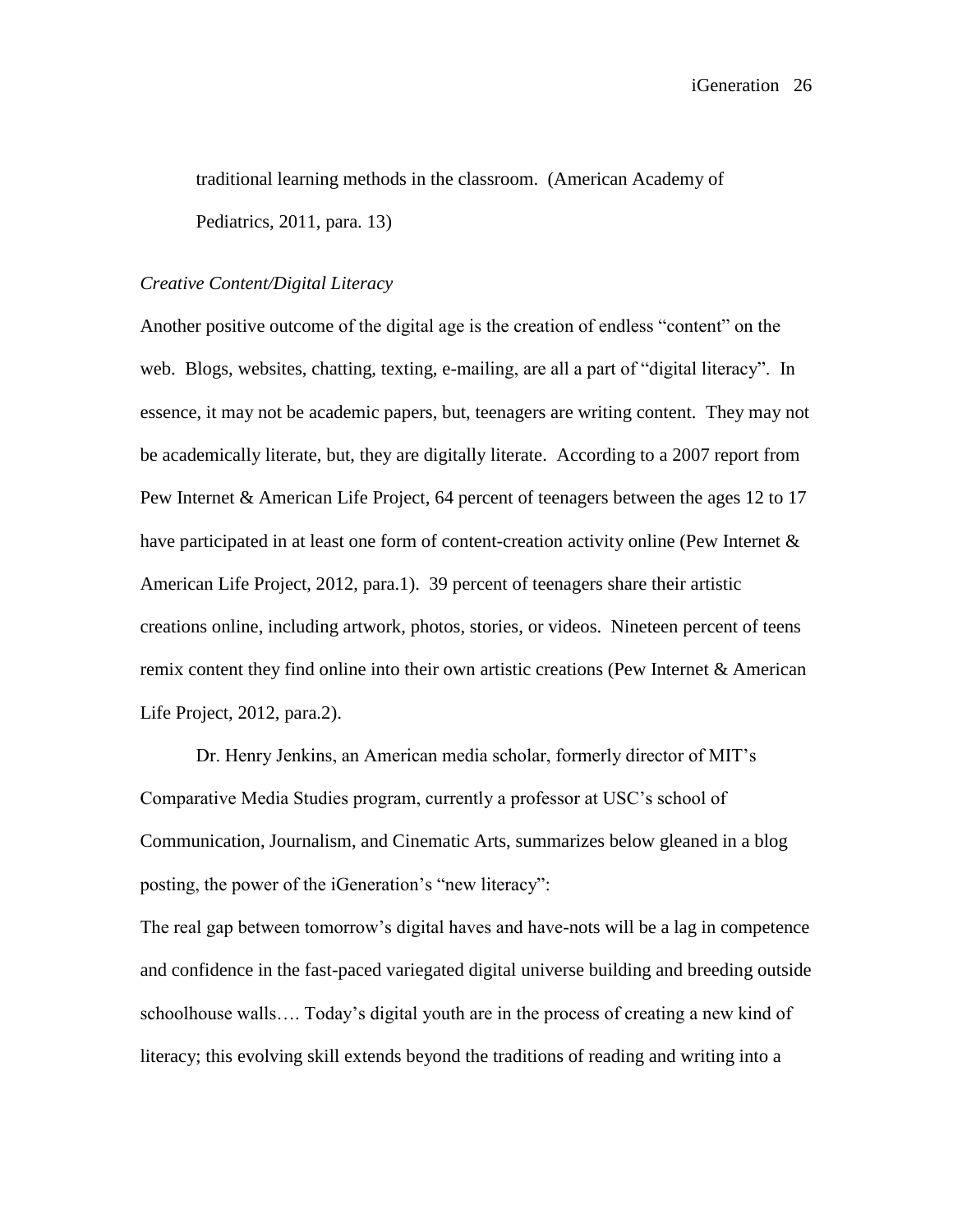traditional learning methods in the classroom. (American Academy of Pediatrics, 2011, para. 13)

*Creative Content/Digital Literacy*

Another positive outcome of the digital age is the creation of endless "content" on the web. Blogs, websites, chatting, texting, e-mailing, are all a part of "digital literacy". In essence, it may not be academic papers, but, teenagers are writing content. They may not be academically literate, but, they are digitally literate. According to a 2007 report from Pew Internet & American Life Project, 64 percent of teenagers between the ages 12 to 17 have participated in at least one form of content-creation activity online (Pew Internet & American Life Project, 2012, para.1). 39 percent of teenagers share their artistic creations online, including artwork, photos, stories, or videos. Nineteen percent of teens remix content they find online into their own artistic creations (Pew Internet & American Life Project, 2012, para.2).

Dr. Henry Jenkins, an American media scholar, formerly director of MIT's Comparative Media Studies program, currently a professor at USC's school of Communication, Journalism, and Cinematic Arts, summarizes below gleaned in a blog posting, the power of the iGeneration's "new literacy":

The real gap between tomorrow's digital haves and have-nots will be a lag in competence and confidence in the fast-paced variegated digital universe building and breeding outside schoolhouse walls…. Today's digital youth are in the process of creating a new kind of literacy; this evolving skill extends beyond the traditions of reading and writing into a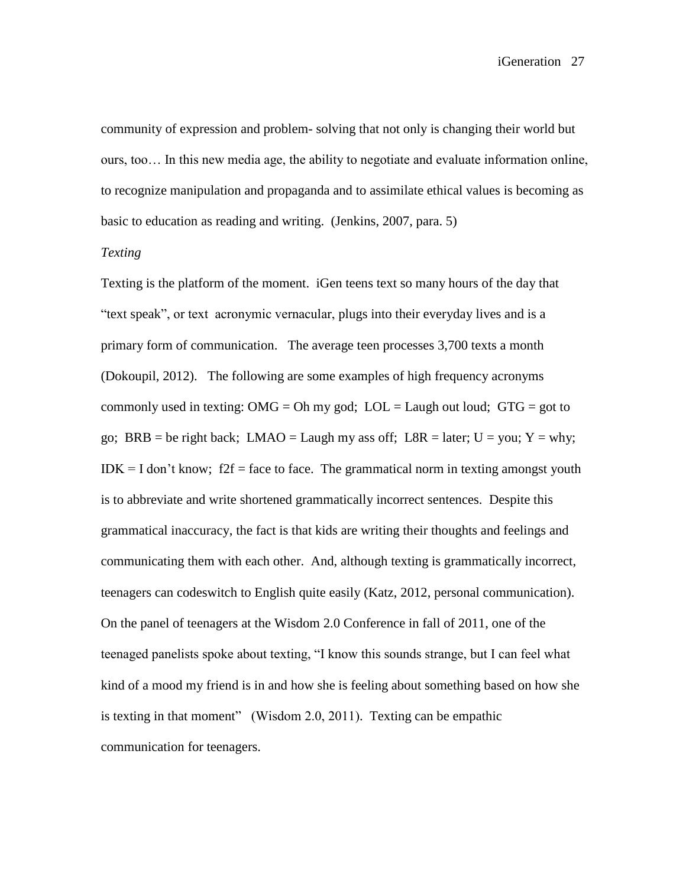community of expression and problem- solving that not only is changing their world but ours, too… In this new media age, the ability to negotiate and evaluate information online, to recognize manipulation and propaganda and to assimilate ethical values is becoming as basic to education as reading and writing. (Jenkins, 2007, para. 5)

*Texting*

Texting is the platform of the moment. iGen teens text so many hours of the day that "text speak", or text acronymic vernacular, plugs into their everyday lives and is a primary form of communication. The average teen processes 3,700 texts a month (Dokoupil, 2012). The following are some examples of high frequency acronyms commonly used in texting: OMG = Oh my god; LOL = Laugh out loud; GTG = got to go; BRB = be right back; LMAO = Laugh my ass off; L8R = later; U = you; Y = why; IDK = I don't know; f2f = face to face. The grammatical norm in texting amongst youth is to abbreviate and write shortened grammatically incorrect sentences. Despite this grammatical inaccuracy, the fact is that kids are writing their thoughts and feelings and communicating them with each other. And, although texting is grammatically incorrect, teenagers can codeswitch to English quite easily (Katz, 2012, personal communication). On the panel of teenagers at the Wisdom 2.0 Conference in fall of 2011, one of the teenaged panelists spoke about texting, "I know this sounds strange, but I can feel what kind of a mood my friend is in and how she is feeling about something based on how she is texting in that moment" (Wisdom 2.0, 2011). Texting can be empathic communication for teenagers.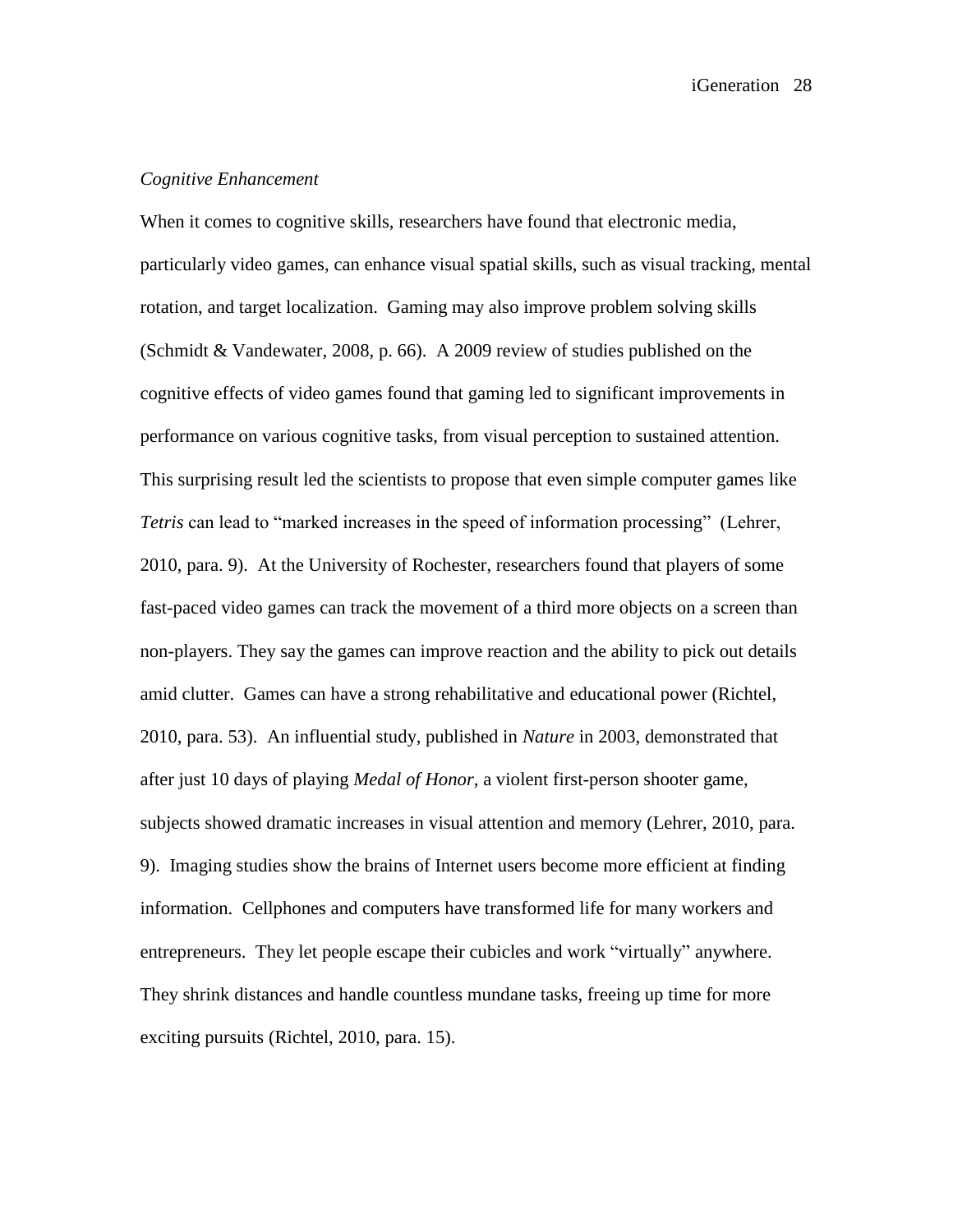*Cognitive Enhancement*

When it comes to cognitive skills, researchers have found that electronic media, particularly video games, can enhance visual spatial skills, such as visual tracking, mental rotation, and target localization. Gaming may also improve problem solving skills (Schmidt & Vandewater, 2008, p. 66). A 2009 review of studies published on the cognitive effects of video games found that gaming led to significant improvements in performance on various cognitive tasks, from visual perception to sustained attention. This surprising result led the scientists to propose that even simple computer games like *Tetris* can lead to "marked increases in the speed of information processing" (Lehrer, 2010, para. 9). At the University of Rochester, researchers found that players of some fast-paced video games can track the movement of a third more objects on a screen than non-players. They say the games can improve reaction and the ability to pick out details amid clutter. Games can have a strong rehabilitative and educational power (Richtel, 2010, para. 53). An influential study, published in *Nature* in 2003, demonstrated that after just 10 days of playing *Medal of Honor,* a violent first-person shooter game, subjects showed dramatic increases in visual attention and memory (Lehrer, 2010, para. 9). Imaging studies show the brains of Internet users become more efficient at finding information. Cellphones and computers have transformed life for many workers and entrepreneurs. They let people escape their cubicles and work "virtually" anywhere. They shrink distances and handle countless mundane tasks, freeing up time for more exciting pursuits (Richtel, 2010, para. 15).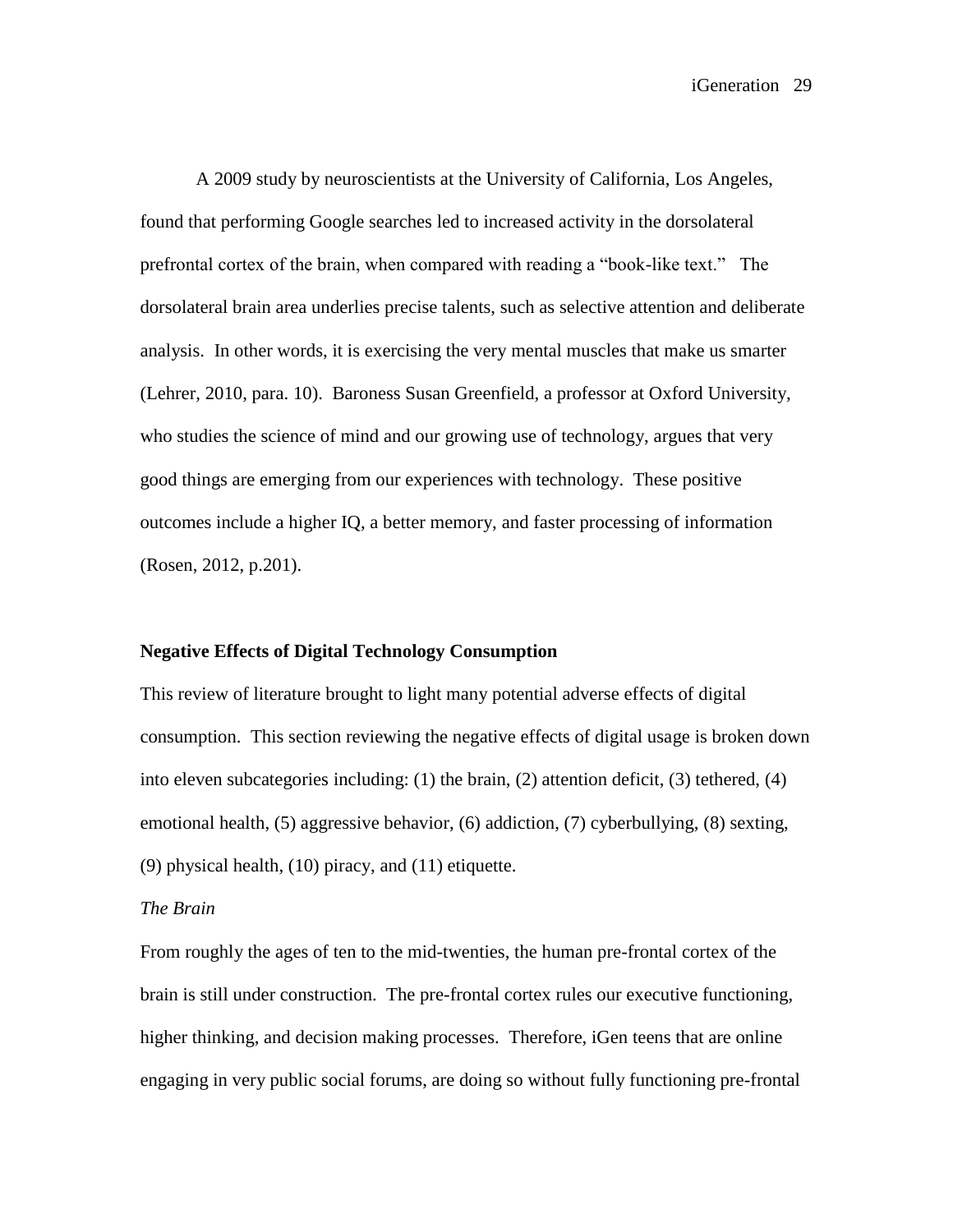A 2009 study by neuroscientists at the University of California, Los Angeles, found that performing Google searches led to increased activity in the dorsolateral prefrontal cortex of the brain, when compared with reading a "book-like text." The dorsolateral brain area underlies precise talents, such as selective attention and deliberate analysis. In other words, it is exercising the very mental muscles that make us smarter (Lehrer, 2010, para. 10). Baroness Susan Greenfield, a professor at Oxford University, who studies the science of mind and our growing use of technology, argues that very good things are emerging from our experiences with technology. These positive outcomes include a higher IQ, a better memory, and faster processing of information (Rosen, 2012, p.201).

## Negative Effects of Digital Technology Consumption

This review of literature brought to light many potential adverse effects of digital consumption. This section reviewing the negative effects of digital usage is broken down into eleven subcategories including: (1) the brain, (2) attention deficit, (3) tethered, (4) emotional health, (5) aggressive behavior, (6) addiction, (7) cyberbullying, (8) sexting, (9) physical health, (10) piracy, and (11) etiquette.

### *The Brain*

From roughly the ages of ten to the mid-twenties, the human pre-frontal cortex of the brain is still under construction. The pre-frontal cortex rules our executive functioning, higher thinking, and decision making processes. Therefore, iGen teens that are online engaging in very public social forums, are doing so without fully functioning pre-frontal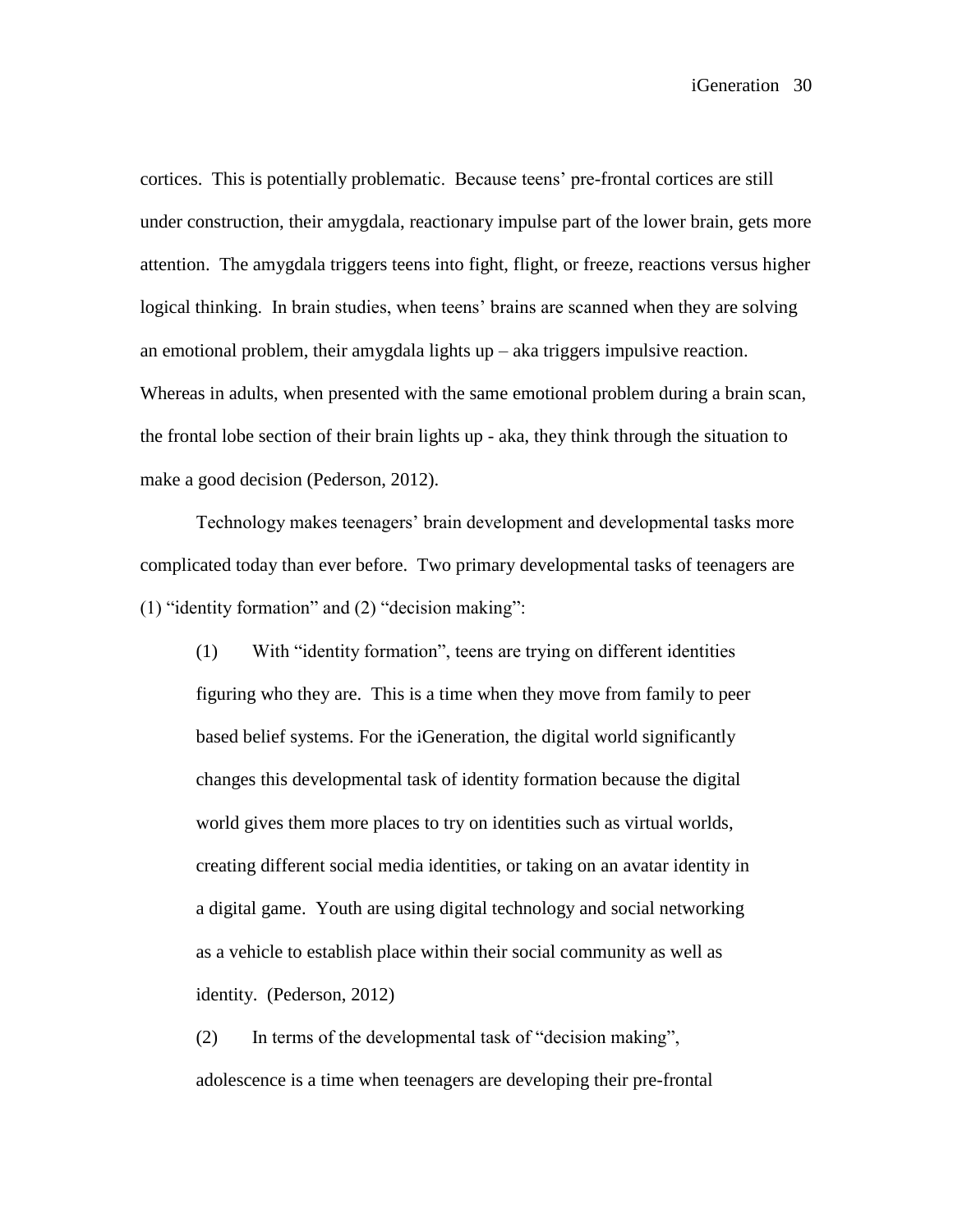cortices. This is potentially problematic. Because teens' pre-frontal cortices are still under construction, their amygdala, reactionary impulse part of the lower brain, gets more attention. The amygdala triggers teens into fight, flight, or freeze, reactions versus higher logical thinking. In brain studies, when teens' brains are scanned when they are solving an emotional problem, their amygdala lights up – aka triggers impulsive reaction. Whereas in adults, when presented with the same emotional problem during a brain scan, the frontal lobe section of their brain lights up - aka, they think through the situation to make a good decision (Pederson, 2012).

Technology makes teenagers' brain development and developmental tasks more complicated today than ever before. Two primary developmental tasks of teenagers are (1) "identity formation" and (2) "decision making":

> (1) With "identity formation", teens are trying on different identities figuring who they are. This is a time when they move from family to peer based belief systems. For the iGeneration, the digital world significantly changes this developmental task of identity formation because the digital world gives them more places to try on identities such as virtual worlds, creating different social media identities, or taking on an avatar identity in a digital game. Youth are using digital technology and social networking as a vehicle to establish place within their social community as well as identity. (Pederson, 2012)
>
> (2) In terms of the developmental task of "decision making", adolescence is a time when teenagers are developing their pre-frontal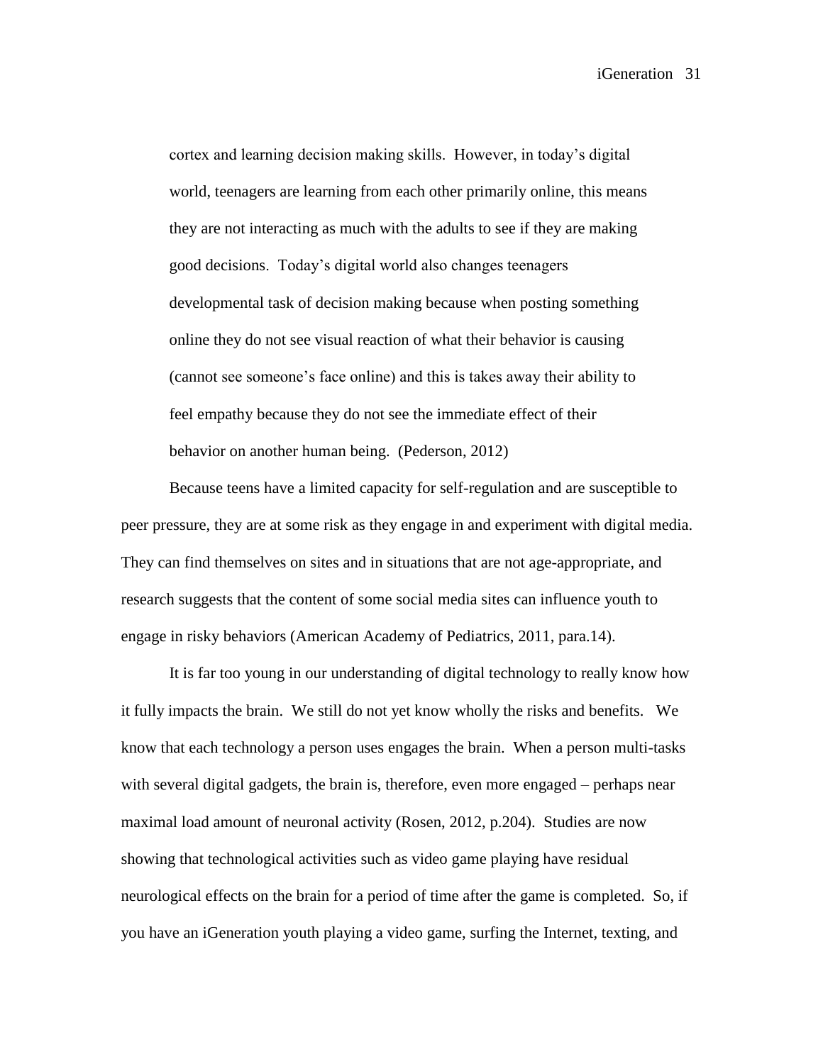> cortex and learning decision making skills. However, in today's digital world, teenagers are learning from each other primarily online, this means they are not interacting as much with the adults to see if they are making good decisions. Today's digital world also changes teenagers developmental task of decision making because when posting something online they do not see visual reaction of what their behavior is causing (cannot see someone's face online) and this is takes away their ability to feel empathy because they do not see the immediate effect of their behavior on another human being. (Pederson, 2012)

Because teens have a limited capacity for self-regulation and are susceptible to peer pressure, they are at some risk as they engage in and experiment with digital media. They can find themselves on sites and in situations that are not age-appropriate, and research suggests that the content of some social media sites can influence youth to engage in risky behaviors (American Academy of Pediatrics, 2011, para.14).

It is far too young in our understanding of digital technology to really know how it fully impacts the brain. We still do not yet know wholly the risks and benefits. We know that each technology a person uses engages the brain. When a person multi-tasks with several digital gadgets, the brain is, therefore, even more engaged – perhaps near maximal load amount of neuronal activity (Rosen, 2012, p.204). Studies are now showing that technological activities such as video game playing have residual neurological effects on the brain for a period of time after the game is completed. So, if you have an iGeneration youth playing a video game, surfing the Internet, texting, and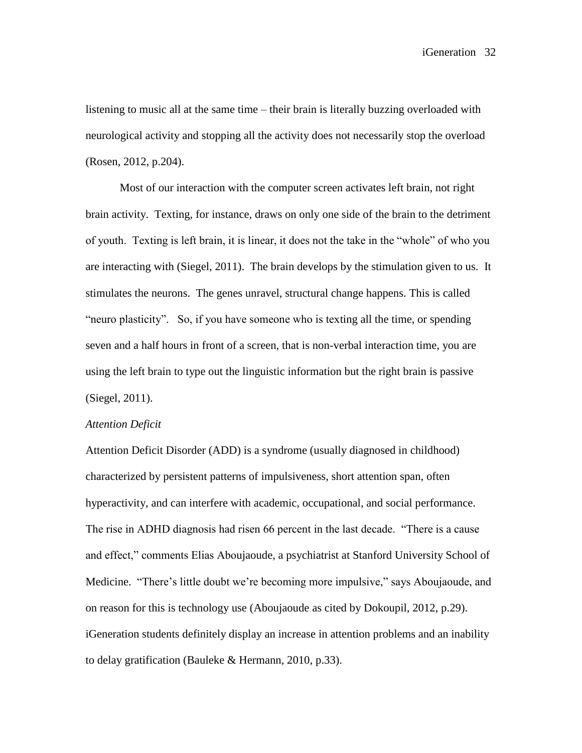listening to music all at the same time – their brain is literally buzzing overloaded with neurological activity and stopping all the activity does not necessarily stop the overload (Rosen, 2012, p.204).

Most of our interaction with the computer screen activates left brain, not right brain activity. Texting, for instance, draws on only one side of the brain to the detriment of youth. Texting is left brain, it is linear, it does not the take in the "whole" of who you are interacting with (Siegel, 2011). The brain develops by the stimulation given to us. It stimulates the neurons. The genes unravel, structural change happens. This is called "neuro plasticity". So, if you have someone who is texting all the time, or spending seven and a half hours in front of a screen, that is non-verbal interaction time, you are using the left brain to type out the linguistic information but the right brain is passive (Siegel, 2011).

*Attention Deficit*

Attention Deficit Disorder (ADD) is a syndrome (usually diagnosed in childhood) characterized by persistent patterns of impulsiveness, short attention span, often hyperactivity, and can interfere with academic, occupational, and social performance. The rise in ADHD diagnosis had risen 66 percent in the last decade. "There is a cause and effect," comments Elias Aboujaoude, a psychiatrist at Stanford University School of Medicine. "There's little doubt we're becoming more impulsive," says Aboujaoude, and on reason for this is technology use (Aboujaoude as cited by Dokoupil, 2012, p.29). iGeneration students definitely display an increase in attention problems and an inability to delay gratification (Bauleke & Hermann, 2010, p.33).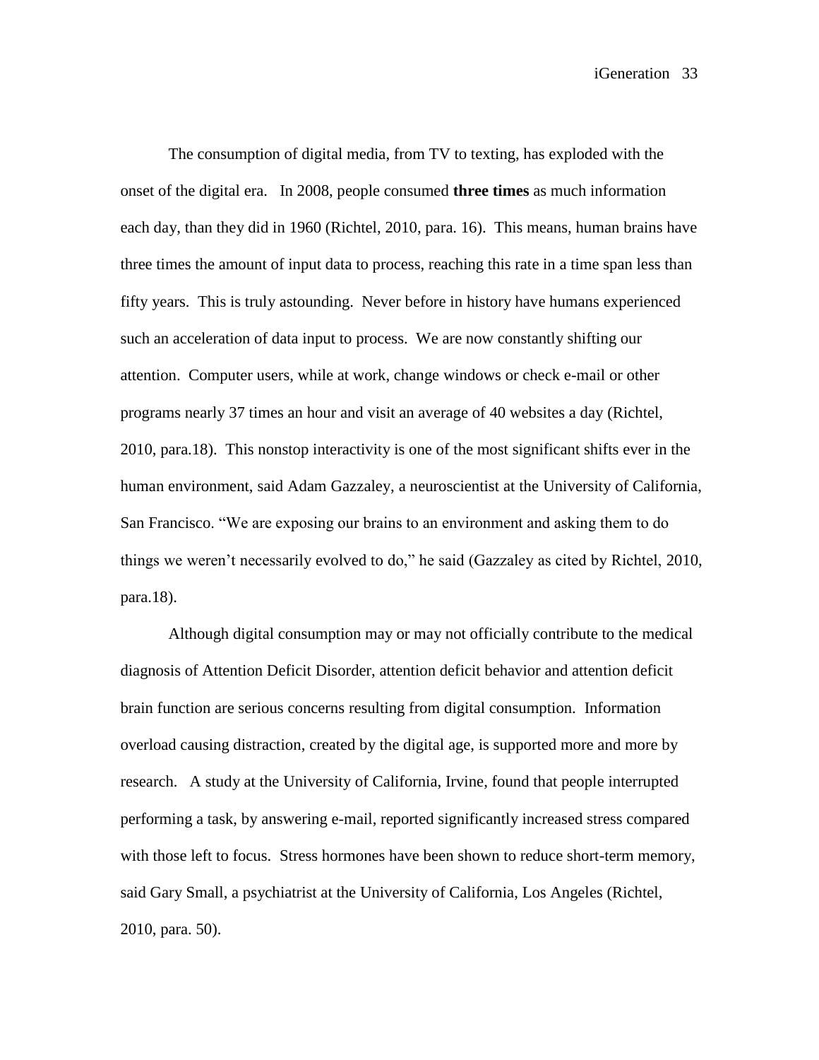The consumption of digital media, from TV to texting, has exploded with the onset of the digital era. In 2008, people consumed **three times** as much information each day, than they did in 1960 (Richtel, 2010, para. 16). This means, human brains have three times the amount of input data to process, reaching this rate in a time span less than fifty years. This is truly astounding. Never before in history have humans experienced such an acceleration of data input to process. We are now constantly shifting our attention. Computer users, while at work, change windows or check e-mail or other programs nearly 37 times an hour and visit an average of 40 websites a day (Richtel, 2010, para.18). This nonstop interactivity is one of the most significant shifts ever in the human environment, said Adam Gazzaley, a neuroscientist at the University of California, San Francisco. "We are exposing our brains to an environment and asking them to do things we weren't necessarily evolved to do," he said (Gazzaley as cited by Richtel, 2010, para.18).

Although digital consumption may or may not officially contribute to the medical diagnosis of Attention Deficit Disorder, attention deficit behavior and attention deficit brain function are serious concerns resulting from digital consumption. Information overload causing distraction, created by the digital age, is supported more and more by research. A study at the University of California, Irvine, found that people interrupted performing a task, by answering e-mail, reported significantly increased stress compared with those left to focus. Stress hormones have been shown to reduce short-term memory, said Gary Small, a psychiatrist at the University of California, Los Angeles (Richtel, 2010, para. 50).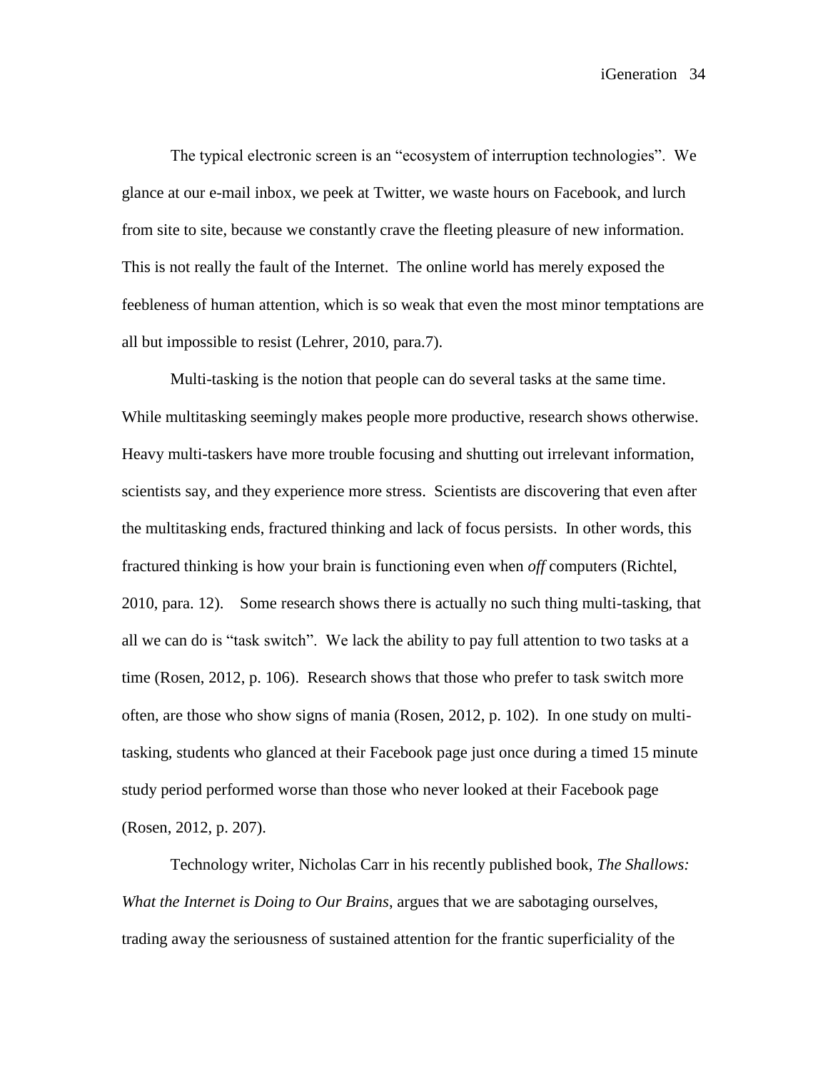The typical electronic screen is an "ecosystem of interruption technologies". We glance at our e-mail inbox, we peek at Twitter, we waste hours on Facebook, and lurch from site to site, because we constantly crave the fleeting pleasure of new information. This is not really the fault of the Internet. The online world has merely exposed the feebleness of human attention, which is so weak that even the most minor temptations are all but impossible to resist (Lehrer, 2010, para.7).

Multi-tasking is the notion that people can do several tasks at the same time. While multitasking seemingly makes people more productive, research shows otherwise. Heavy multi-taskers have more trouble focusing and shutting out irrelevant information, scientists say, and they experience more stress. Scientists are discovering that even after the multitasking ends, fractured thinking and lack of focus persists. In other words, this fractured thinking is how your brain is functioning even when *off* computers (Richtel, 2010, para. 12). Some research shows there is actually no such thing multi-tasking, that all we can do is "task switch". We lack the ability to pay full attention to two tasks at a time (Rosen, 2012, p. 106). Research shows that those who prefer to task switch more often, are those who show signs of mania (Rosen, 2012, p. 102). In one study on multi-tasking, students who glanced at their Facebook page just once during a timed 15 minute study period performed worse than those who never looked at their Facebook page (Rosen, 2012, p. 207).

Technology writer, Nicholas Carr in his recently published book, *The Shallows: What the Internet is Doing to Our Brains*, argues that we are sabotaging ourselves, trading away the seriousness of sustained attention for the frantic superficiality of the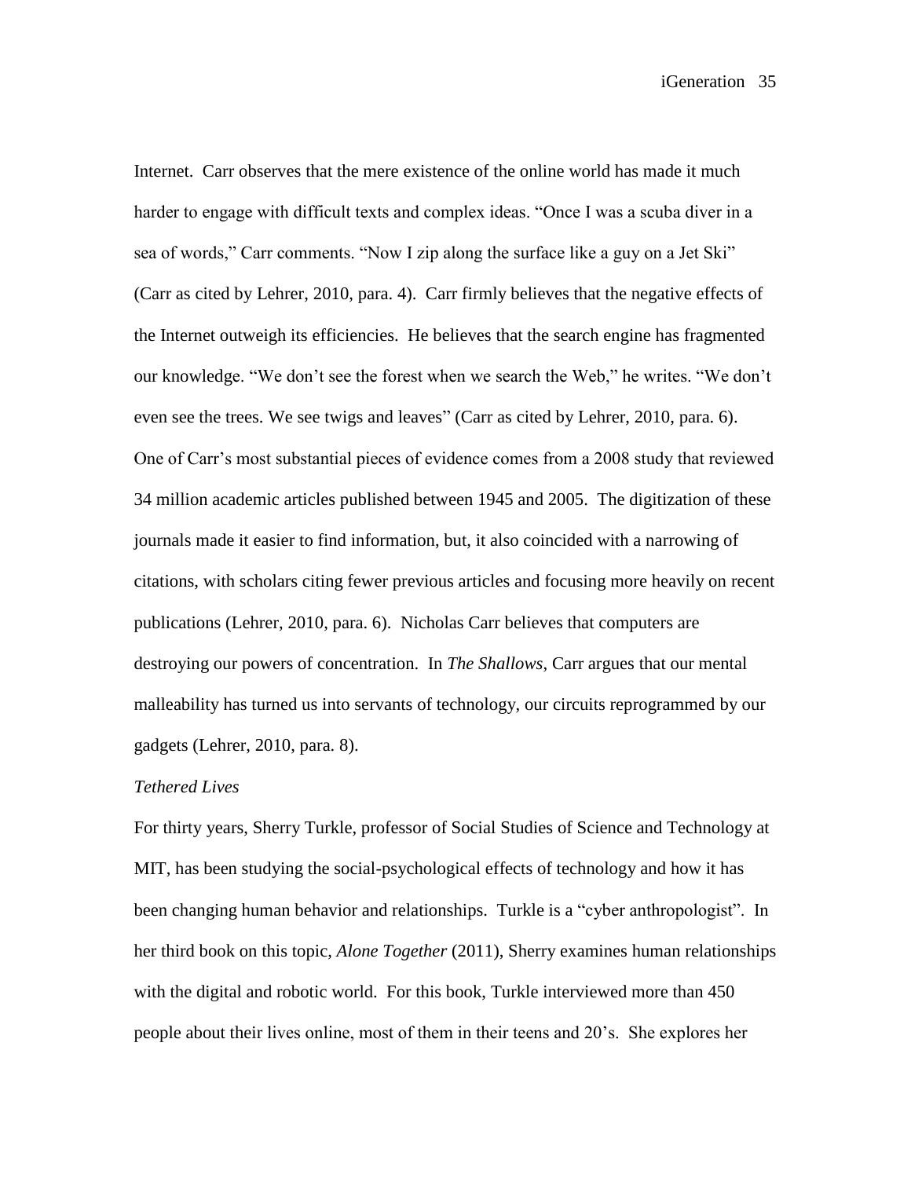Internet. Carr observes that the mere existence of the online world has made it much harder to engage with difficult texts and complex ideas. "Once I was a scuba diver in a sea of words," Carr comments. "Now I zip along the surface like a guy on a Jet Ski" (Carr as cited by Lehrer, 2010, para. 4). Carr firmly believes that the negative effects of the Internet outweigh its efficiencies. He believes that the search engine has fragmented our knowledge. "We don't see the forest when we search the Web," he writes. "We don't even see the trees. We see twigs and leaves" (Carr as cited by Lehrer, 2010, para. 6). One of Carr's most substantial pieces of evidence comes from a 2008 study that reviewed 34 million academic articles published between 1945 and 2005. The digitization of these journals made it easier to find information, but, it also coincided with a narrowing of citations, with scholars citing fewer previous articles and focusing more heavily on recent publications (Lehrer, 2010, para. 6). Nicholas Carr believes that computers are destroying our powers of concentration. In *The Shallows*, Carr argues that our mental malleability has turned us into servants of technology, our circuits reprogrammed by our gadgets (Lehrer, 2010, para. 8).

*Tethered Lives*

For thirty years, Sherry Turkle, professor of Social Studies of Science and Technology at MIT, has been studying the social-psychological effects of technology and how it has been changing human behavior and relationships. Turkle is a "cyber anthropologist". In her third book on this topic, *Alone Together* (2011), Sherry examines human relationships with the digital and robotic world. For this book, Turkle interviewed more than 450 people about their lives online, most of them in their teens and 20's. She explores her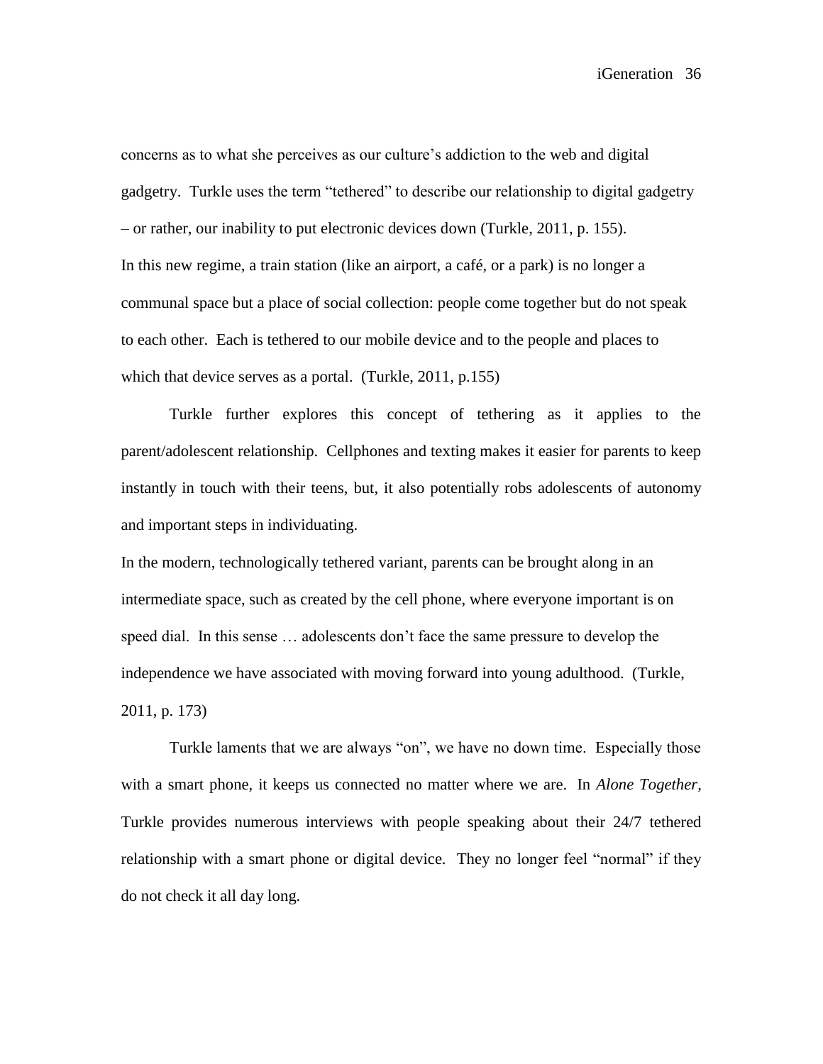concerns as to what she perceives as our culture's addiction to the web and digital gadgetry. Turkle uses the term "tethered" to describe our relationship to digital gadgetry – or rather, our inability to put electronic devices down (Turkle, 2011, p. 155).

> In this new regime, a train station (like an airport, a café, or a park) is no longer a communal space but a place of social collection: people come together but do not speak to each other. Each is tethered to our mobile device and to the people and places to which that device serves as a portal. (Turkle, 2011, p.155)

Turkle further explores this concept of tethering as it applies to the parent/adolescent relationship. Cellphones and texting makes it easier for parents to keep instantly in touch with their teens, but, it also potentially robs adolescents of autonomy and important steps in individuating.

> In the modern, technologically tethered variant, parents can be brought along in an intermediate space, such as created by the cell phone, where everyone important is on speed dial. In this sense … adolescents don't face the same pressure to develop the independence we have associated with moving forward into young adulthood. (Turkle, 2011, p. 173)

Turkle laments that we are always "on", we have no down time. Especially those with a smart phone, it keeps us connected no matter where we are. In *Alone Together*, Turkle provides numerous interviews with people speaking about their 24/7 tethered relationship with a smart phone or digital device. They no longer feel "normal" if they do not check it all day long.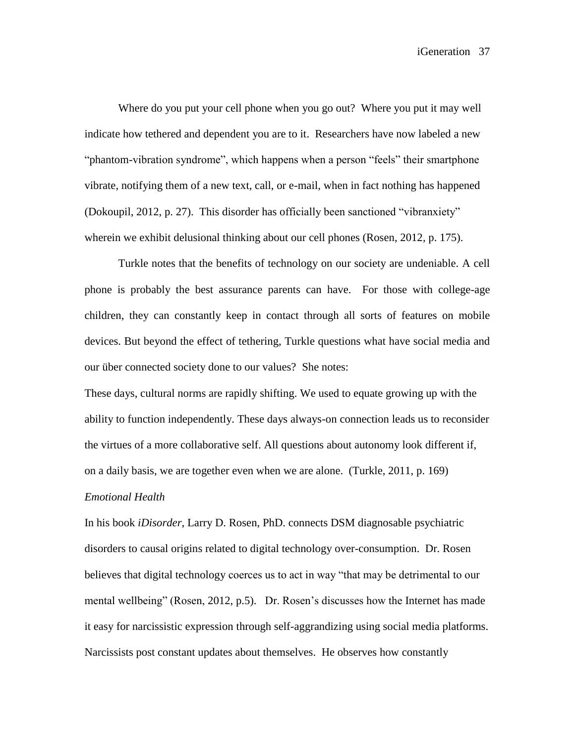Where do you put your cell phone when you go out? Where you put it may well indicate how tethered and dependent you are to it. Researchers have now labeled a new "phantom-vibration syndrome", which happens when a person "feels" their smartphone vibrate, notifying them of a new text, call, or e-mail, when in fact nothing has happened (Dokoupil, 2012, p. 27). This disorder has officially been sanctioned "vibranxiety" wherein we exhibit delusional thinking about our cell phones (Rosen, 2012, p. 175).

Turkle notes that the benefits of technology on our society are undeniable. A cell phone is probably the best assurance parents can have. For those with college-age children, they can constantly keep in contact through all sorts of features on mobile devices. But beyond the effect of tethering, Turkle questions what have social media and our über connected society done to our values? She notes:

These days, cultural norms are rapidly shifting. We used to equate growing up with the ability to function independently. These days always-on connection leads us to reconsider the virtues of a more collaborative self. All questions about autonomy look different if, on a daily basis, we are together even when we are alone. (Turkle, 2011, p. 169)

*Emotional Health*

In his book *iDisorder*, Larry D. Rosen, PhD. connects DSM diagnosable psychiatric disorders to causal origins related to digital technology over-consumption. Dr. Rosen believes that digital technology coerces us to act in way "that may be detrimental to our mental wellbeing" (Rosen, 2012, p.5). Dr. Rosen's discusses how the Internet has made it easy for narcissistic expression through self-aggrandizing using social media platforms. Narcissists post constant updates about themselves. He observes how constantly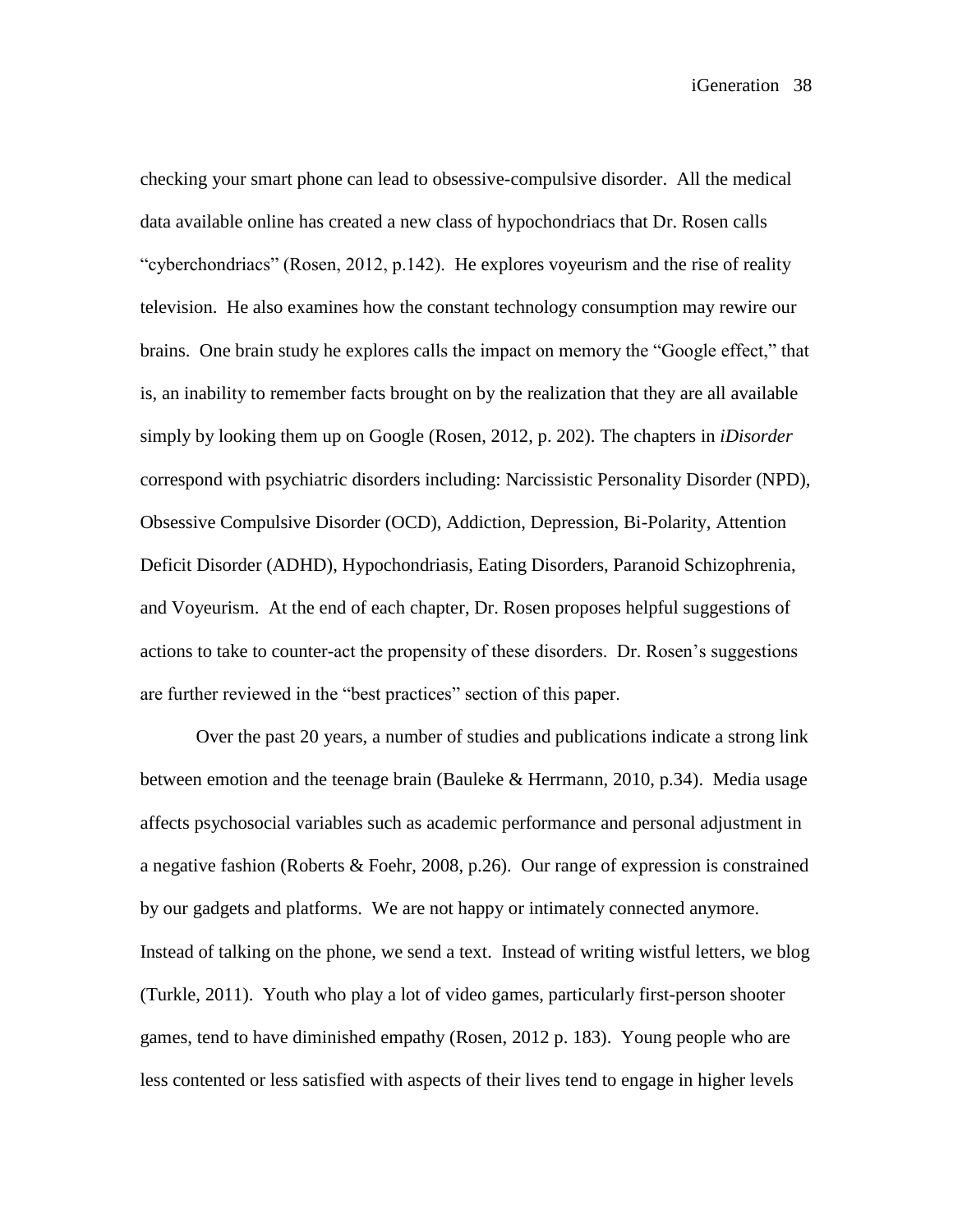checking your smart phone can lead to obsessive-compulsive disorder. All the medical data available online has created a new class of hypochondriacs that Dr. Rosen calls "cyberchondriacs" (Rosen, 2012, p.142). He explores voyeurism and the rise of reality television. He also examines how the constant technology consumption may rewire our brains. One brain study he explores calls the impact on memory the "Google effect," that is, an inability to remember facts brought on by the realization that they are all available simply by looking them up on Google (Rosen, 2012, p. 202). The chapters in *iDisorder* correspond with psychiatric disorders including: Narcissistic Personality Disorder (NPD), Obsessive Compulsive Disorder (OCD), Addiction, Depression, Bi-Polarity, Attention Deficit Disorder (ADHD), Hypochondriasis, Eating Disorders, Paranoid Schizophrenia, and Voyeurism. At the end of each chapter, Dr. Rosen proposes helpful suggestions of actions to take to counter-act the propensity of these disorders. Dr. Rosen's suggestions are further reviewed in the "best practices" section of this paper.

Over the past 20 years, a number of studies and publications indicate a strong link between emotion and the teenage brain (Bauleke & Herrmann, 2010, p.34). Media usage affects psychosocial variables such as academic performance and personal adjustment in a negative fashion (Roberts & Foehr, 2008, p.26). Our range of expression is constrained by our gadgets and platforms. We are not happy or intimately connected anymore. Instead of talking on the phone, we send a text. Instead of writing wistful letters, we blog (Turkle, 2011). Youth who play a lot of video games, particularly first-person shooter games, tend to have diminished empathy (Rosen, 2012 p. 183). Young people who are less contented or less satisfied with aspects of their lives tend to engage in higher levels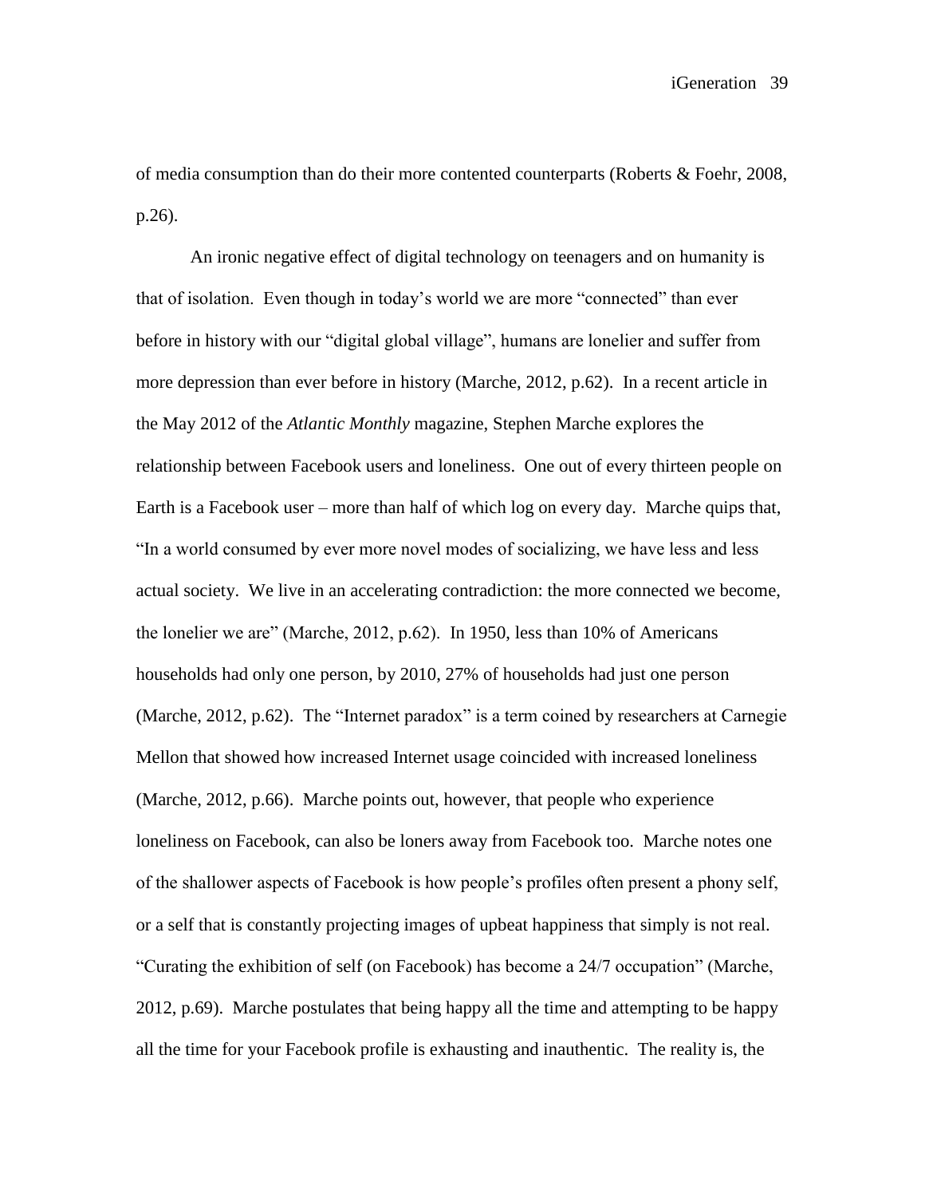of media consumption than do their more contented counterparts (Roberts & Foehr, 2008, p.26).

An ironic negative effect of digital technology on teenagers and on humanity is that of isolation. Even though in today's world we are more "connected" than ever before in history with our "digital global village", humans are lonelier and suffer from more depression than ever before in history (Marche, 2012, p.62). In a recent article in the May 2012 of the *Atlantic Monthly* magazine, Stephen Marche explores the relationship between Facebook users and loneliness. One out of every thirteen people on Earth is a Facebook user – more than half of which log on every day. Marche quips that, "In a world consumed by ever more novel modes of socializing, we have less and less actual society. We live in an accelerating contradiction: the more connected we become, the lonelier we are" (Marche, 2012, p.62). In 1950, less than 10% of Americans households had only one person, by 2010, 27% of households had just one person (Marche, 2012, p.62). The "Internet paradox" is a term coined by researchers at Carnegie Mellon that showed how increased Internet usage coincided with increased loneliness (Marche, 2012, p.66). Marche points out, however, that people who experience loneliness on Facebook, can also be loners away from Facebook too. Marche notes one of the shallower aspects of Facebook is how people's profiles often present a phony self, or a self that is constantly projecting images of upbeat happiness that simply is not real. "Curating the exhibition of self (on Facebook) has become a 24/7 occupation" (Marche, 2012, p.69). Marche postulates that being happy all the time and attempting to be happy all the time for your Facebook profile is exhausting and inauthentic. The reality is, the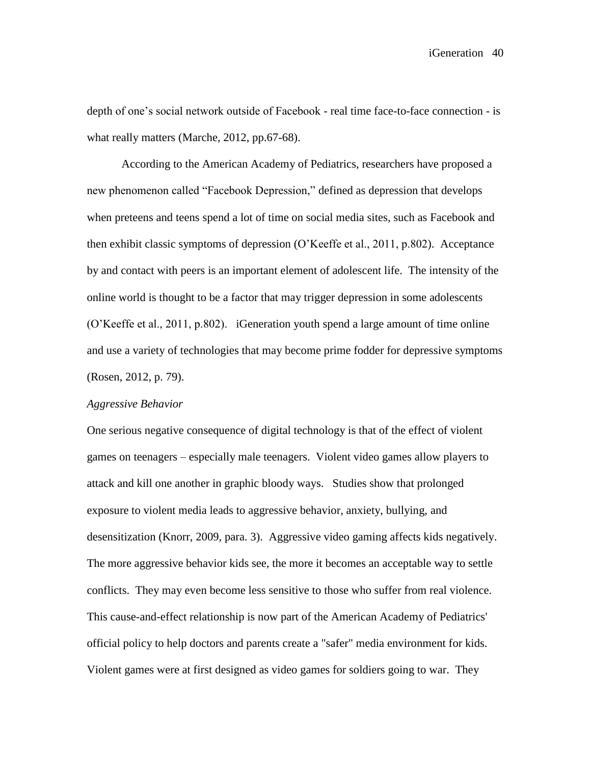depth of one's social network outside of Facebook - real time face-to-face connection - is what really matters (Marche, 2012, pp.67-68).

According to the American Academy of Pediatrics, researchers have proposed a new phenomenon called "Facebook Depression," defined as depression that develops when preteens and teens spend a lot of time on social media sites, such as Facebook and then exhibit classic symptoms of depression (O'Keeffe et al., 2011, p.802). Acceptance by and contact with peers is an important element of adolescent life. The intensity of the online world is thought to be a factor that may trigger depression in some adolescents (O'Keeffe et al., 2011, p.802). iGeneration youth spend a large amount of time online and use a variety of technologies that may become prime fodder for depressive symptoms (Rosen, 2012, p. 79).

*Aggressive Behavior*

One serious negative consequence of digital technology is that of the effect of violent games on teenagers – especially male teenagers. Violent video games allow players to attack and kill one another in graphic bloody ways. Studies show that prolonged exposure to violent media leads to aggressive behavior, anxiety, bullying, and desensitization (Knorr, 2009, para. 3). Aggressive video gaming affects kids negatively. The more aggressive behavior kids see, the more it becomes an acceptable way to settle conflicts. They may even become less sensitive to those who suffer from real violence. This cause-and-effect relationship is now part of the American Academy of Pediatrics' official policy to help doctors and parents create a "safer" media environment for kids. Violent games were at first designed as video games for soldiers going to war. They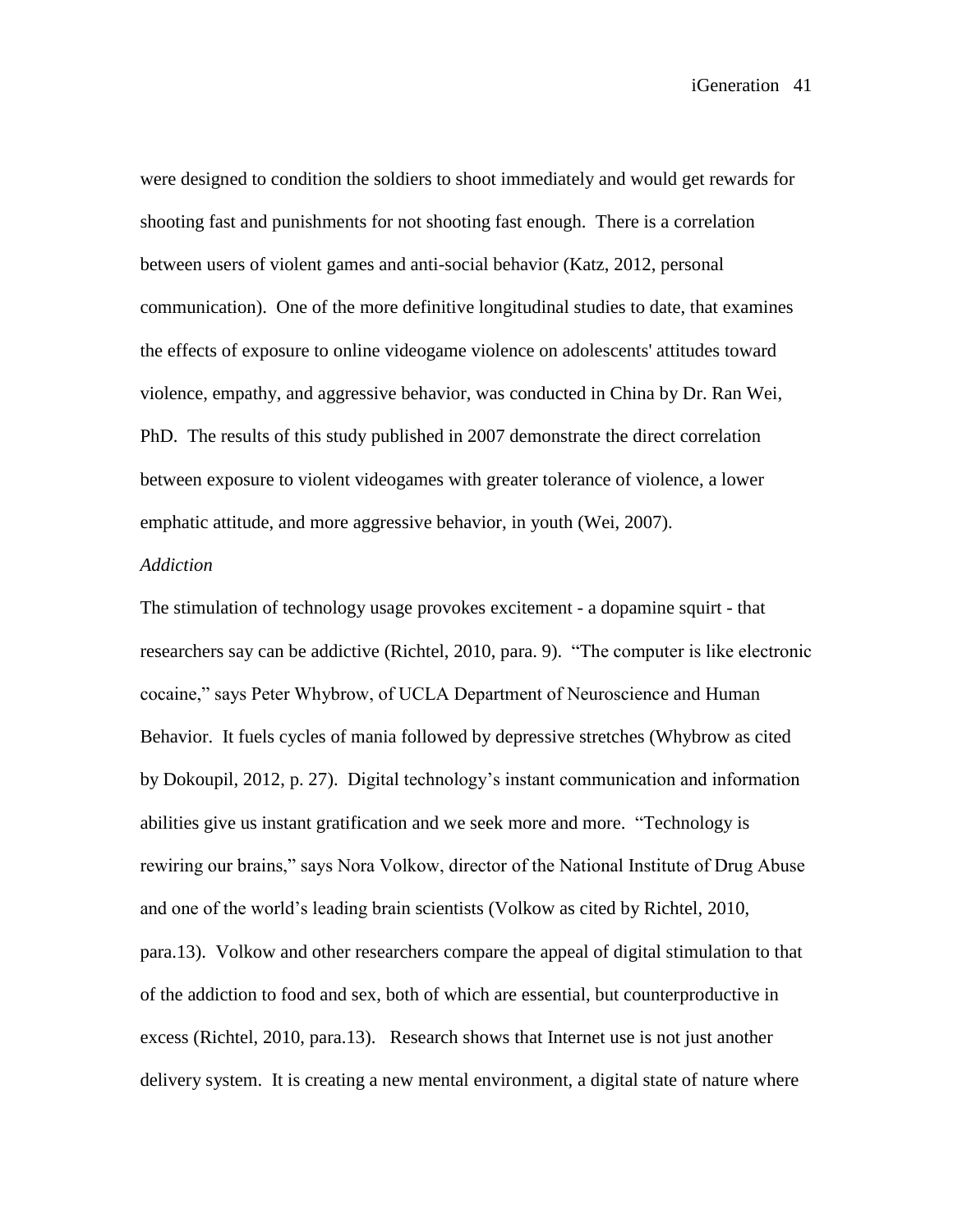were designed to condition the soldiers to shoot immediately and would get rewards for shooting fast and punishments for not shooting fast enough. There is a correlation between users of violent games and anti-social behavior (Katz, 2012, personal communication). One of the more definitive longitudinal studies to date, that examines the effects of exposure to online videogame violence on adolescents' attitudes toward violence, empathy, and aggressive behavior, was conducted in China by Dr. Ran Wei, PhD. The results of this study published in 2007 demonstrate the direct correlation between exposure to violent videogames with greater tolerance of violence, a lower emphatic attitude, and more aggressive behavior, in youth (Wei, 2007).

*Addiction*

The stimulation of technology usage provokes excitement - a dopamine squirt - that researchers say can be addictive (Richtel, 2010, para. 9). "The computer is like electronic cocaine," says Peter Whybrow, of UCLA Department of Neuroscience and Human Behavior. It fuels cycles of mania followed by depressive stretches (Whybrow as cited by Dokoupil, 2012, p. 27). Digital technology's instant communication and information abilities give us instant gratification and we seek more and more. "Technology is rewiring our brains," says Nora Volkow, director of the National Institute of Drug Abuse and one of the world's leading brain scientists (Volkow as cited by Richtel, 2010, para.13). Volkow and other researchers compare the appeal of digital stimulation to that of the addiction to food and sex, both of which are essential, but counterproductive in excess (Richtel, 2010, para.13). Research shows that Internet use is not just another delivery system. It is creating a new mental environment, a digital state of nature where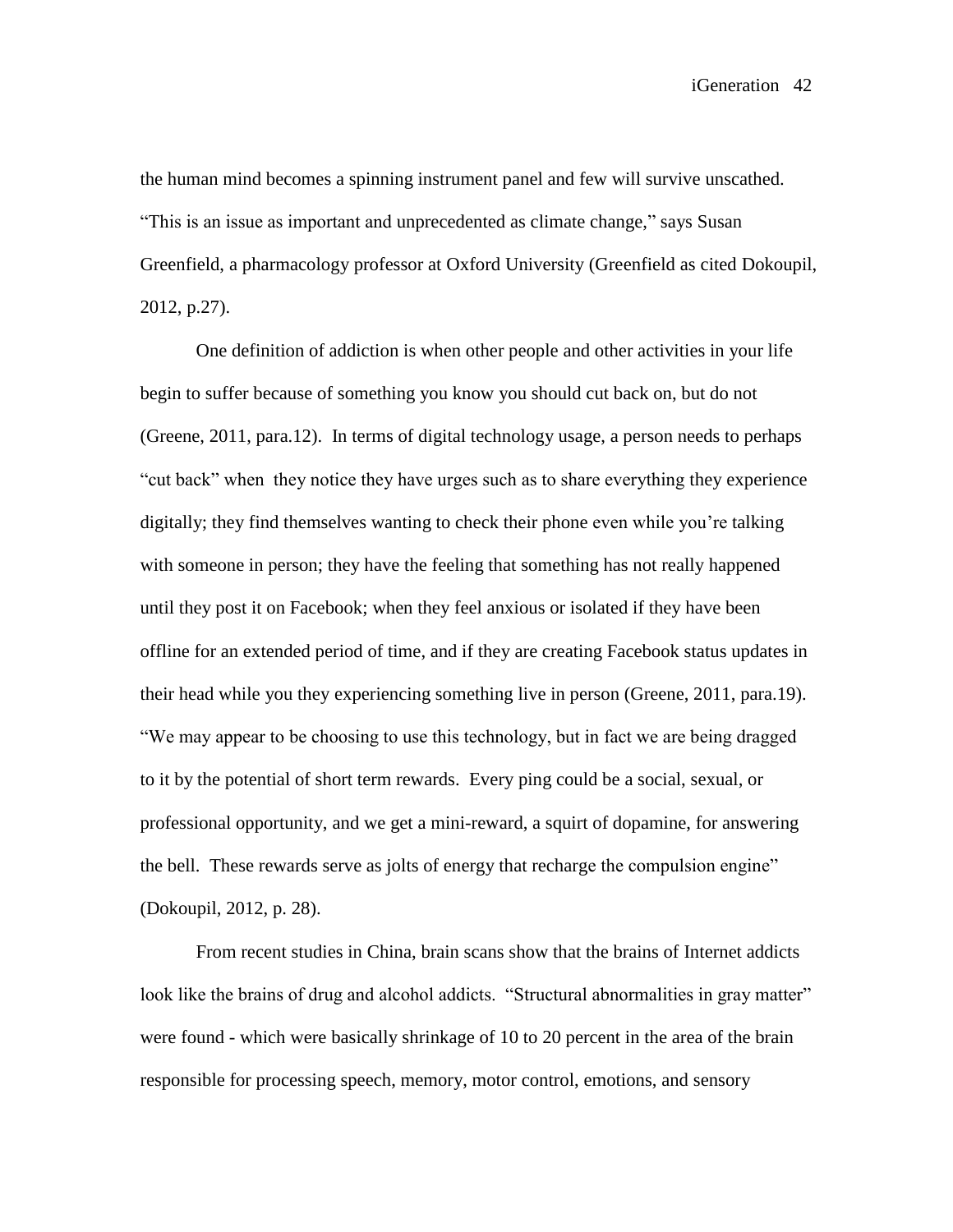the human mind becomes a spinning instrument panel and few will survive unscathed. "This is an issue as important and unprecedented as climate change," says Susan Greenfield, a pharmacology professor at Oxford University (Greenfield as cited Dokoupil, 2012, p.27).

One definition of addiction is when other people and other activities in your life begin to suffer because of something you know you should cut back on, but do not (Greene, 2011, para.12). In terms of digital technology usage, a person needs to perhaps "cut back" when they notice they have urges such as to share everything they experience digitally; they find themselves wanting to check their phone even while you're talking with someone in person; they have the feeling that something has not really happened until they post it on Facebook; when they feel anxious or isolated if they have been offline for an extended period of time, and if they are creating Facebook status updates in their head while you they experiencing something live in person (Greene, 2011, para.19). "We may appear to be choosing to use this technology, but in fact we are being dragged to it by the potential of short term rewards. Every ping could be a social, sexual, or professional opportunity, and we get a mini-reward, a squirt of dopamine, for answering the bell. These rewards serve as jolts of energy that recharge the compulsion engine" (Dokoupil, 2012, p. 28).

From recent studies in China, brain scans show that the brains of Internet addicts look like the brains of drug and alcohol addicts. "Structural abnormalities in gray matter" were found - which were basically shrinkage of 10 to 20 percent in the area of the brain responsible for processing speech, memory, motor control, emotions, and sensory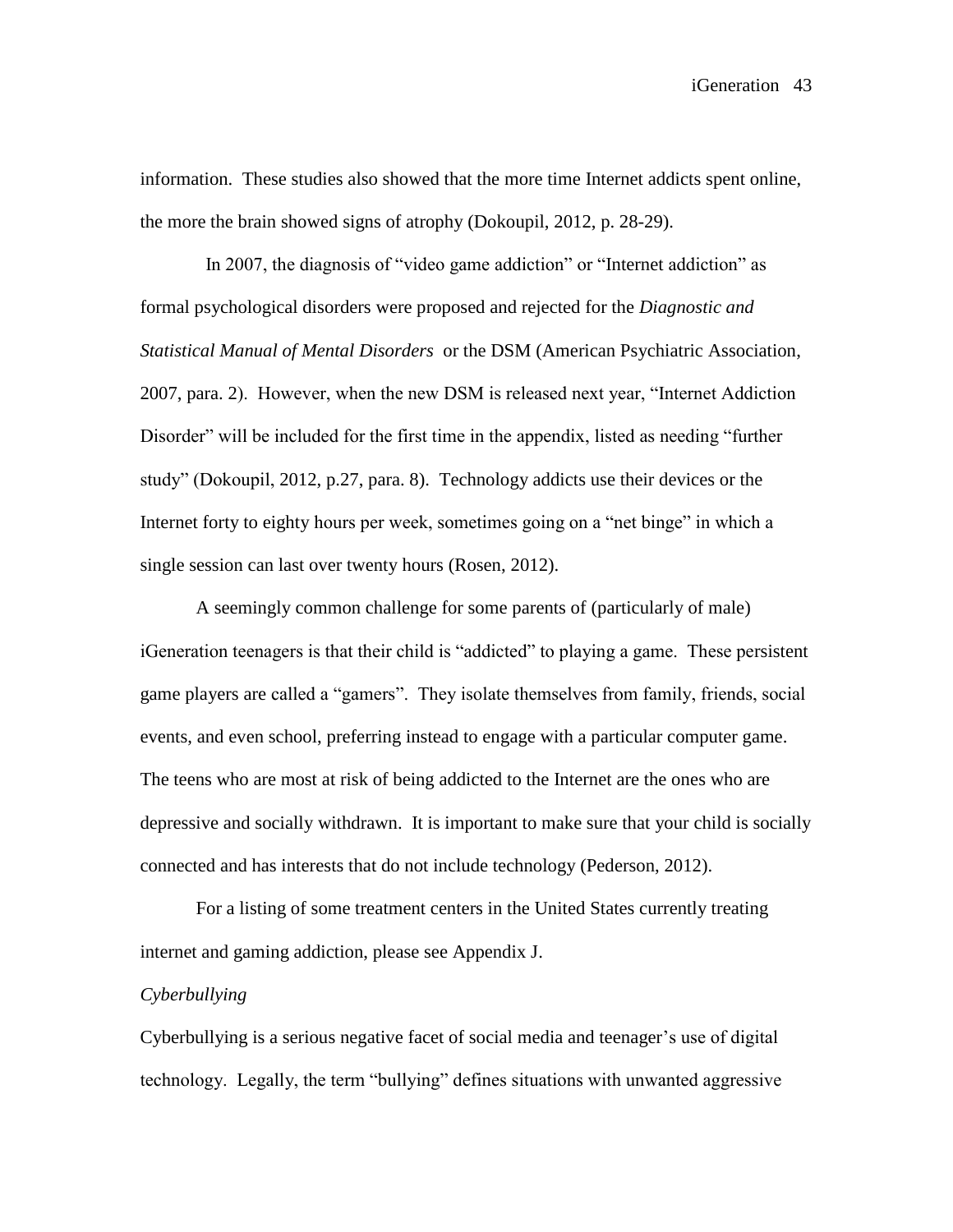information. These studies also showed that the more time Internet addicts spent online, the more the brain showed signs of atrophy (Dokoupil, 2012, p. 28-29).

In 2007, the diagnosis of "video game addiction" or "Internet addiction" as formal psychological disorders were proposed and rejected for the *Diagnostic and Statistical Manual of Mental Disorders* or the DSM (American Psychiatric Association, 2007, para. 2). However, when the new DSM is released next year, "Internet Addiction Disorder" will be included for the first time in the appendix, listed as needing "further study" (Dokoupil, 2012, p.27, para. 8). Technology addicts use their devices or the Internet forty to eighty hours per week, sometimes going on a "net binge" in which a single session can last over twenty hours (Rosen, 2012).

A seemingly common challenge for some parents of (particularly of male) iGeneration teenagers is that their child is "addicted" to playing a game. These persistent game players are called a "gamers". They isolate themselves from family, friends, social events, and even school, preferring instead to engage with a particular computer game. The teens who are most at risk of being addicted to the Internet are the ones who are depressive and socially withdrawn. It is important to make sure that your child is socially connected and has interests that do not include technology (Pederson, 2012).

For a listing of some treatment centers in the United States currently treating internet and gaming addiction, please see Appendix J.

*Cyberbullying*

Cyberbullying is a serious negative facet of social media and teenager's use of digital technology. Legally, the term "bullying" defines situations with unwanted aggressive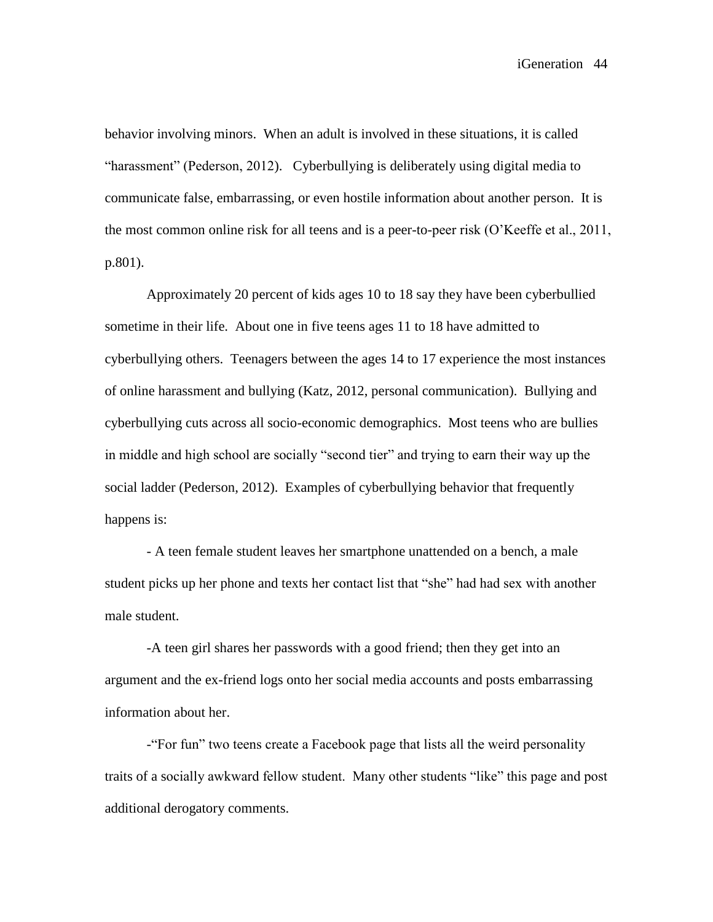behavior involving minors. When an adult is involved in these situations, it is called "harassment" (Pederson, 2012). Cyberbullying is deliberately using digital media to communicate false, embarrassing, or even hostile information about another person. It is the most common online risk for all teens and is a peer-to-peer risk (O'Keeffe et al., 2011, p.801).

Approximately 20 percent of kids ages 10 to 18 say they have been cyberbullied sometime in their life. About one in five teens ages 11 to 18 have admitted to cyberbullying others. Teenagers between the ages 14 to 17 experience the most instances of online harassment and bullying (Katz, 2012, personal communication). Bullying and cyberbullying cuts across all socio-economic demographics. Most teens who are bullies in middle and high school are socially "second tier" and trying to earn their way up the social ladder (Pederson, 2012). Examples of cyberbullying behavior that frequently happens is:

- A teen female student leaves her smartphone unattended on a bench, a male student picks up her phone and texts her contact list that "she" had had sex with another male student.

- A teen girl shares her passwords with a good friend; then they get into an argument and the ex-friend logs onto her social media accounts and posts embarrassing information about her.

- "For fun" two teens create a Facebook page that lists all the weird personality traits of a socially awkward fellow student. Many other students "like" this page and post additional derogatory comments.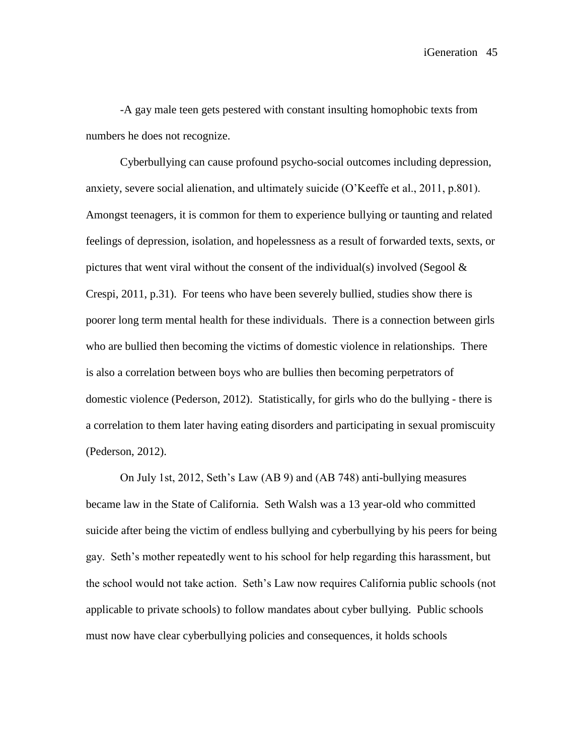-A gay male teen gets pestered with constant insulting homophobic texts from numbers he does not recognize.

Cyberbullying can cause profound psycho-social outcomes including depression, anxiety, severe social alienation, and ultimately suicide (O'Keeffe et al., 2011, p.801). Amongst teenagers, it is common for them to experience bullying or taunting and related feelings of depression, isolation, and hopelessness as a result of forwarded texts, sexts, or pictures that went viral without the consent of the individual(s) involved (Segool & Crespi, 2011, p.31). For teens who have been severely bullied, studies show there is poorer long term mental health for these individuals. There is a connection between girls who are bullied then becoming the victims of domestic violence in relationships. There is also a correlation between boys who are bullies then becoming perpetrators of domestic violence (Pederson, 2012). Statistically, for girls who do the bullying - there is a correlation to them later having eating disorders and participating in sexual promiscuity (Pederson, 2012).

On July 1st, 2012, Seth's Law (AB 9) and (AB 748) anti-bullying measures became law in the State of California. Seth Walsh was a 13 year-old who committed suicide after being the victim of endless bullying and cyberbullying by his peers for being gay. Seth's mother repeatedly went to his school for help regarding this harassment, but the school would not take action. Seth's Law now requires California public schools (not applicable to private schools) to follow mandates about cyber bullying. Public schools must now have clear cyberbullying policies and consequences, it holds schools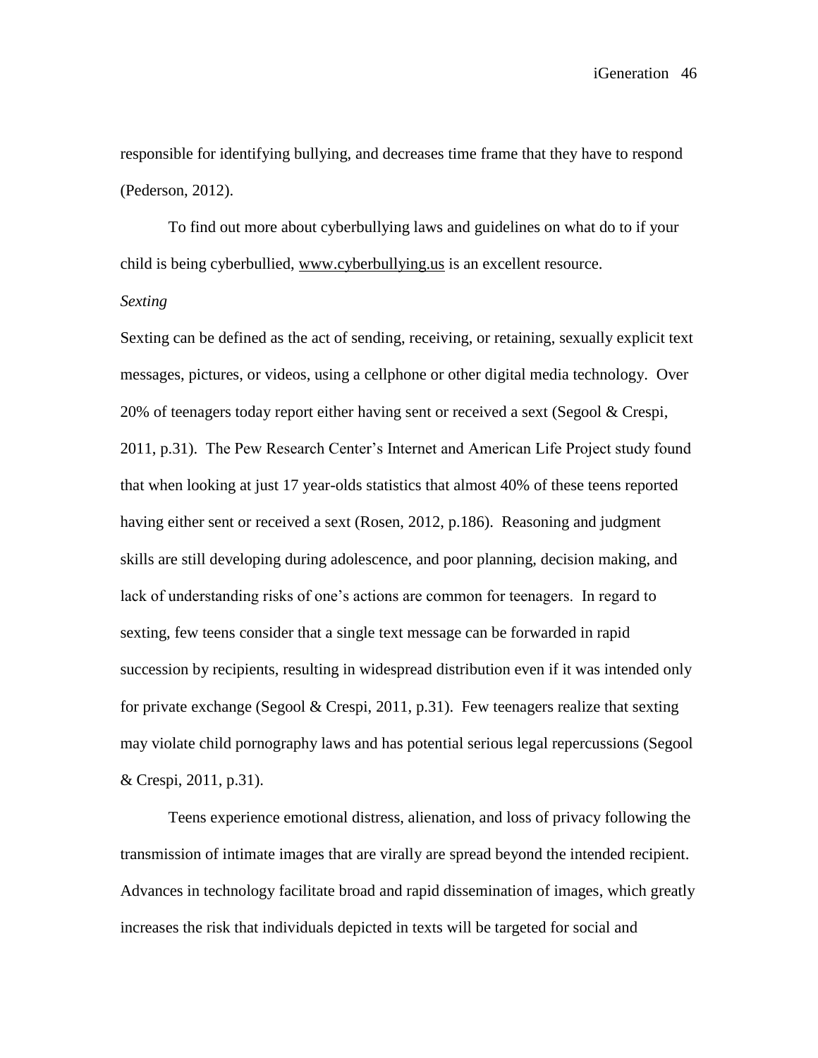responsible for identifying bullying, and decreases time frame that they have to respond (Pederson, 2012).

To find out more about cyberbullying laws and guidelines on what do to if your child is being cyberbullied, www.cyberbullying.us is an excellent resource.

*Sexting*

Sexting can be defined as the act of sending, receiving, or retaining, sexually explicit text messages, pictures, or videos, using a cellphone or other digital media technology. Over 20% of teenagers today report either having sent or received a sext (Segool & Crespi, 2011, p.31). The Pew Research Center's Internet and American Life Project study found that when looking at just 17 year-olds statistics that almost 40% of these teens reported having either sent or received a sext (Rosen, 2012, p.186). Reasoning and judgment skills are still developing during adolescence, and poor planning, decision making, and lack of understanding risks of one's actions are common for teenagers. In regard to sexting, few teens consider that a single text message can be forwarded in rapid succession by recipients, resulting in widespread distribution even if it was intended only for private exchange (Segool & Crespi, 2011, p.31). Few teenagers realize that sexting may violate child pornography laws and has potential serious legal repercussions (Segool & Crespi, 2011, p.31).

Teens experience emotional distress, alienation, and loss of privacy following the transmission of intimate images that are virally are spread beyond the intended recipient. Advances in technology facilitate broad and rapid dissemination of images, which greatly increases the risk that individuals depicted in texts will be targeted for social and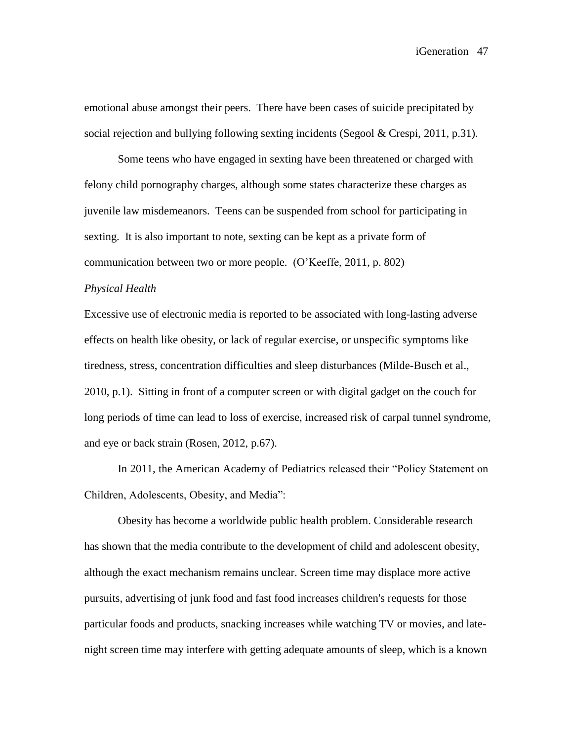emotional abuse amongst their peers. There have been cases of suicide precipitated by social rejection and bullying following sexting incidents (Segool & Crespi, 2011, p.31).

Some teens who have engaged in sexting have been threatened or charged with felony child pornography charges, although some states characterize these charges as juvenile law misdemeanors. Teens can be suspended from school for participating in sexting. It is also important to note, sexting can be kept as a private form of communication between two or more people. (O'Keeffe, 2011, p. 802)

*Physical Health*

Excessive use of electronic media is reported to be associated with long-lasting adverse effects on health like obesity, or lack of regular exercise, or unspecific symptoms like tiredness, stress, concentration difficulties and sleep disturbances (Milde-Busch et al., 2010, p.1). Sitting in front of a computer screen or with digital gadget on the couch for long periods of time can lead to loss of exercise, increased risk of carpal tunnel syndrome, and eye or back strain (Rosen, 2012, p.67).

In 2011, the American Academy of Pediatrics released their "Policy Statement on Children, Adolescents, Obesity, and Media":

Obesity has become a worldwide public health problem. Considerable research has shown that the media contribute to the development of child and adolescent obesity, although the exact mechanism remains unclear. Screen time may displace more active pursuits, advertising of junk food and fast food increases children's requests for those particular foods and products, snacking increases while watching TV or movies, and late-night screen time may interfere with getting adequate amounts of sleep, which is a known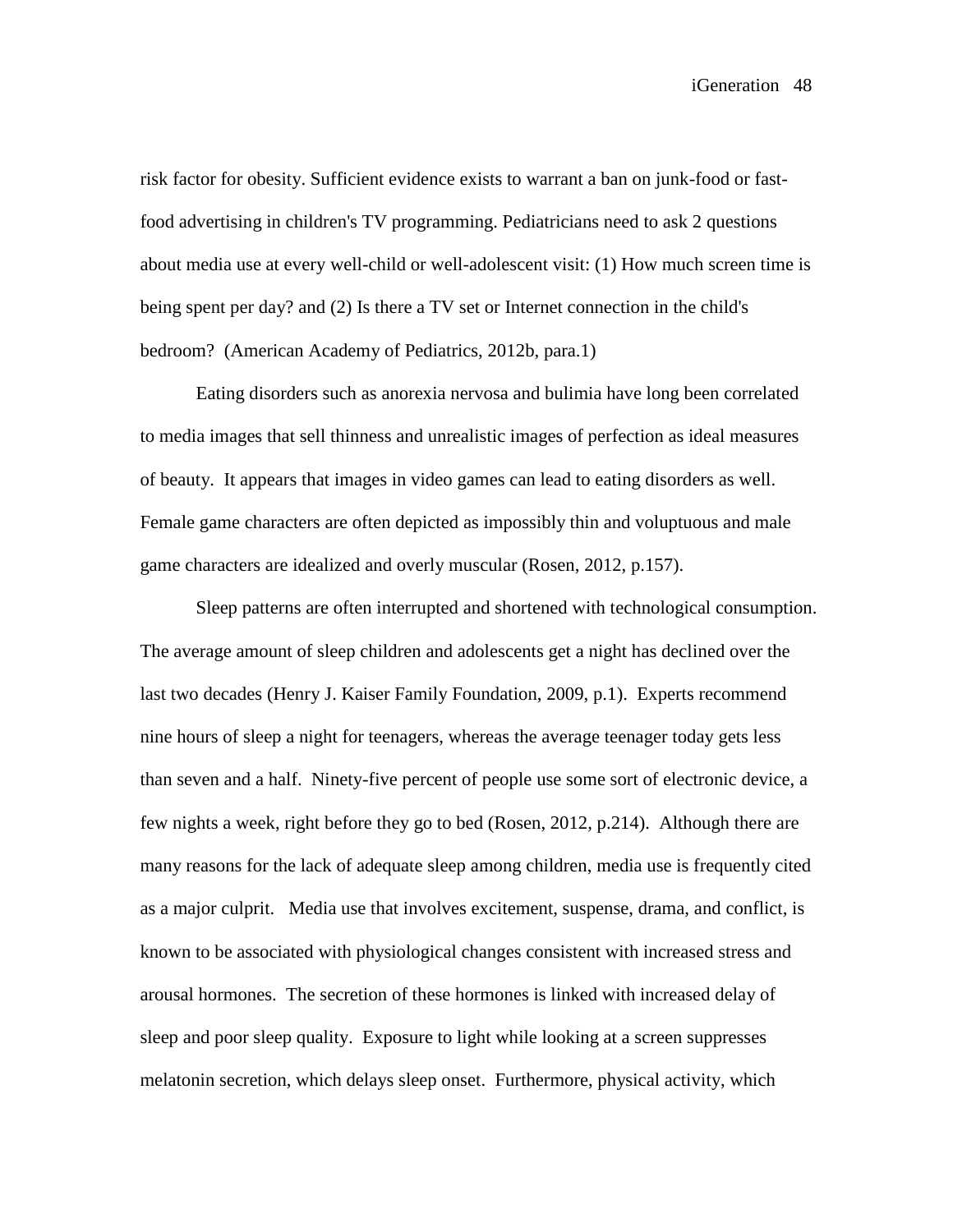risk factor for obesity. Sufficient evidence exists to warrant a ban on junk-food or fast-food advertising in children's TV programming. Pediatricians need to ask 2 questions about media use at every well-child or well-adolescent visit: (1) How much screen time is being spent per day? and (2) Is there a TV set or Internet connection in the child's bedroom? (American Academy of Pediatrics, 2012b, para.1)

Eating disorders such as anorexia nervosa and bulimia have long been correlated to media images that sell thinness and unrealistic images of perfection as ideal measures of beauty. It appears that images in video games can lead to eating disorders as well. Female game characters are often depicted as impossibly thin and voluptuous and male game characters are idealized and overly muscular (Rosen, 2012, p.157).

Sleep patterns are often interrupted and shortened with technological consumption. The average amount of sleep children and adolescents get a night has declined over the last two decades (Henry J. Kaiser Family Foundation, 2009, p.1). Experts recommend nine hours of sleep a night for teenagers, whereas the average teenager today gets less than seven and a half. Ninety-five percent of people use some sort of electronic device, a few nights a week, right before they go to bed (Rosen, 2012, p.214). Although there are many reasons for the lack of adequate sleep among children, media use is frequently cited as a major culprit. Media use that involves excitement, suspense, drama, and conflict, is known to be associated with physiological changes consistent with increased stress and arousal hormones. The secretion of these hormones is linked with increased delay of sleep and poor sleep quality. Exposure to light while looking at a screen suppresses melatonin secretion, which delays sleep onset. Furthermore, physical activity, which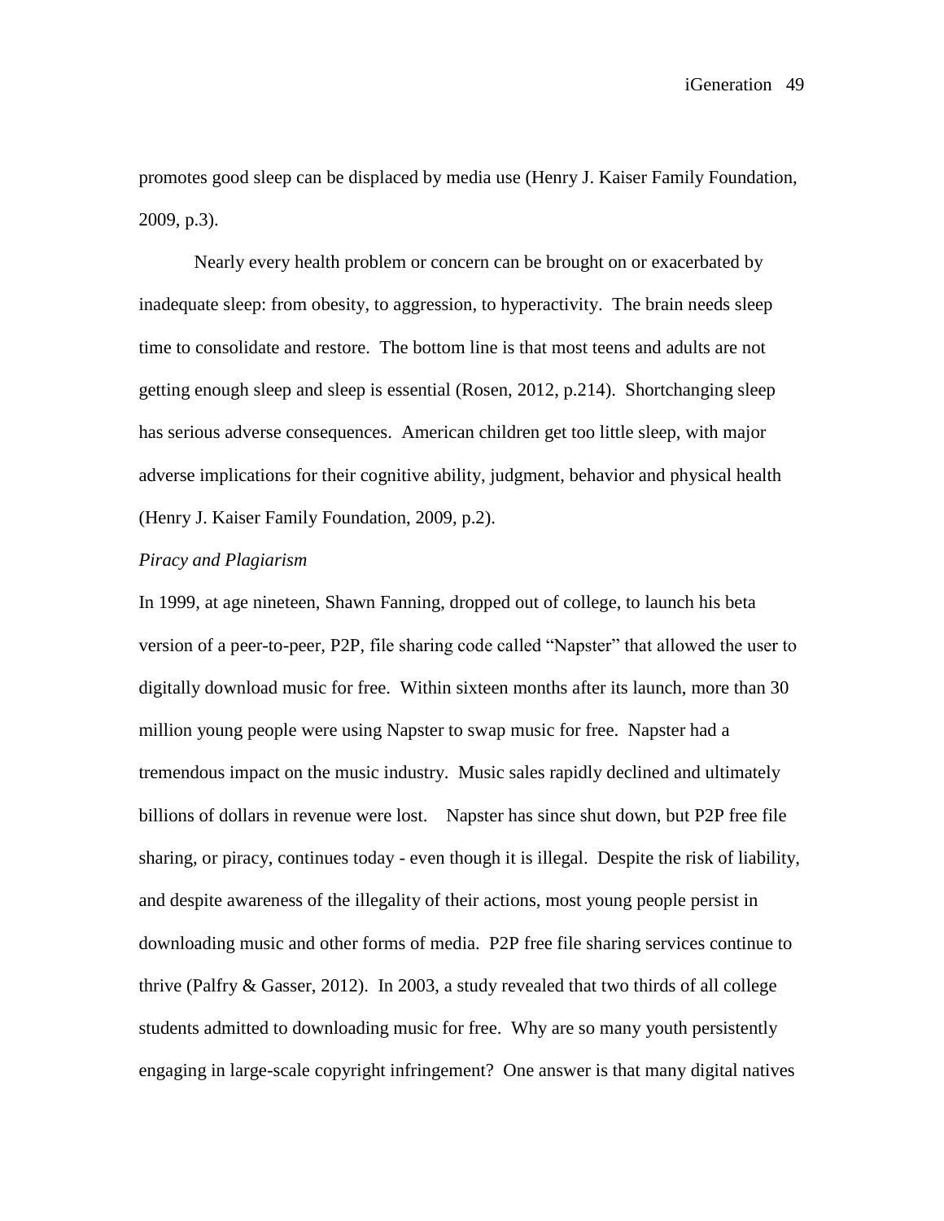promotes good sleep can be displaced by media use (Henry J. Kaiser Family Foundation, 2009, p.3).

Nearly every health problem or concern can be brought on or exacerbated by inadequate sleep: from obesity, to aggression, to hyperactivity. The brain needs sleep time to consolidate and restore. The bottom line is that most teens and adults are not getting enough sleep and sleep is essential (Rosen, 2012, p.214). Shortchanging sleep has serious adverse consequences. American children get too little sleep, with major adverse implications for their cognitive ability, judgment, behavior and physical health (Henry J. Kaiser Family Foundation, 2009, p.2).

*Piracy and Plagiarism*

In 1999, at age nineteen, Shawn Fanning, dropped out of college, to launch his beta version of a peer-to-peer, P2P, file sharing code called "Napster" that allowed the user to digitally download music for free. Within sixteen months after its launch, more than 30 million young people were using Napster to swap music for free. Napster had a tremendous impact on the music industry. Music sales rapidly declined and ultimately billions of dollars in revenue were lost. Napster has since shut down, but P2P free file sharing, or piracy, continues today - even though it is illegal. Despite the risk of liability, and despite awareness of the illegality of their actions, most young people persist in downloading music and other forms of media. P2P free file sharing services continue to thrive (Palfry & Gasser, 2012). In 2003, a study revealed that two thirds of all college students admitted to downloading music for free. Why are so many youth persistently engaging in large-scale copyright infringement? One answer is that many digital natives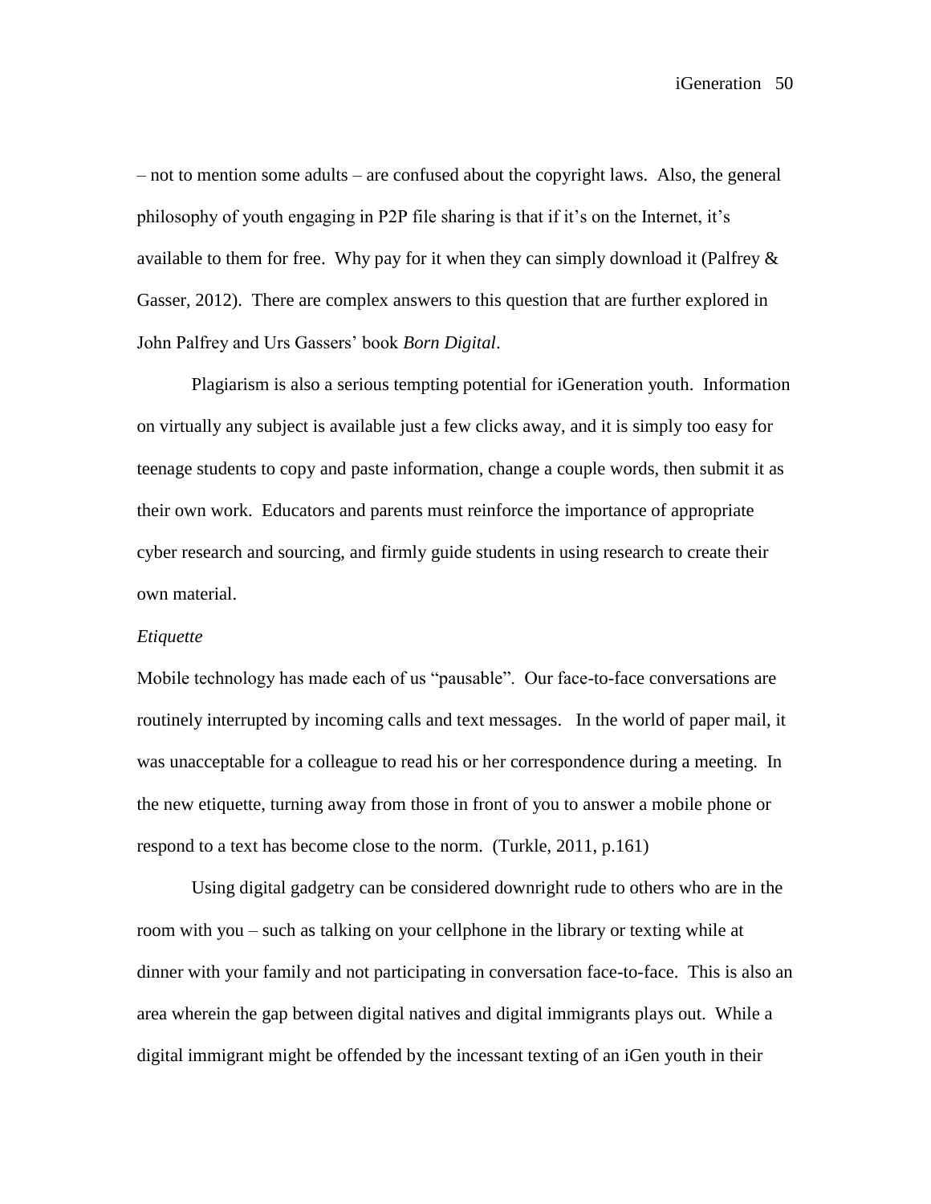– not to mention some adults – are confused about the copyright laws. Also, the general philosophy of youth engaging in P2P file sharing is that if it's on the Internet, it's available to them for free. Why pay for it when they can simply download it (Palfrey & Gasser, 2012). There are complex answers to this question that are further explored in John Palfrey and Urs Gassers' book *Born Digital*.

Plagiarism is also a serious tempting potential for iGeneration youth. Information on virtually any subject is available just a few clicks away, and it is simply too easy for teenage students to copy and paste information, change a couple words, then submit it as their own work. Educators and parents must reinforce the importance of appropriate cyber research and sourcing, and firmly guide students in using research to create their own material.

*Etiquette*

Mobile technology has made each of us "pausable". Our face-to-face conversations are routinely interrupted by incoming calls and text messages. In the world of paper mail, it was unacceptable for a colleague to read his or her correspondence during a meeting. In the new etiquette, turning away from those in front of you to answer a mobile phone or respond to a text has become close to the norm. (Turkle, 2011, p.161)

Using digital gadgetry can be considered downright rude to others who are in the room with you – such as talking on your cellphone in the library or texting while at dinner with your family and not participating in conversation face-to-face. This is also an area wherein the gap between digital natives and digital immigrants plays out. While a digital immigrant might be offended by the incessant texting of an iGen youth in their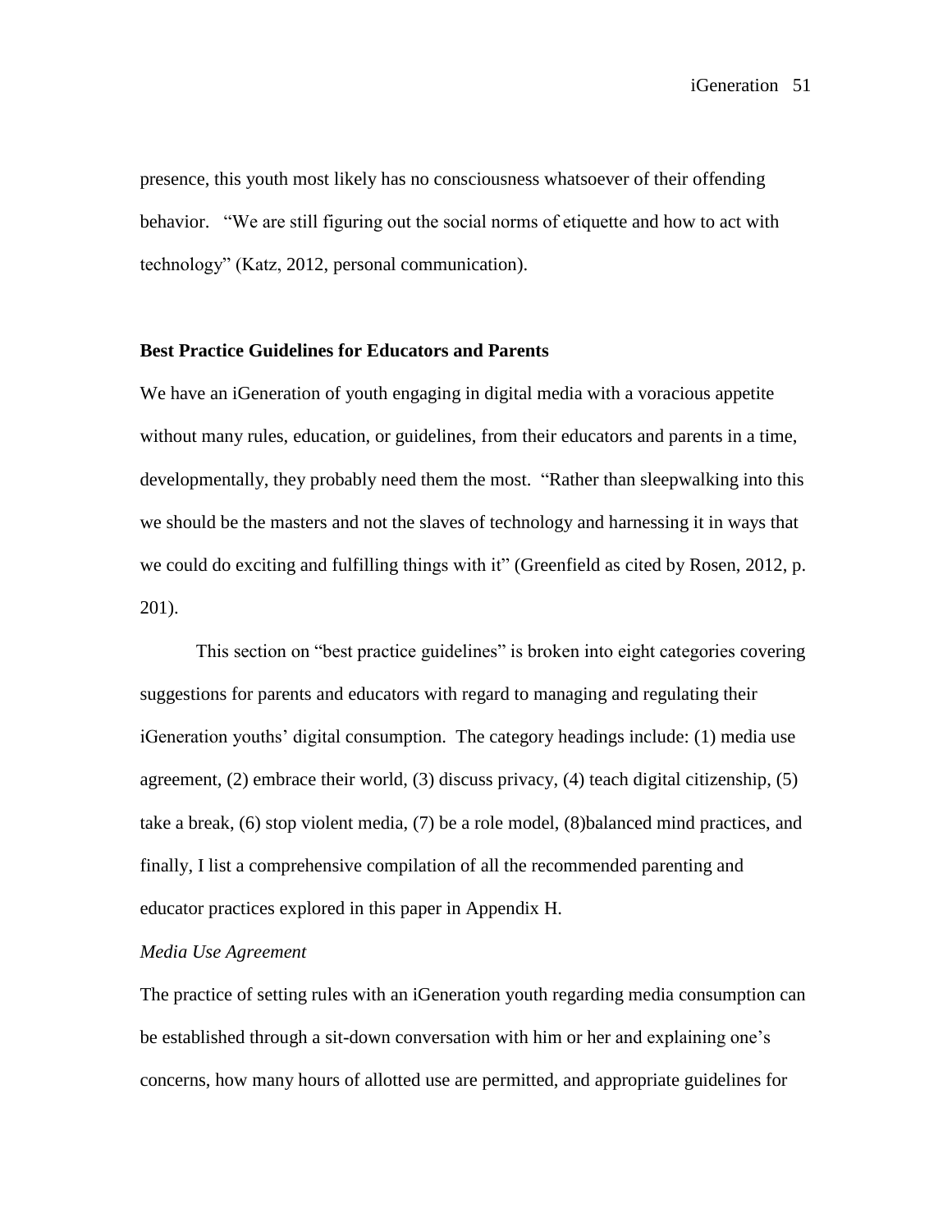presence, this youth most likely has no consciousness whatsoever of their offending behavior. "We are still figuring out the social norms of etiquette and how to act with technology" (Katz, 2012, personal communication).

**Best Practice Guidelines for Educators and Parents**

We have an iGeneration of youth engaging in digital media with a voracious appetite without many rules, education, or guidelines, from their educators and parents in a time, developmentally, they probably need them the most. "Rather than sleepwalking into this we should be the masters and not the slaves of technology and harnessing it in ways that we could do exciting and fulfilling things with it" (Greenfield as cited by Rosen, 2012, p. 201).

This section on "best practice guidelines" is broken into eight categories covering suggestions for parents and educators with regard to managing and regulating their iGeneration youths' digital consumption. The category headings include: (1) media use agreement, (2) embrace their world, (3) discuss privacy, (4) teach digital citizenship, (5) take a break, (6) stop violent media, (7) be a role model, (8)balanced mind practices, and finally, I list a comprehensive compilation of all the recommended parenting and educator practices explored in this paper in Appendix H.

*Media Use Agreement*

The practice of setting rules with an iGeneration youth regarding media consumption can be established through a sit-down conversation with him or her and explaining one's concerns, how many hours of allotted use are permitted, and appropriate guidelines for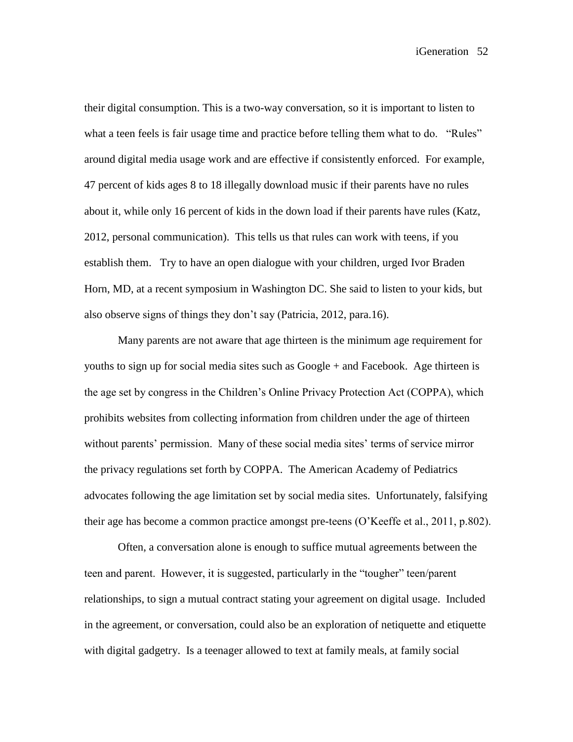their digital consumption. This is a two-way conversation, so it is important to listen to what a teen feels is fair usage time and practice before telling them what to do. "Rules" around digital media usage work and are effective if consistently enforced. For example, 47 percent of kids ages 8 to 18 illegally download music if their parents have no rules about it, while only 16 percent of kids in the down load if their parents have rules (Katz, 2012, personal communication). This tells us that rules can work with teens, if you establish them. Try to have an open dialogue with your children, urged Ivor Braden Horn, MD, at a recent symposium in Washington DC. She said to listen to your kids, but also observe signs of things they don't say (Patricia, 2012, para.16).

Many parents are not aware that age thirteen is the minimum age requirement for youths to sign up for social media sites such as Google + and Facebook. Age thirteen is the age set by congress in the Children's Online Privacy Protection Act (COPPA), which prohibits websites from collecting information from children under the age of thirteen without parents' permission. Many of these social media sites' terms of service mirror the privacy regulations set forth by COPPA. The American Academy of Pediatrics advocates following the age limitation set by social media sites. Unfortunately, falsifying their age has become a common practice amongst pre-teens (O'Keeffe et al., 2011, p.802).

Often, a conversation alone is enough to suffice mutual agreements between the teen and parent. However, it is suggested, particularly in the "tougher" teen/parent relationships, to sign a mutual contract stating your agreement on digital usage. Included in the agreement, or conversation, could also be an exploration of netiquette and etiquette with digital gadgetry. Is a teenager allowed to text at family meals, at family social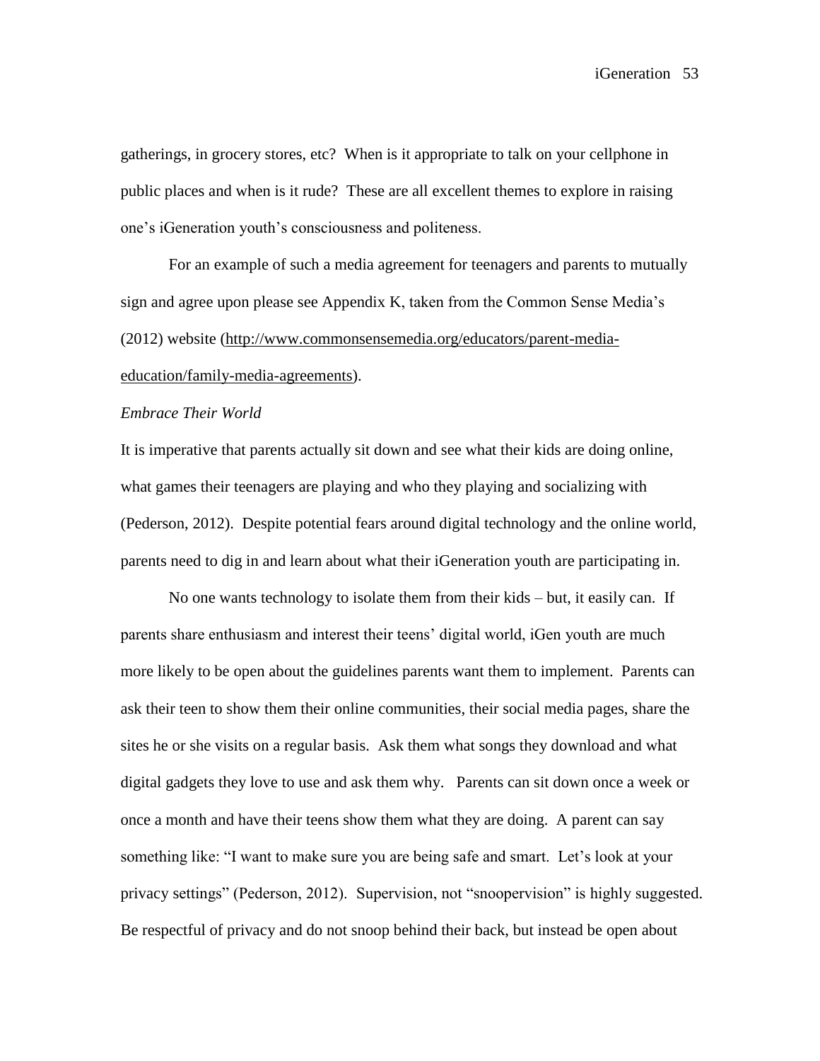gatherings, in grocery stores, etc? When is it appropriate to talk on your cellphone in public places and when is it rude? These are all excellent themes to explore in raising one's iGeneration youth's consciousness and politeness.

For an example of such a media agreement for teenagers and parents to mutually sign and agree upon please see Appendix K, taken from the Common Sense Media's (2012) website (http://www.commonsensemedia.org/educators/parent-media-education/family-media-agreements).

*Embrace Their World*

It is imperative that parents actually sit down and see what their kids are doing online, what games their teenagers are playing and who they playing and socializing with (Pederson, 2012). Despite potential fears around digital technology and the online world, parents need to dig in and learn about what their iGeneration youth are participating in.

No one wants technology to isolate them from their kids – but, it easily can. If parents share enthusiasm and interest their teens' digital world, iGen youth are much more likely to be open about the guidelines parents want them to implement. Parents can ask their teen to show them their online communities, their social media pages, share the sites he or she visits on a regular basis. Ask them what songs they download and what digital gadgets they love to use and ask them why. Parents can sit down once a week or once a month and have their teens show them what they are doing. A parent can say something like: "I want to make sure you are being safe and smart. Let's look at your privacy settings" (Pederson, 2012). Supervision, not "snoopervision" is highly suggested. Be respectful of privacy and do not snoop behind their back, but instead be open about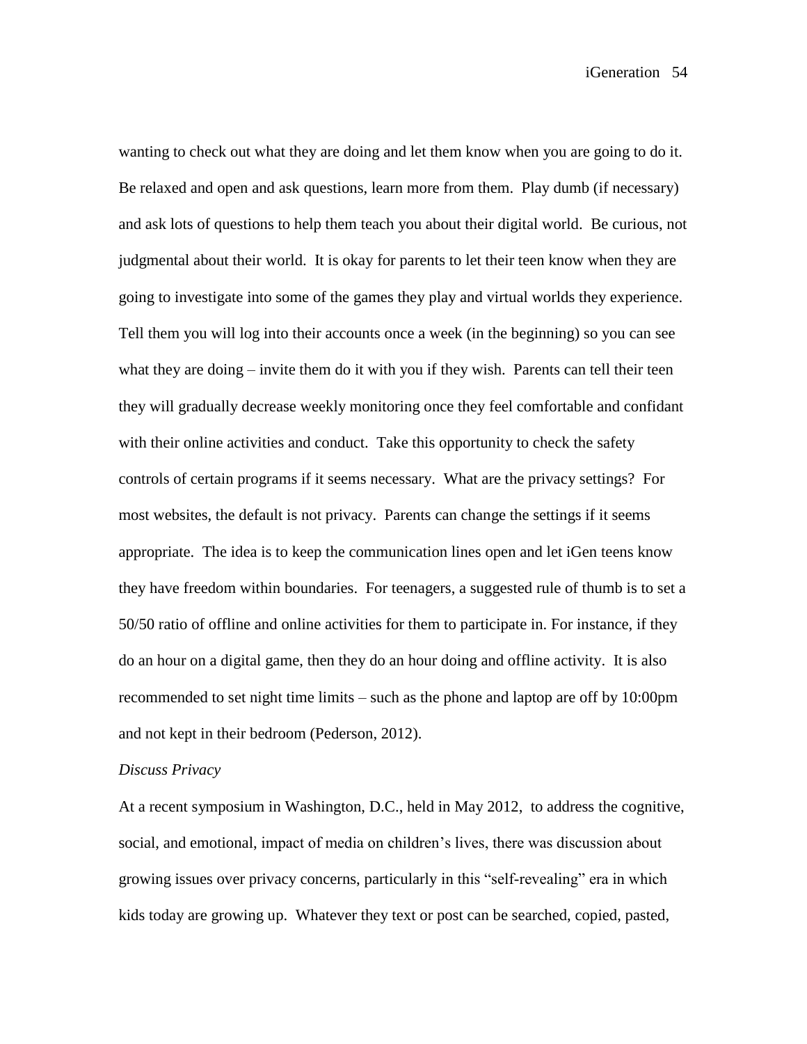wanting to check out what they are doing and let them know when you are going to do it. Be relaxed and open and ask questions, learn more from them. Play dumb (if necessary) and ask lots of questions to help them teach you about their digital world. Be curious, not judgmental about their world. It is okay for parents to let their teen know when they are going to investigate into some of the games they play and virtual worlds they experience. Tell them you will log into their accounts once a week (in the beginning) so you can see what they are doing – invite them do it with you if they wish. Parents can tell their teen they will gradually decrease weekly monitoring once they feel comfortable and confidant with their online activities and conduct. Take this opportunity to check the safety controls of certain programs if it seems necessary. What are the privacy settings? For most websites, the default is not privacy. Parents can change the settings if it seems appropriate. The idea is to keep the communication lines open and let iGen teens know they have freedom within boundaries. For teenagers, a suggested rule of thumb is to set a 50/50 ratio of offline and online activities for them to participate in. For instance, if they do an hour on a digital game, then they do an hour doing and offline activity. It is also recommended to set night time limits – such as the phone and laptop are off by 10:00pm and not kept in their bedroom (Pederson, 2012).

*Discuss Privacy*

At a recent symposium in Washington, D.C., held in May 2012, to address the cognitive, social, and emotional, impact of media on children's lives, there was discussion about growing issues over privacy concerns, particularly in this "self-revealing" era in which kids today are growing up. Whatever they text or post can be searched, copied, pasted,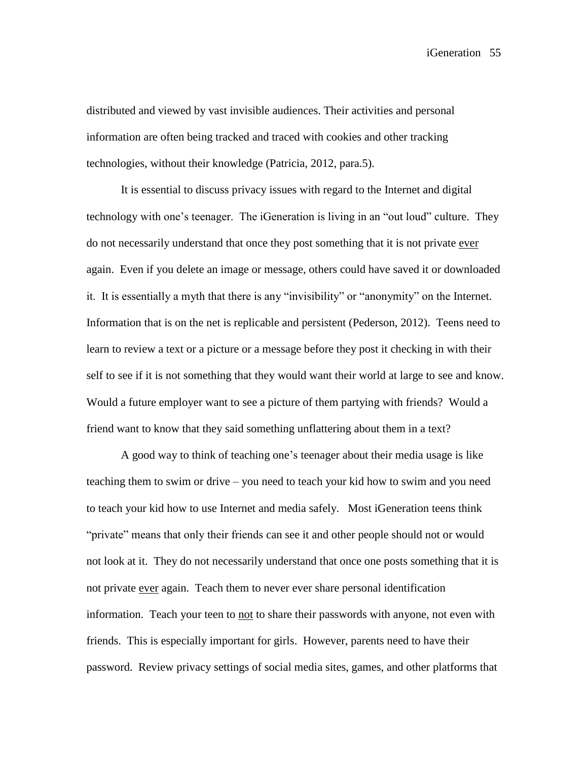distributed and viewed by vast invisible audiences. Their activities and personal information are often being tracked and traced with cookies and other tracking technologies, without their knowledge (Patricia, 2012, para.5).

It is essential to discuss privacy issues with regard to the Internet and digital technology with one's teenager. The iGeneration is living in an "out loud" culture. They do not necessarily understand that once they post something that it is not private <u>ever</u> again. Even if you delete an image or message, others could have saved it or downloaded it. It is essentially a myth that there is any "invisibility" or "anonymity" on the Internet. Information that is on the net is replicable and persistent (Pederson, 2012). Teens need to learn to review a text or a picture or a message before they post it checking in with their self to see if it is not something that they would want their world at large to see and know. Would a future employer want to see a picture of them partying with friends? Would a friend want to know that they said something unflattering about them in a text?

A good way to think of teaching one's teenager about their media usage is like teaching them to swim or drive – you need to teach your kid how to swim and you need to teach your kid how to use Internet and media safely. Most iGeneration teens think "private" means that only their friends can see it and other people should not or would not look at it. They do not necessarily understand that once one posts something that it is not private <u>ever</u> again. Teach them to never ever share personal identification information. Teach your teen to <u>not</u> to share their passwords with anyone, not even with friends. This is especially important for girls. However, parents need to have their password. Review privacy settings of social media sites, games, and other platforms that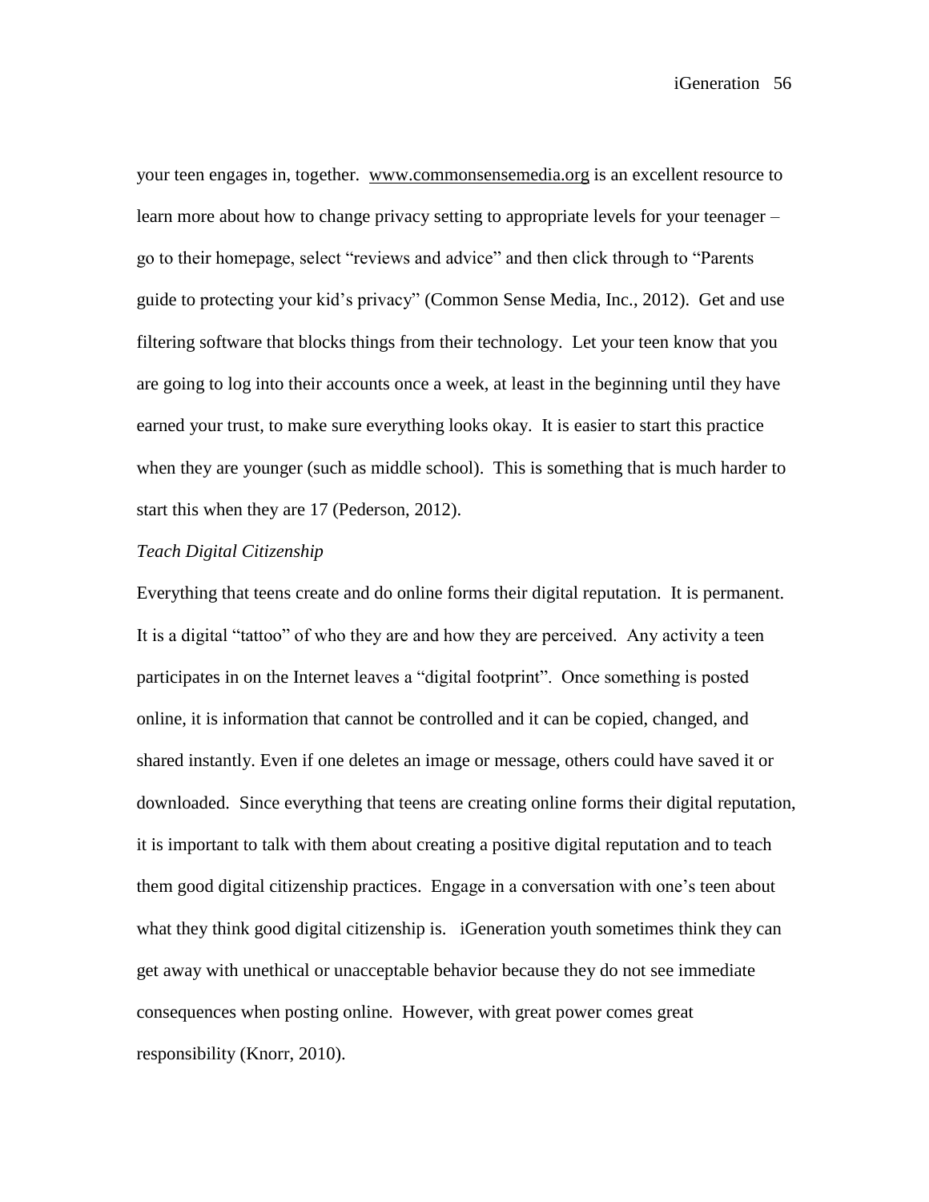your teen engages in, together. www.commonsensemedia.org is an excellent resource to learn more about how to change privacy setting to appropriate levels for your teenager – go to their homepage, select "reviews and advice" and then click through to "Parents guide to protecting your kid's privacy" (Common Sense Media, Inc., 2012). Get and use filtering software that blocks things from their technology. Let your teen know that you are going to log into their accounts once a week, at least in the beginning until they have earned your trust, to make sure everything looks okay. It is easier to start this practice when they are younger (such as middle school). This is something that is much harder to start this when they are 17 (Pederson, 2012).

*Teach Digital Citizenship*

Everything that teens create and do online forms their digital reputation. It is permanent. It is a digital "tattoo" of who they are and how they are perceived. Any activity a teen participates in on the Internet leaves a "digital footprint". Once something is posted online, it is information that cannot be controlled and it can be copied, changed, and shared instantly. Even if one deletes an image or message, others could have saved it or downloaded. Since everything that teens are creating online forms their digital reputation, it is important to talk with them about creating a positive digital reputation and to teach them good digital citizenship practices. Engage in a conversation with one's teen about what they think good digital citizenship is. iGeneration youth sometimes think they can get away with unethical or unacceptable behavior because they do not see immediate consequences when posting online. However, with great power comes great responsibility (Knorr, 2010).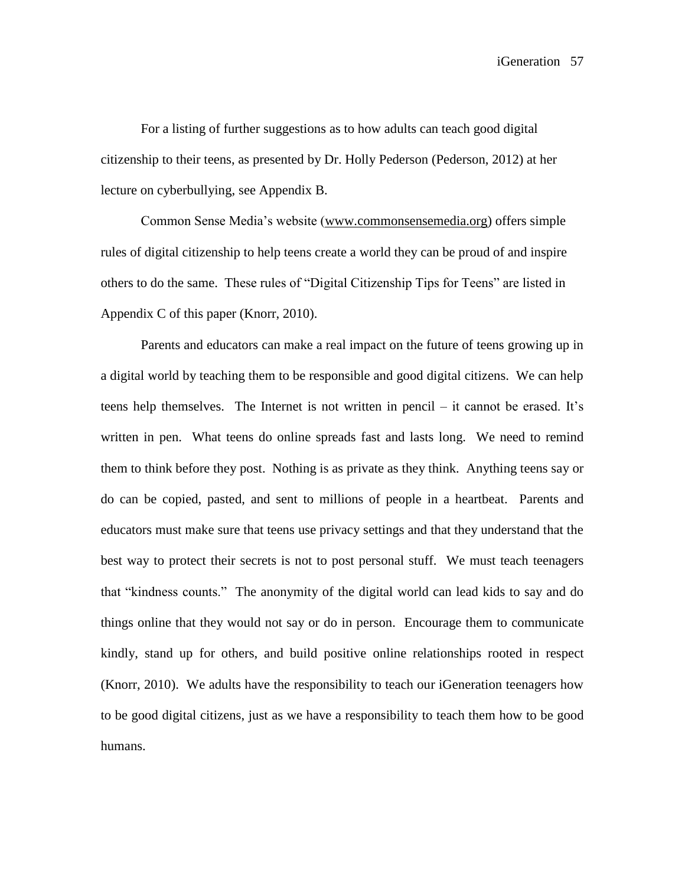For a listing of further suggestions as to how adults can teach good digital citizenship to their teens, as presented by Dr. Holly Pederson (Pederson, 2012) at her lecture on cyberbullying, see Appendix B.

Common Sense Media's website (www.commonsensemedia.org) offers simple rules of digital citizenship to help teens create a world they can be proud of and inspire others to do the same. These rules of "Digital Citizenship Tips for Teens" are listed in Appendix C of this paper (Knorr, 2010).

Parents and educators can make a real impact on the future of teens growing up in a digital world by teaching them to be responsible and good digital citizens. We can help teens help themselves. The Internet is not written in pencil – it cannot be erased. It's written in pen. What teens do online spreads fast and lasts long. We need to remind them to think before they post. Nothing is as private as they think. Anything teens say or do can be copied, pasted, and sent to millions of people in a heartbeat. Parents and educators must make sure that teens use privacy settings and that they understand that the best way to protect their secrets is not to post personal stuff. We must teach teenagers that "kindness counts." The anonymity of the digital world can lead kids to say and do things online that they would not say or do in person. Encourage them to communicate kindly, stand up for others, and build positive online relationships rooted in respect (Knorr, 2010). We adults have the responsibility to teach our iGeneration teenagers how to be good digital citizens, just as we have a responsibility to teach them how to be good humans.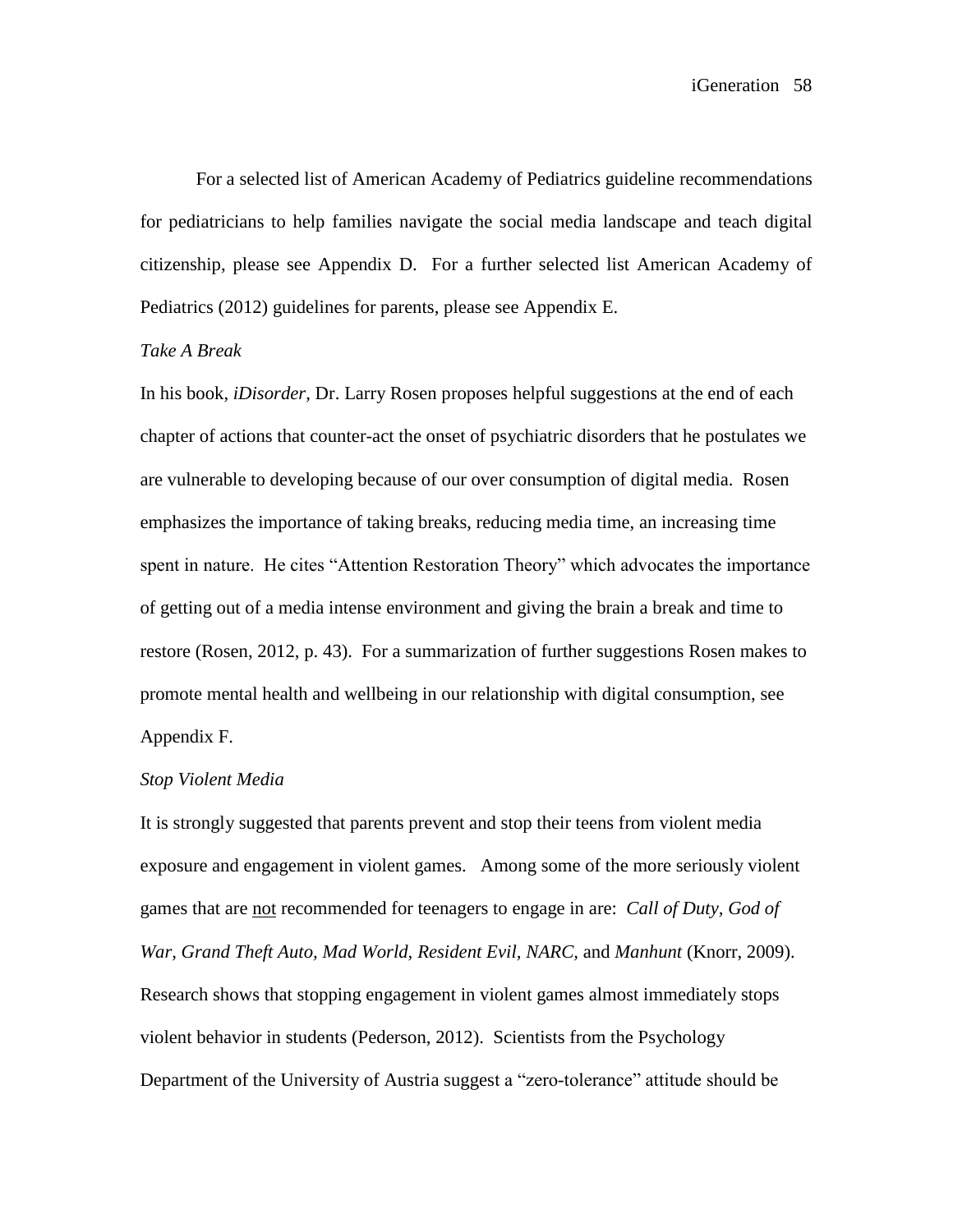For a selected list of American Academy of Pediatrics guideline recommendations for pediatricians to help families navigate the social media landscape and teach digital citizenship, please see Appendix D. For a further selected list American Academy of Pediatrics (2012) guidelines for parents, please see Appendix E.

*Take A Break*

In his book, *iDisorder*, Dr. Larry Rosen proposes helpful suggestions at the end of each chapter of actions that counter-act the onset of psychiatric disorders that he postulates we are vulnerable to developing because of our over consumption of digital media. Rosen emphasizes the importance of taking breaks, reducing media time, an increasing time spent in nature. He cites "Attention Restoration Theory" which advocates the importance of getting out of a media intense environment and giving the brain a break and time to restore (Rosen, 2012, p. 43). For a summarization of further suggestions Rosen makes to promote mental health and wellbeing in our relationship with digital consumption, see Appendix F.

*Stop Violent Media*

It is strongly suggested that parents prevent and stop their teens from violent media exposure and engagement in violent games. Among some of the more seriously violent games that are <u>not</u> recommended for teenagers to engage in are: *Call of Duty, God of War, Grand Theft Auto, Mad World, Resident Evil, NARC,* and *Manhunt* (Knorr, 2009). Research shows that stopping engagement in violent games almost immediately stops violent behavior in students (Pederson, 2012). Scientists from the Psychology Department of the University of Austria suggest a "zero-tolerance" attitude should be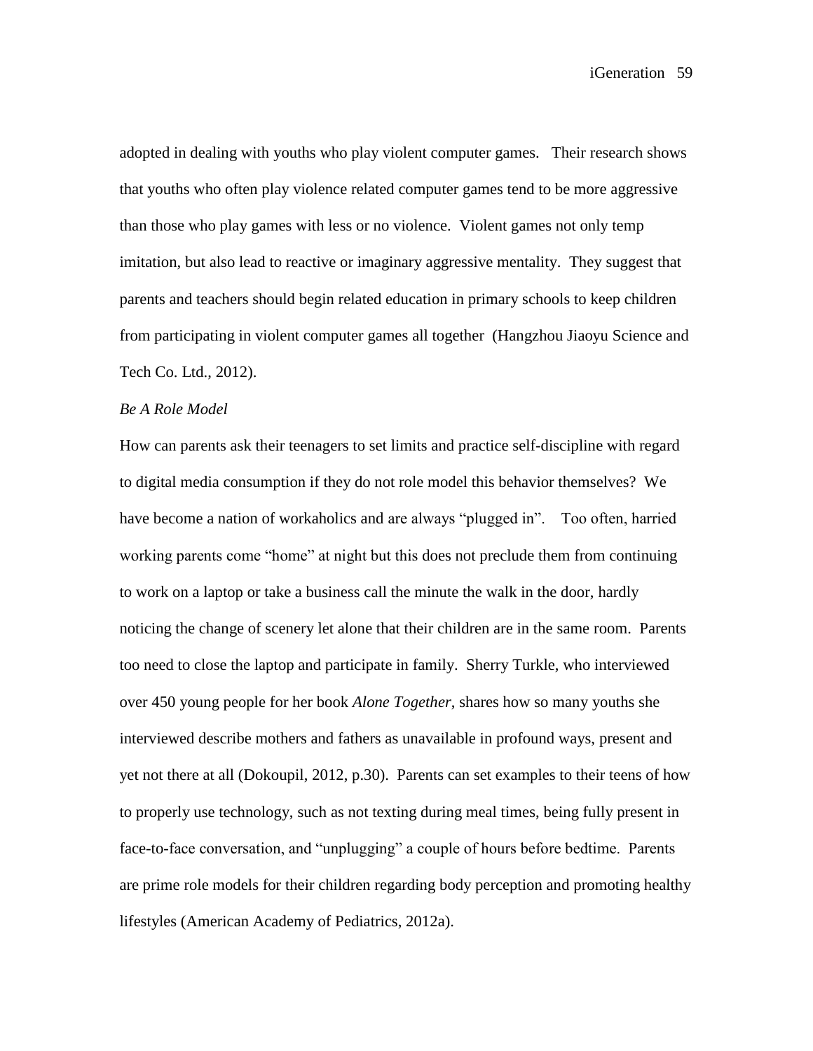adopted in dealing with youths who play violent computer games. Their research shows that youths who often play violence related computer games tend to be more aggressive than those who play games with less or no violence. Violent games not only temp imitation, but also lead to reactive or imaginary aggressive mentality. They suggest that parents and teachers should begin related education in primary schools to keep children from participating in violent computer games all together (Hangzhou Jiaoyu Science and Tech Co. Ltd., 2012).

*Be A Role Model*

How can parents ask their teenagers to set limits and practice self-discipline with regard to digital media consumption if they do not role model this behavior themselves? We have become a nation of workaholics and are always "plugged in". Too often, harried working parents come "home" at night but this does not preclude them from continuing to work on a laptop or take a business call the minute the walk in the door, hardly noticing the change of scenery let alone that their children are in the same room. Parents too need to close the laptop and participate in family. Sherry Turkle, who interviewed over 450 young people for her book *Alone Together*, shares how so many youths she interviewed describe mothers and fathers as unavailable in profound ways, present and yet not there at all (Dokoupil, 2012, p.30). Parents can set examples to their teens of how to properly use technology, such as not texting during meal times, being fully present in face-to-face conversation, and "unplugging" a couple of hours before bedtime. Parents are prime role models for their children regarding body perception and promoting healthy lifestyles (American Academy of Pediatrics, 2012a).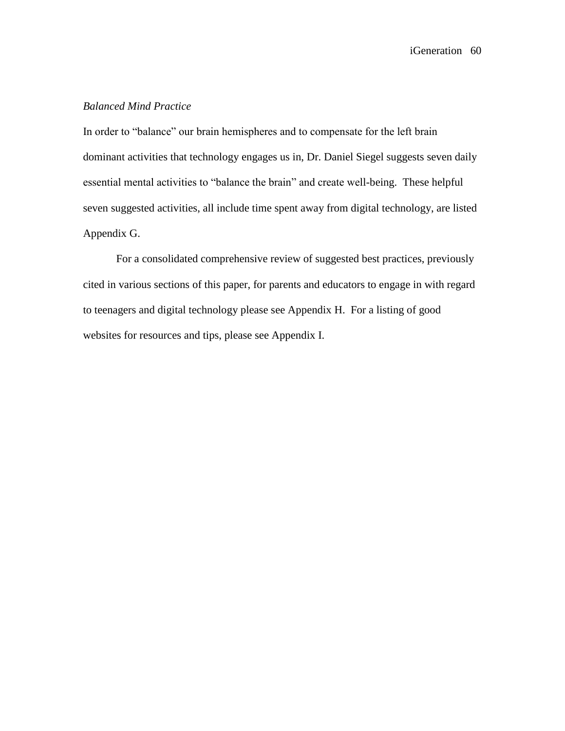*Balanced Mind Practice*

In order to "balance" our brain hemispheres and to compensate for the left brain dominant activities that technology engages us in, Dr. Daniel Siegel suggests seven daily essential mental activities to "balance the brain" and create well-being. These helpful seven suggested activities, all include time spent away from digital technology, are listed Appendix G.

For a consolidated comprehensive review of suggested best practices, previously cited in various sections of this paper, for parents and educators to engage in with regard to teenagers and digital technology please see Appendix H. For a listing of good websites for resources and tips, please see Appendix I.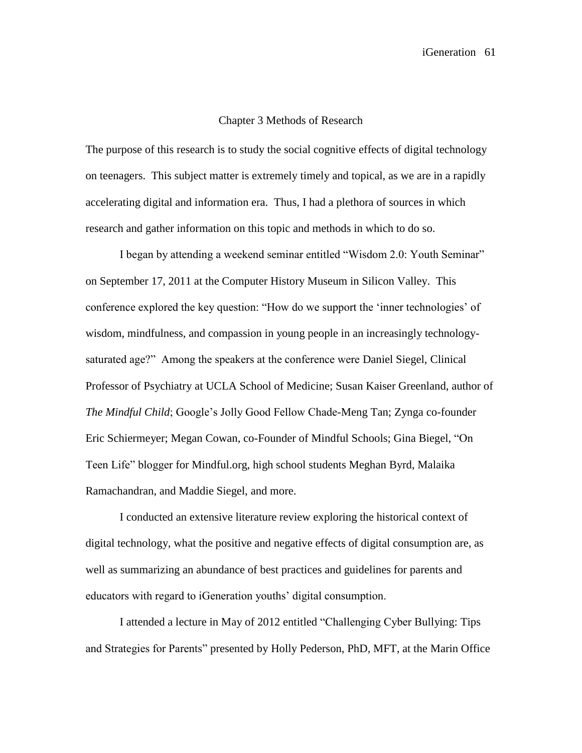## Chapter 3 Methods of Research

The purpose of this research is to study the social cognitive effects of digital technology on teenagers. This subject matter is extremely timely and topical, as we are in a rapidly accelerating digital and information era. Thus, I had a plethora of sources in which research and gather information on this topic and methods in which to do so.

I began by attending a weekend seminar entitled "Wisdom 2.0: Youth Seminar" on September 17, 2011 at the Computer History Museum in Silicon Valley. This conference explored the key question: "How do we support the 'inner technologies' of wisdom, mindfulness, and compassion in young people in an increasingly technology-saturated age?" Among the speakers at the conference were Daniel Siegel, Clinical Professor of Psychiatry at UCLA School of Medicine; Susan Kaiser Greenland, author of *The Mindful Child*; Google's Jolly Good Fellow Chade-Meng Tan; Zynga co-founder Eric Schiermeyer; Megan Cowan, co-Founder of Mindful Schools; Gina Biegel, "On Teen Life" blogger for Mindful.org, high school students Meghan Byrd, Malaika Ramachandran, and Maddie Siegel, and more.

I conducted an extensive literature review exploring the historical context of digital technology, what the positive and negative effects of digital consumption are, as well as summarizing an abundance of best practices and guidelines for parents and educators with regard to iGeneration youths' digital consumption.

I attended a lecture in May of 2012 entitled "Challenging Cyber Bullying: Tips and Strategies for Parents" presented by Holly Pederson, PhD, MFT, at the Marin Office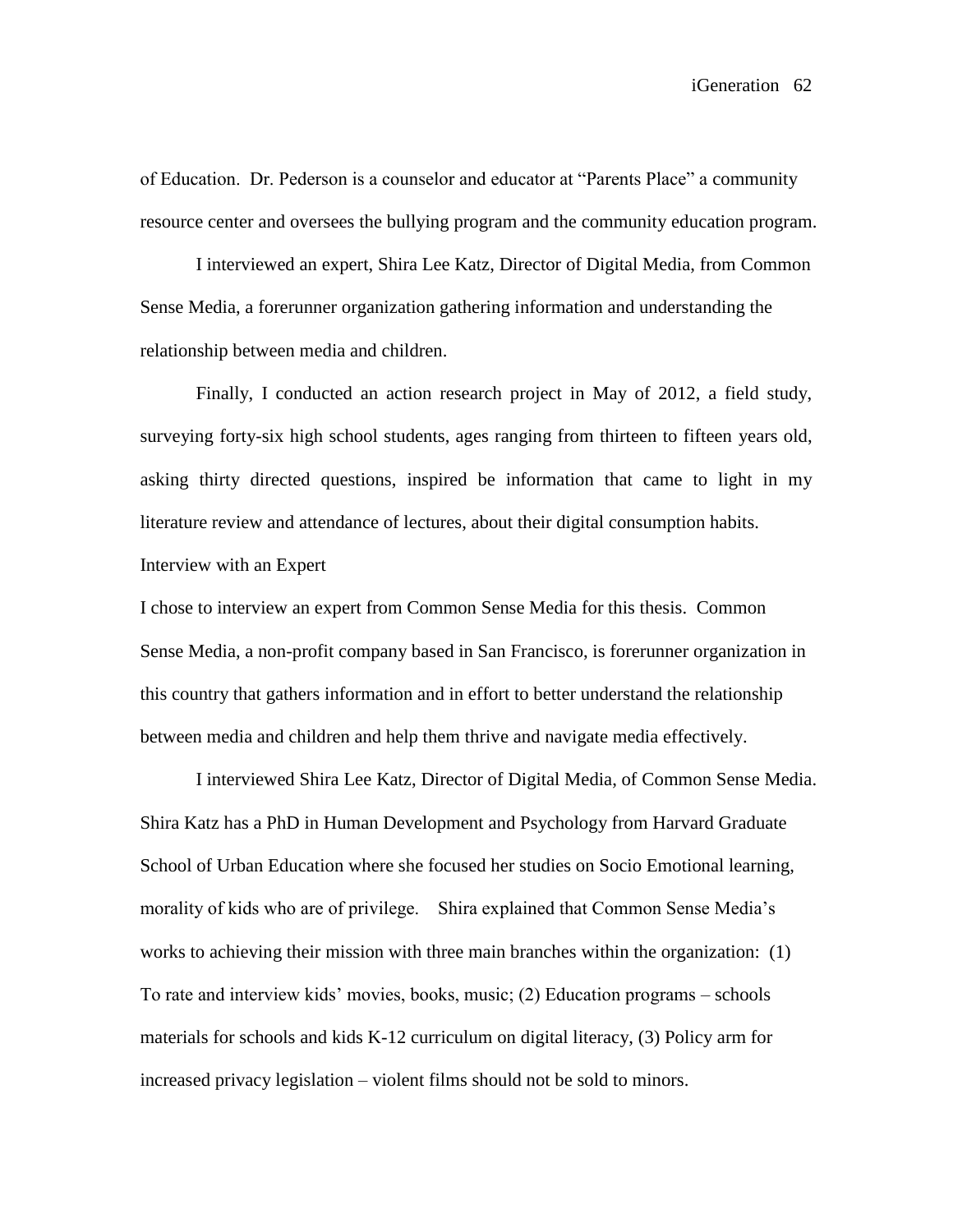of Education. Dr. Pederson is a counselor and educator at "Parents Place" a community resource center and oversees the bullying program and the community education program.

I interviewed an expert, Shira Lee Katz, Director of Digital Media, from Common Sense Media, a forerunner organization gathering information and understanding the relationship between media and children.

Finally, I conducted an action research project in May of 2012, a field study, surveying forty-six high school students, ages ranging from thirteen to fifteen years old, asking thirty directed questions, inspired be information that came to light in my literature review and attendance of lectures, about their digital consumption habits.

## Interview with an Expert

I chose to interview an expert from Common Sense Media for this thesis. Common Sense Media, a non-profit company based in San Francisco, is forerunner organization in this country that gathers information and in effort to better understand the relationship between media and children and help them thrive and navigate media effectively.

I interviewed Shira Lee Katz, Director of Digital Media, of Common Sense Media. Shira Katz has a PhD in Human Development and Psychology from Harvard Graduate School of Urban Education where she focused her studies on Socio Emotional learning, morality of kids who are of privilege. Shira explained that Common Sense Media's works to achieving their mission with three main branches within the organization: (1) To rate and interview kids' movies, books, music; (2) Education programs – schools materials for schools and kids K-12 curriculum on digital literacy, (3) Policy arm for increased privacy legislation – violent films should not be sold to minors.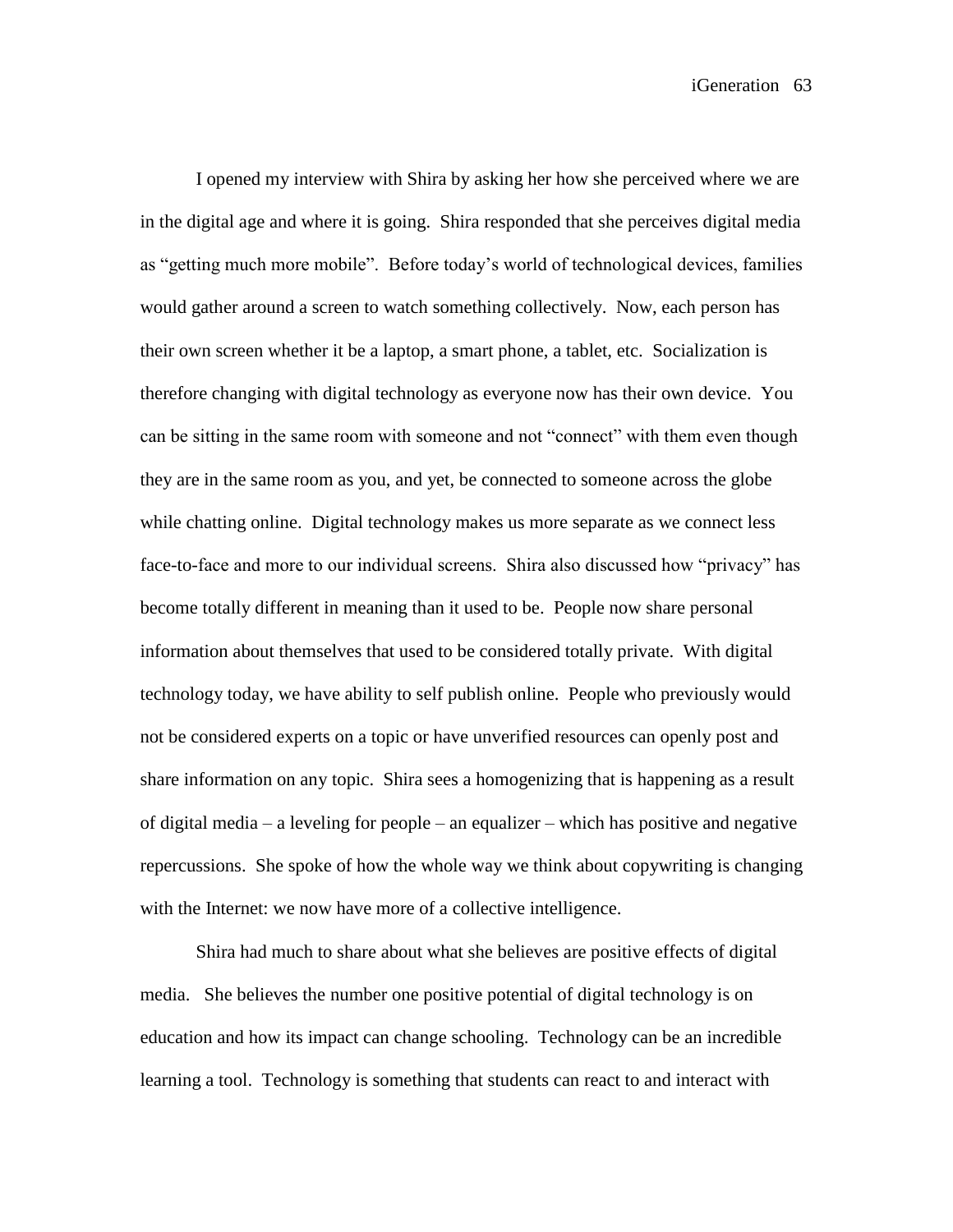I opened my interview with Shira by asking her how she perceived where we are in the digital age and where it is going. Shira responded that she perceives digital media as "getting much more mobile". Before today's world of technological devices, families would gather around a screen to watch something collectively. Now, each person has their own screen whether it be a laptop, a smart phone, a tablet, etc. Socialization is therefore changing with digital technology as everyone now has their own device. You can be sitting in the same room with someone and not "connect" with them even though they are in the same room as you, and yet, be connected to someone across the globe while chatting online. Digital technology makes us more separate as we connect less face-to-face and more to our individual screens. Shira also discussed how "privacy" has become totally different in meaning than it used to be. People now share personal information about themselves that used to be considered totally private. With digital technology today, we have ability to self publish online. People who previously would not be considered experts on a topic or have unverified resources can openly post and share information on any topic. Shira sees a homogenizing that is happening as a result of digital media – a leveling for people – an equalizer – which has positive and negative repercussions. She spoke of how the whole way we think about copywriting is changing with the Internet: we now have more of a collective intelligence.

Shira had much to share about what she believes are positive effects of digital media. She believes the number one positive potential of digital technology is on education and how its impact can change schooling. Technology can be an incredible learning a tool. Technology is something that students can react to and interact with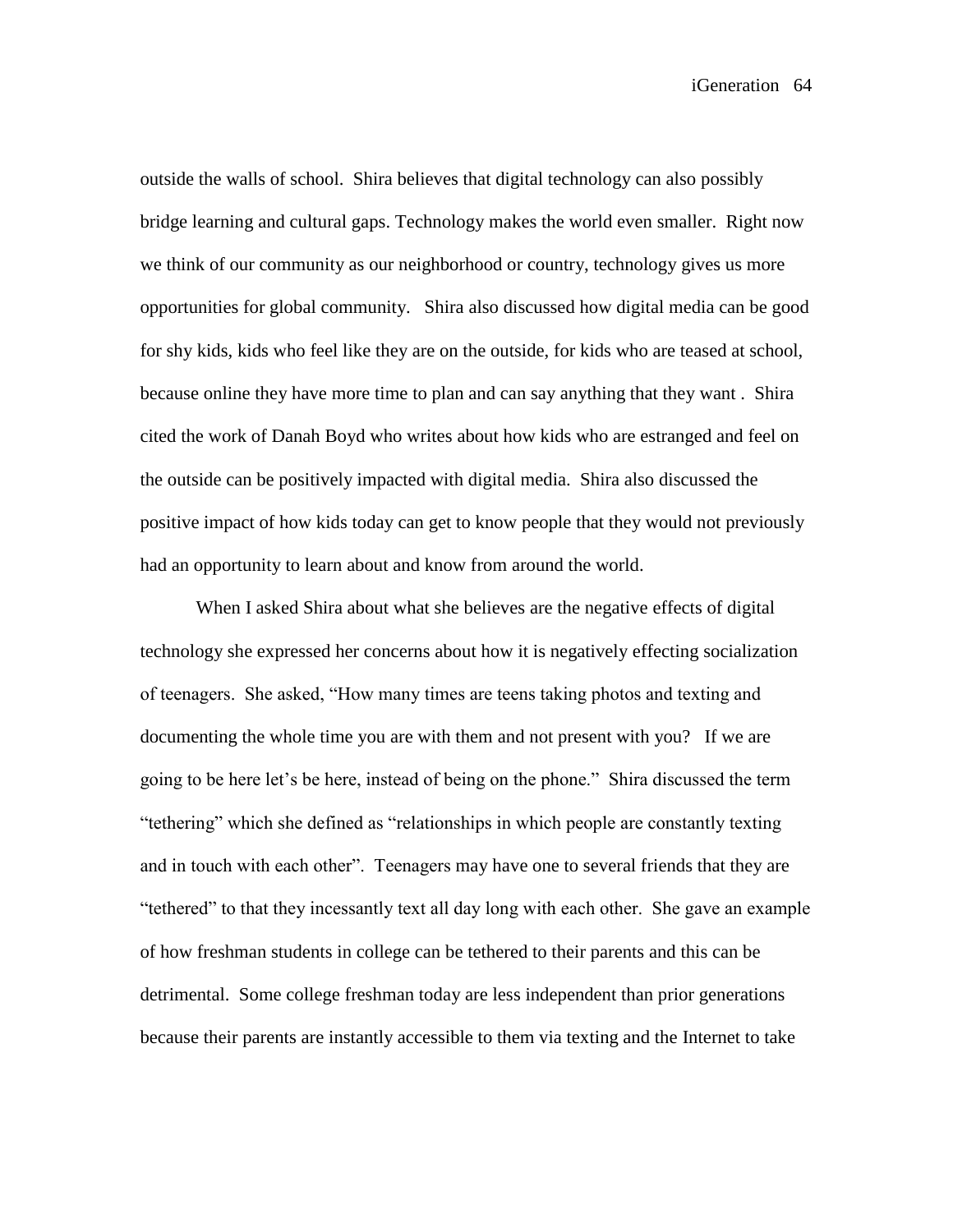outside the walls of school. Shira believes that digital technology can also possibly bridge learning and cultural gaps. Technology makes the world even smaller. Right now we think of our community as our neighborhood or country, technology gives us more opportunities for global community. Shira also discussed how digital media can be good for shy kids, kids who feel like they are on the outside, for kids who are teased at school, because online they have more time to plan and can say anything that they want . Shira cited the work of Danah Boyd who writes about how kids who are estranged and feel on the outside can be positively impacted with digital media. Shira also discussed the positive impact of how kids today can get to know people that they would not previously had an opportunity to learn about and know from around the world.

When I asked Shira about what she believes are the negative effects of digital technology she expressed her concerns about how it is negatively effecting socialization of teenagers. She asked, "How many times are teens taking photos and texting and documenting the whole time you are with them and not present with you? If we are going to be here let's be here, instead of being on the phone." Shira discussed the term "tethering" which she defined as "relationships in which people are constantly texting and in touch with each other". Teenagers may have one to several friends that they are "tethered" to that they incessantly text all day long with each other. She gave an example of how freshman students in college can be tethered to their parents and this can be detrimental. Some college freshman today are less independent than prior generations because their parents are instantly accessible to them via texting and the Internet to take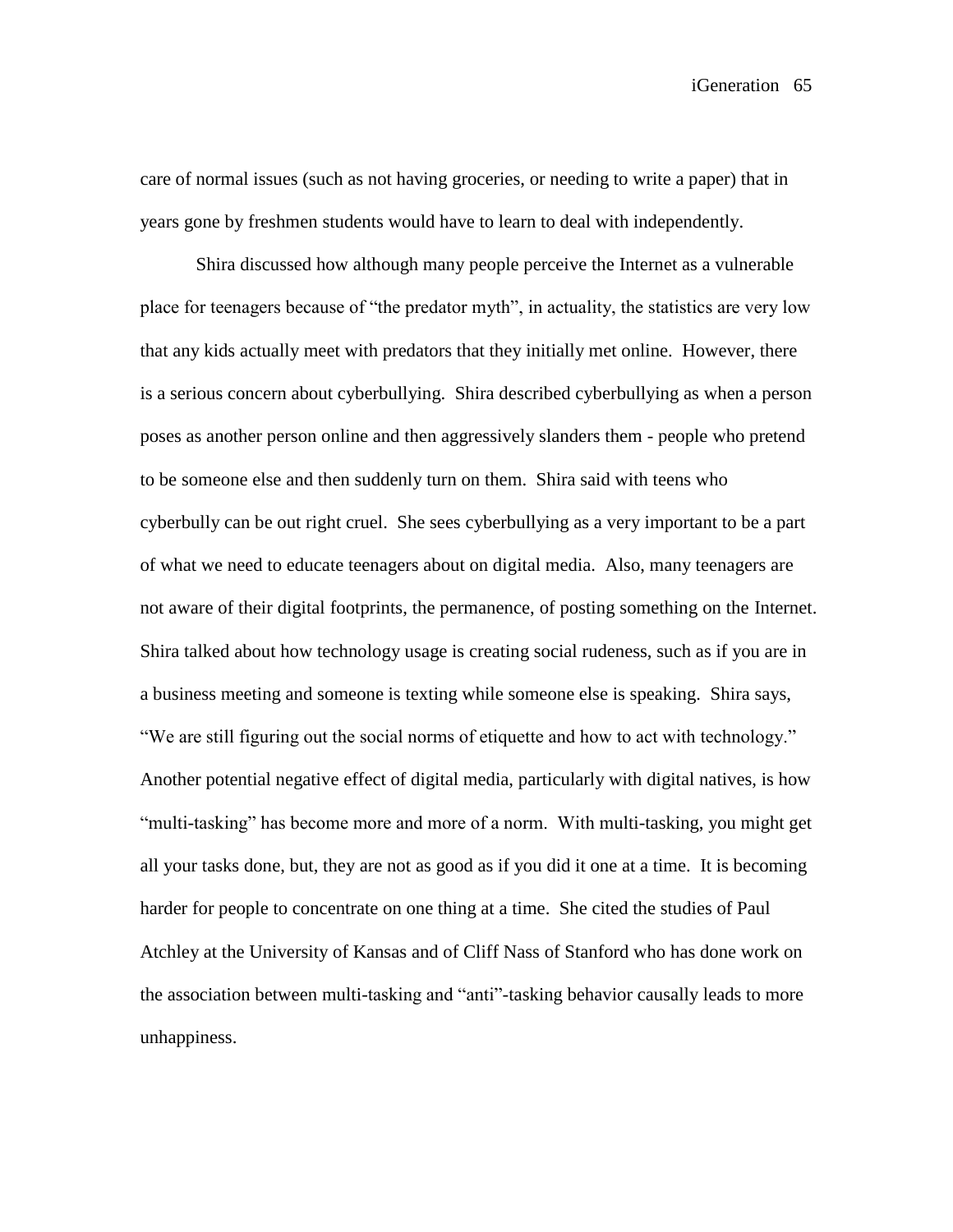care of normal issues (such as not having groceries, or needing to write a paper) that in years gone by freshmen students would have to learn to deal with independently.

Shira discussed how although many people perceive the Internet as a vulnerable place for teenagers because of "the predator myth", in actuality, the statistics are very low that any kids actually meet with predators that they initially met online. However, there is a serious concern about cyberbullying. Shira described cyberbullying as when a person poses as another person online and then aggressively slanders them - people who pretend to be someone else and then suddenly turn on them. Shira said with teens who cyberbully can be out right cruel. She sees cyberbullying as a very important to be a part of what we need to educate teenagers about on digital media. Also, many teenagers are not aware of their digital footprints, the permanence, of posting something on the Internet. Shira talked about how technology usage is creating social rudeness, such as if you are in a business meeting and someone is texting while someone else is speaking. Shira says, "We are still figuring out the social norms of etiquette and how to act with technology." Another potential negative effect of digital media, particularly with digital natives, is how "multi-tasking" has become more and more of a norm. With multi-tasking, you might get all your tasks done, but, they are not as good as if you did it one at a time. It is becoming harder for people to concentrate on one thing at a time. She cited the studies of Paul Atchley at the University of Kansas and of Cliff Nass of Stanford who has done work on the association between multi-tasking and "anti"-tasking behavior causally leads to more unhappiness.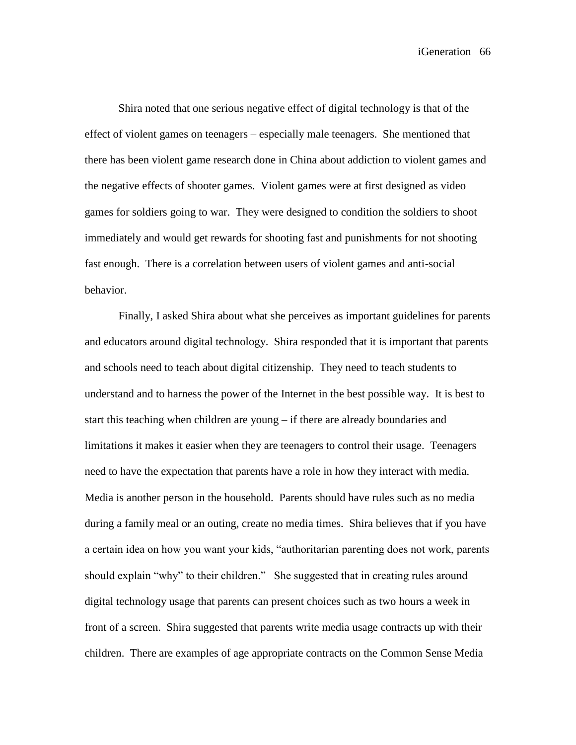Shira noted that one serious negative effect of digital technology is that of the effect of violent games on teenagers – especially male teenagers. She mentioned that there has been violent game research done in China about addiction to violent games and the negative effects of shooter games. Violent games were at first designed as video games for soldiers going to war. They were designed to condition the soldiers to shoot immediately and would get rewards for shooting fast and punishments for not shooting fast enough. There is a correlation between users of violent games and anti-social behavior.

Finally, I asked Shira about what she perceives as important guidelines for parents and educators around digital technology. Shira responded that it is important that parents and schools need to teach about digital citizenship. They need to teach students to understand and to harness the power of the Internet in the best possible way. It is best to start this teaching when children are young – if there are already boundaries and limitations it makes it easier when they are teenagers to control their usage. Teenagers need to have the expectation that parents have a role in how they interact with media. Media is another person in the household. Parents should have rules such as no media during a family meal or an outing, create no media times. Shira believes that if you have a certain idea on how you want your kids, "authoritarian parenting does not work, parents should explain "why" to their children." She suggested that in creating rules around digital technology usage that parents can present choices such as two hours a week in front of a screen. Shira suggested that parents write media usage contracts up with their children. There are examples of age appropriate contracts on the Common Sense Media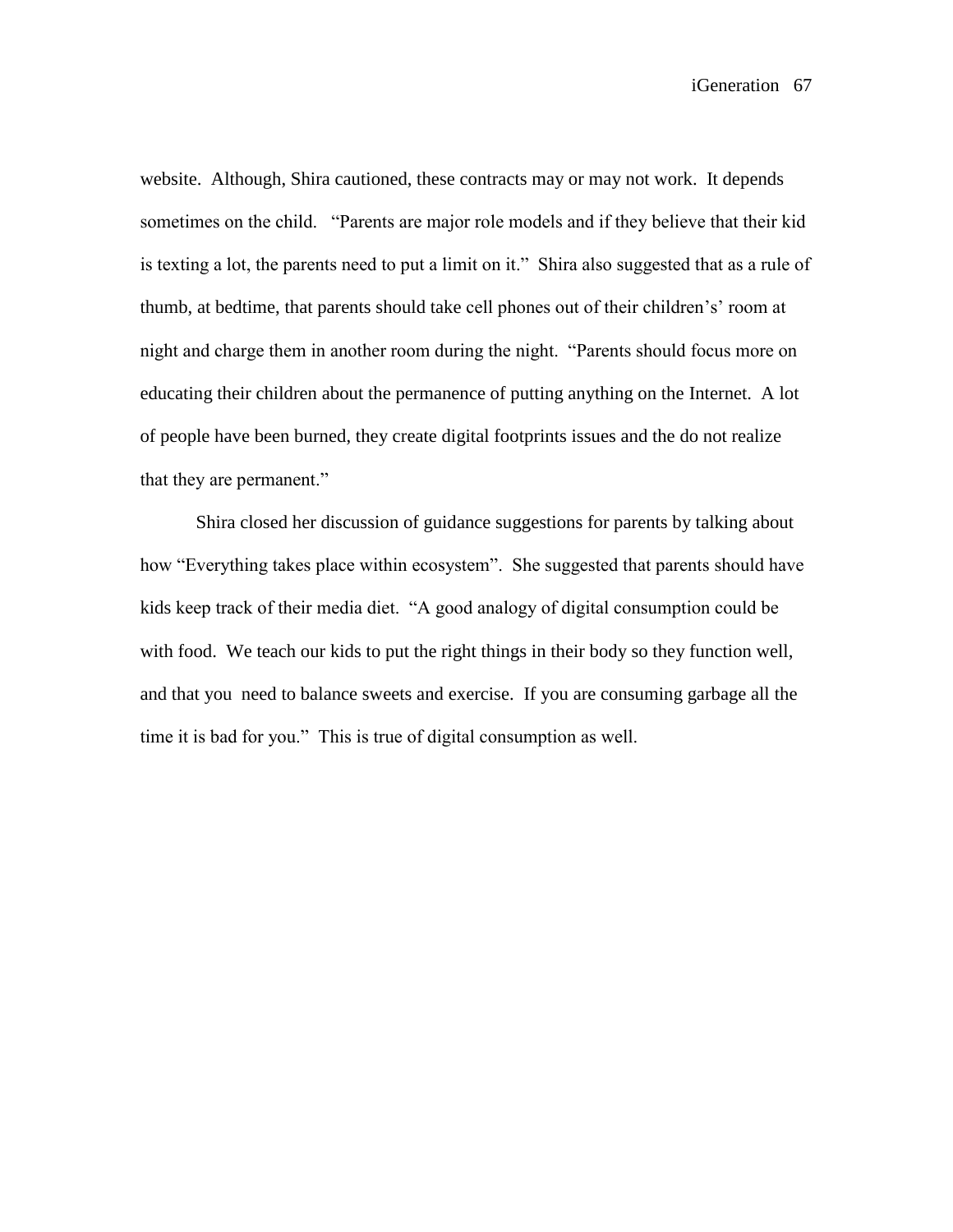website. Although, Shira cautioned, these contracts may or may not work. It depends sometimes on the child. "Parents are major role models and if they believe that their kid is texting a lot, the parents need to put a limit on it." Shira also suggested that as a rule of thumb, at bedtime, that parents should take cell phones out of their children's' room at night and charge them in another room during the night. "Parents should focus more on educating their children about the permanence of putting anything on the Internet. A lot of people have been burned, they create digital footprints issues and the do not realize that they are permanent."

Shira closed her discussion of guidance suggestions for parents by talking about how "Everything takes place within ecosystem". She suggested that parents should have kids keep track of their media diet. "A good analogy of digital consumption could be with food. We teach our kids to put the right things in their body so they function well, and that you need to balance sweets and exercise. If you are consuming garbage all the time it is bad for you." This is true of digital consumption as well.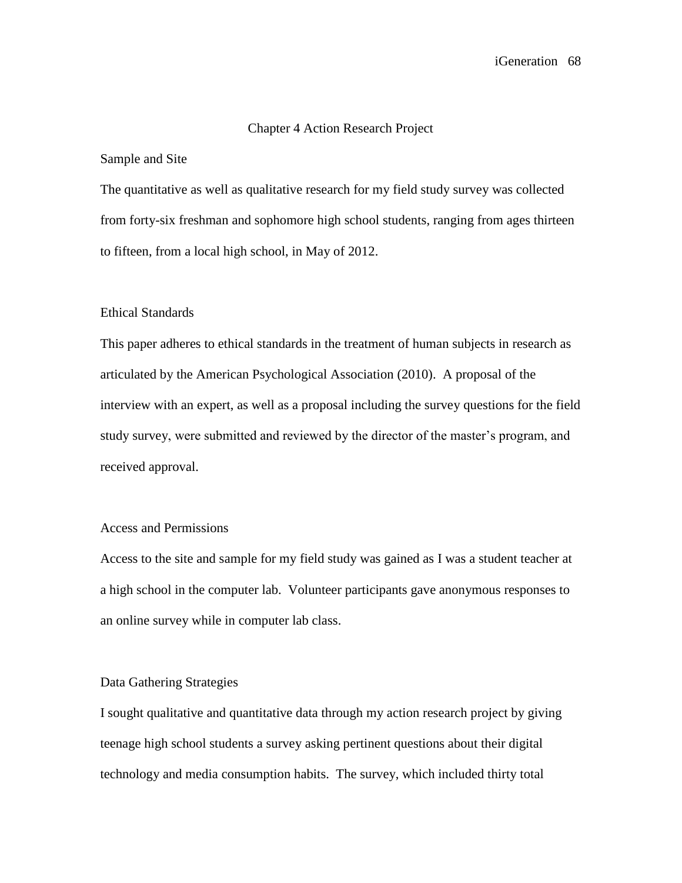# Chapter 4 Action Research Project

## Sample and Site

The quantitative as well as qualitative research for my field study survey was collected from forty-six freshman and sophomore high school students, ranging from ages thirteen to fifteen, from a local high school, in May of 2012.

## Ethical Standards

This paper adheres to ethical standards in the treatment of human subjects in research as articulated by the American Psychological Association (2010). A proposal of the interview with an expert, as well as a proposal including the survey questions for the field study survey, were submitted and reviewed by the director of the master's program, and received approval.

## Access and Permissions

Access to the site and sample for my field study was gained as I was a student teacher at a high school in the computer lab. Volunteer participants gave anonymous responses to an online survey while in computer lab class.

## Data Gathering Strategies

I sought qualitative and quantitative data through my action research project by giving teenage high school students a survey asking pertinent questions about their digital technology and media consumption habits. The survey, which included thirty total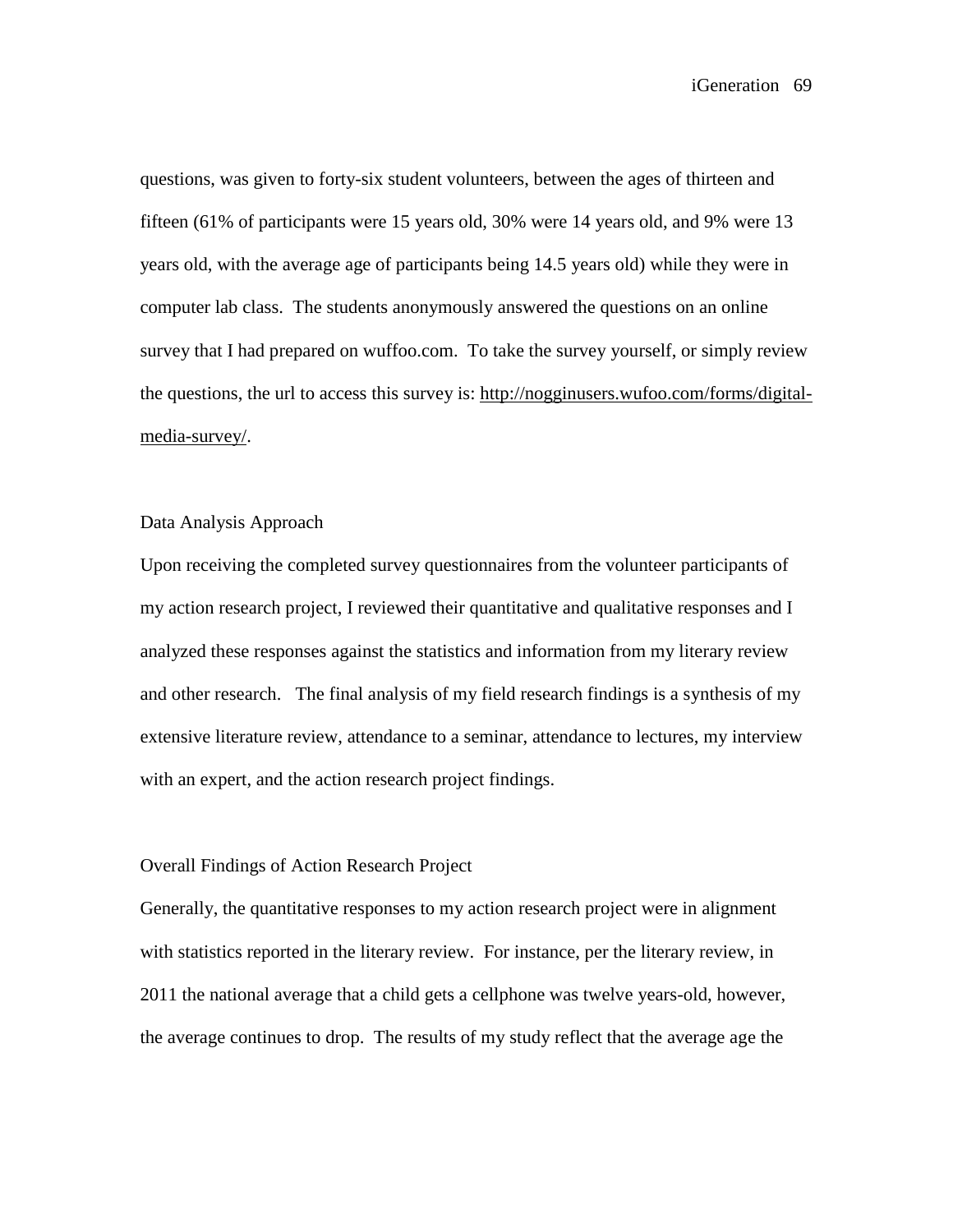questions, was given to forty-six student volunteers, between the ages of thirteen and fifteen (61% of participants were 15 years old, 30% were 14 years old, and 9% were 13 years old, with the average age of participants being 14.5 years old) while they were in computer lab class. The students anonymously answered the questions on an online survey that I had prepared on wuffoo.com. To take the survey yourself, or simply review the questions, the url to access this survey is: http://nogginusers.wufoo.com/forms/digital-media-survey/.

## Data Analysis Approach

Upon receiving the completed survey questionnaires from the volunteer participants of my action research project, I reviewed their quantitative and qualitative responses and I analyzed these responses against the statistics and information from my literary review and other research. The final analysis of my field research findings is a synthesis of my extensive literature review, attendance to a seminar, attendance to lectures, my interview with an expert, and the action research project findings.

## Overall Findings of Action Research Project

Generally, the quantitative responses to my action research project were in alignment with statistics reported in the literary review. For instance, per the literary review, in 2011 the national average that a child gets a cellphone was twelve years-old, however, the average continues to drop. The results of my study reflect that the average age the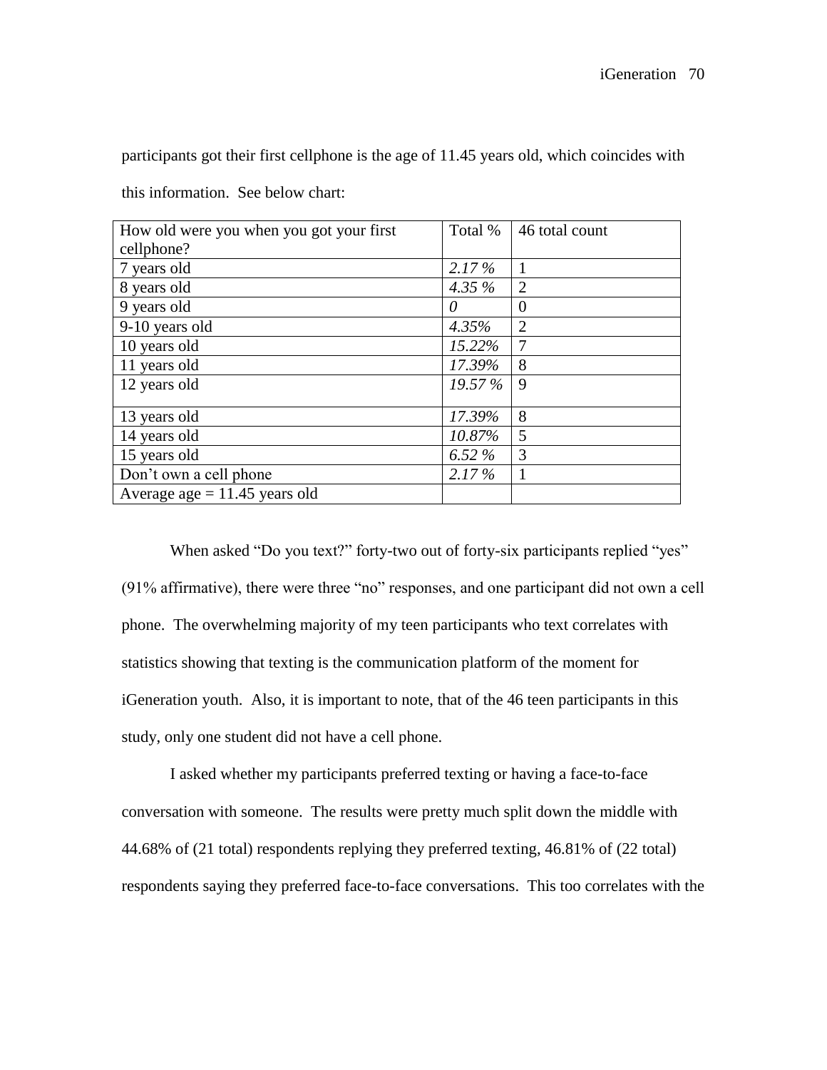participants got their first cellphone is the age of 11.45 years old, which coincides with this information. See below chart:

| How old were you when you got your first cellphone? | Total % | 46 total count |
|---|---|---|
| 7 years old | *2.17 %* | 1 |
| 8 years old | *4.35 %* | 2 |
| 9 years old | *0* | 0 |
| 9-10 years old | *4.35%* | 2 |
| 10 years old | *15.22%* | 7 |
| 11 years old | *17.39%* | 8 |
| 12 years old | *19.57 %* | 9 |
| 13 years old | *17.39%* | 8 |
| 14 years old | *10.87%* | 5 |
| 15 years old | *6.52 %* | 3 |
| Don't own a cell phone | *2.17 %* | 1 |
| Average age = 11.45 years old | | |

When asked "Do you text?" forty-two out of forty-six participants replied "yes" (91% affirmative), there were three "no" responses, and one participant did not own a cell phone. The overwhelming majority of my teen participants who text correlates with statistics showing that texting is the communication platform of the moment for iGeneration youth. Also, it is important to note, that of the 46 teen participants in this study, only one student did not have a cell phone.

I asked whether my participants preferred texting or having a face-to-face conversation with someone. The results were pretty much split down the middle with 44.68% of (21 total) respondents replying they preferred texting, 46.81% of (22 total) respondents saying they preferred face-to-face conversations. This too correlates with the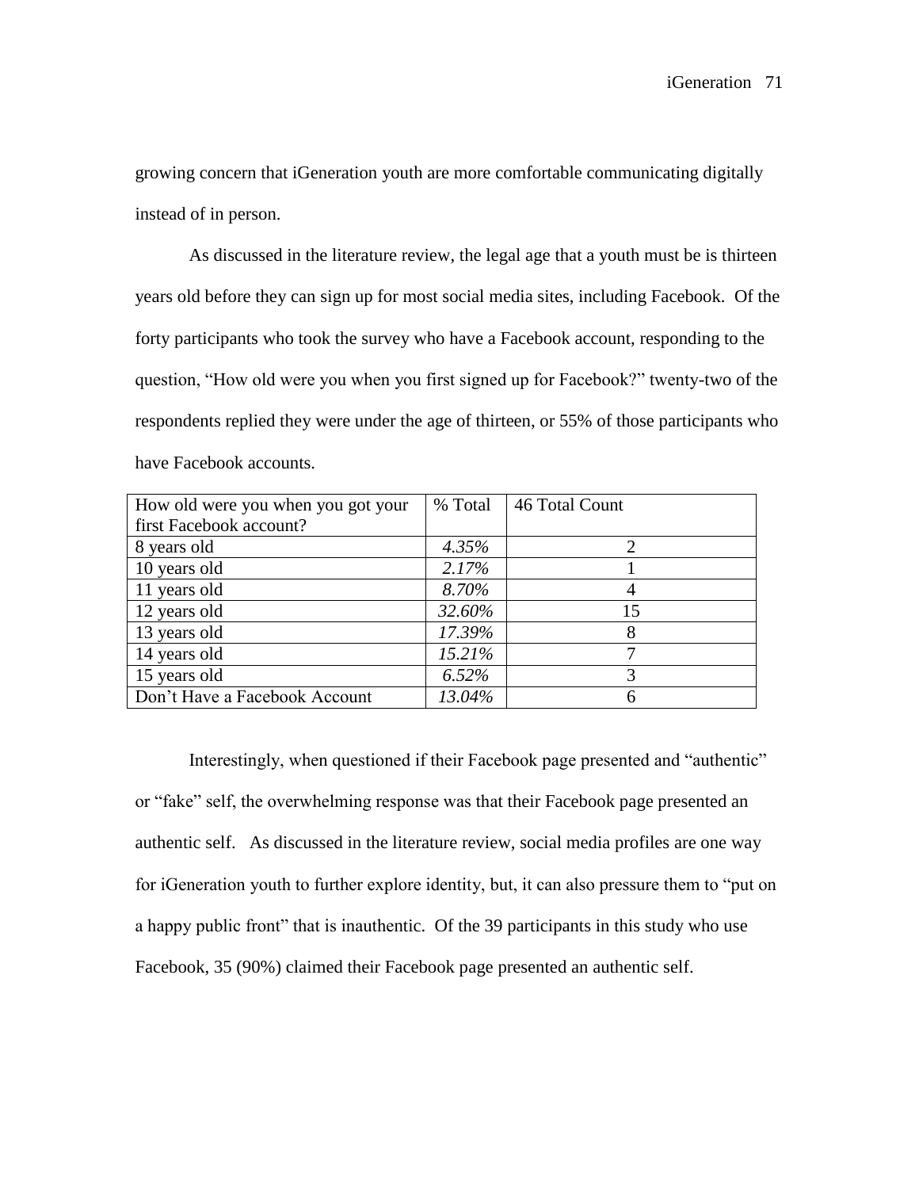growing concern that iGeneration youth are more comfortable communicating digitally instead of in person.

As discussed in the literature review, the legal age that a youth must be is thirteen years old before they can sign up for most social media sites, including Facebook. Of the forty participants who took the survey who have a Facebook account, responding to the question, "How old were you when you first signed up for Facebook?" twenty-two of the respondents replied they were under the age of thirteen, or 55% of those participants who have Facebook accounts.

| How old were you when you got your first Facebook account? | % Total | 46 Total Count |
|---|---|---|
| 8 years old | *4.35%* | 2 |
| 10 years old | *2.17%* | 1 |
| 11 years old | *8.70%* | 4 |
| 12 years old | *32.60%* | 15 |
| 13 years old | *17.39%* | 8 |
| 14 years old | *15.21%* | 7 |
| 15 years old | *6.52%* | 3 |
| Don't Have a Facebook Account | *13.04%* | 6 |

Interestingly, when questioned if their Facebook page presented and "authentic" or "fake" self, the overwhelming response was that their Facebook page presented an authentic self. As discussed in the literature review, social media profiles are one way for iGeneration youth to further explore identity, but, it can also pressure them to "put on a happy public front" that is inauthentic. Of the 39 participants in this study who use Facebook, 35 (90%) claimed their Facebook page presented an authentic self.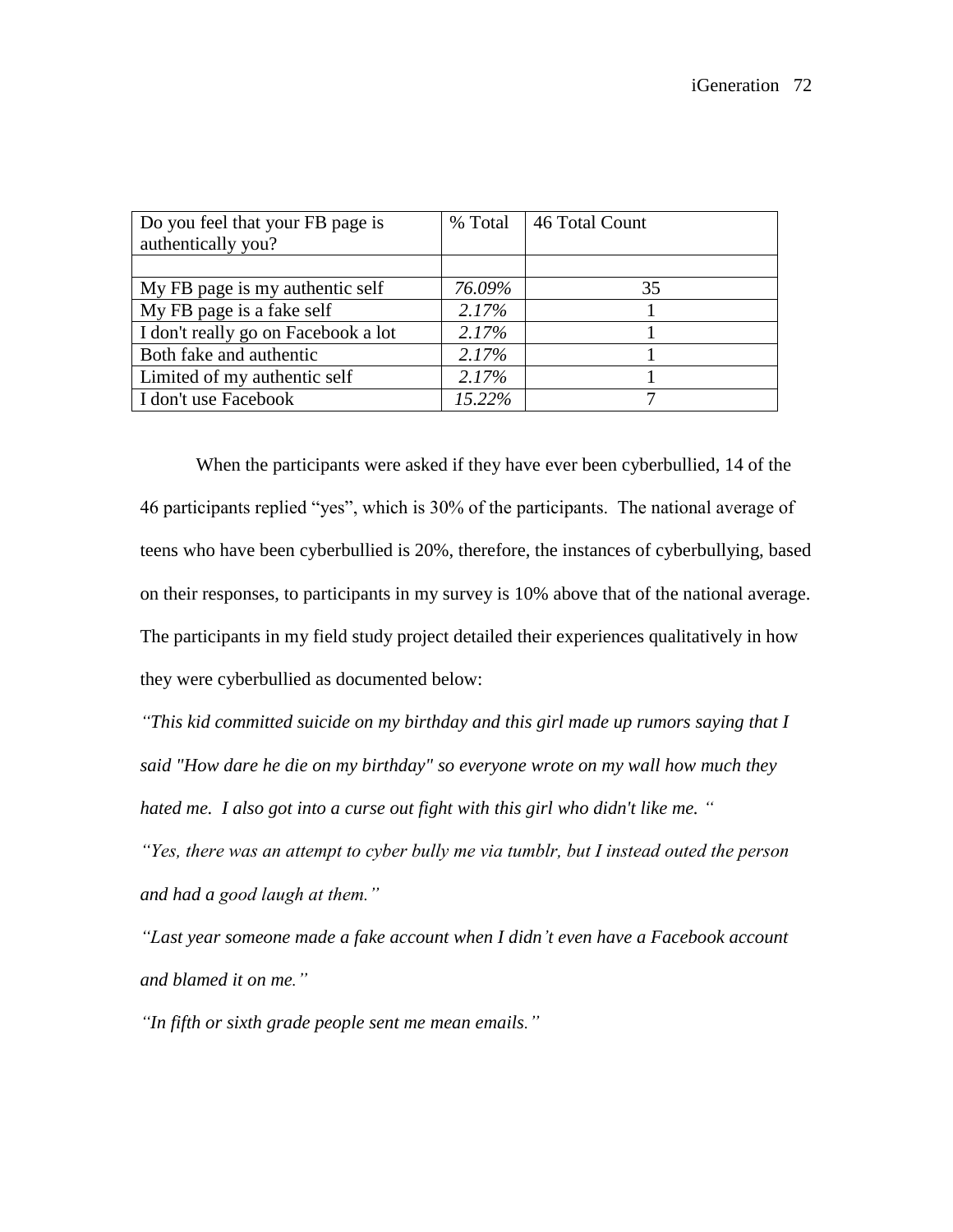| Do you feel that your FB page is authentically you? | % Total | 46 Total Count |
|---|---|---|
| | | |
| My FB page is my authentic self | *76.09%* | 35 |
| My FB page is a fake self | *2.17%* | 1 |
| I don't really go on Facebook a lot | *2.17%* | 1 |
| Both fake and authentic | *2.17%* | 1 |
| Limited of my authentic self | *2.17%* | 1 |
| I don't use Facebook | *15.22%* | 7 |

When the participants were asked if they have ever been cyberbullied, 14 of the 46 participants replied "yes", which is 30% of the participants. The national average of teens who have been cyberbullied is 20%, therefore, the instances of cyberbullying, based on their responses, to participants in my survey is 10% above that of the national average. The participants in my field study project detailed their experiences qualitatively in how they were cyberbullied as documented below:

*"This kid committed suicide on my birthday and this girl made up rumors saying that I said "How dare he die on my birthday" so everyone wrote on my wall how much they hated me. I also got into a curse out fight with this girl who didn't like me. "*

*"Yes, there was an attempt to cyber bully me via tumblr, but I instead outed the person and had a good laugh at them."*

*"Last year someone made a fake account when I didn't even have a Facebook account and blamed it on me."*

*"In fifth or sixth grade people sent me mean emails."*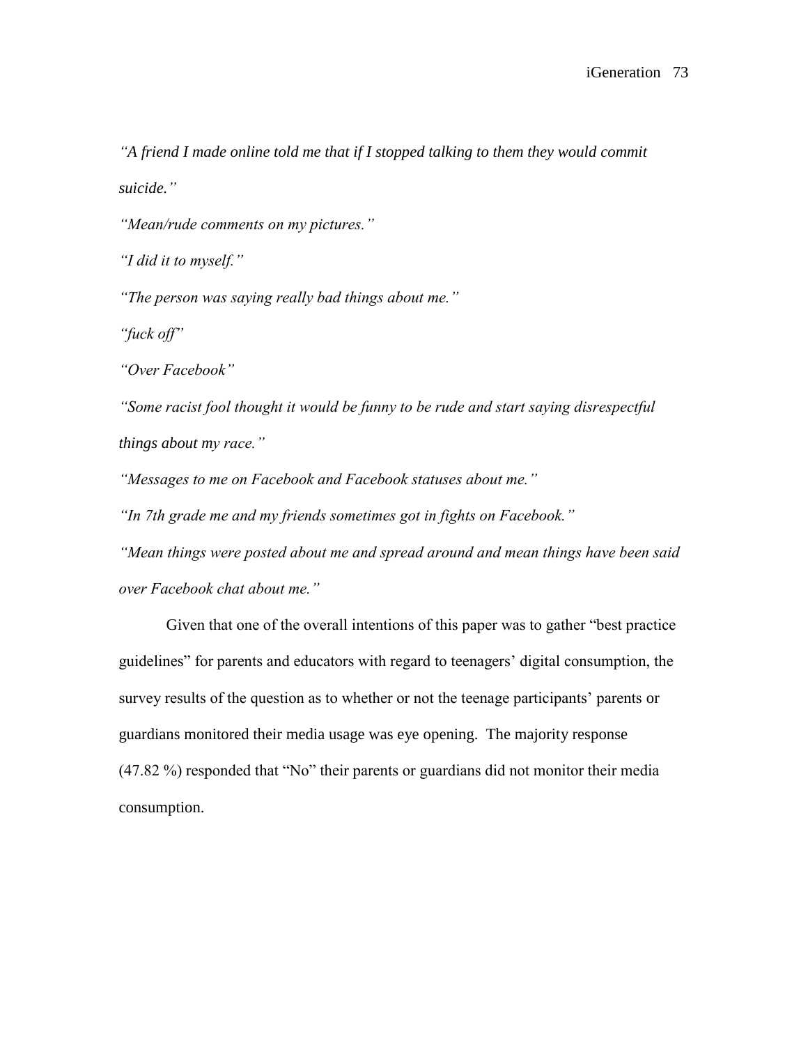*"A friend I made online told me that if I stopped talking to them they would commit suicide."*

*"Mean/rude comments on my pictures."*

*"I did it to myself."*

*"The person was saying really bad things about me."*

*"fuck off"*

*"Over Facebook"*

*"Some racist fool thought it would be funny to be rude and start saying disrespectful things about my race."*

*"Messages to me on Facebook and Facebook statuses about me."*

*"In 7th grade me and my friends sometimes got in fights on Facebook."*

*"Mean things were posted about me and spread around and mean things have been said over Facebook chat about me."*

Given that one of the overall intentions of this paper was to gather "best practice guidelines" for parents and educators with regard to teenagers' digital consumption, the survey results of the question as to whether or not the teenage participants' parents or guardians monitored their media usage was eye opening. The majority response (47.82 %) responded that "No" their parents or guardians did not monitor their media consumption.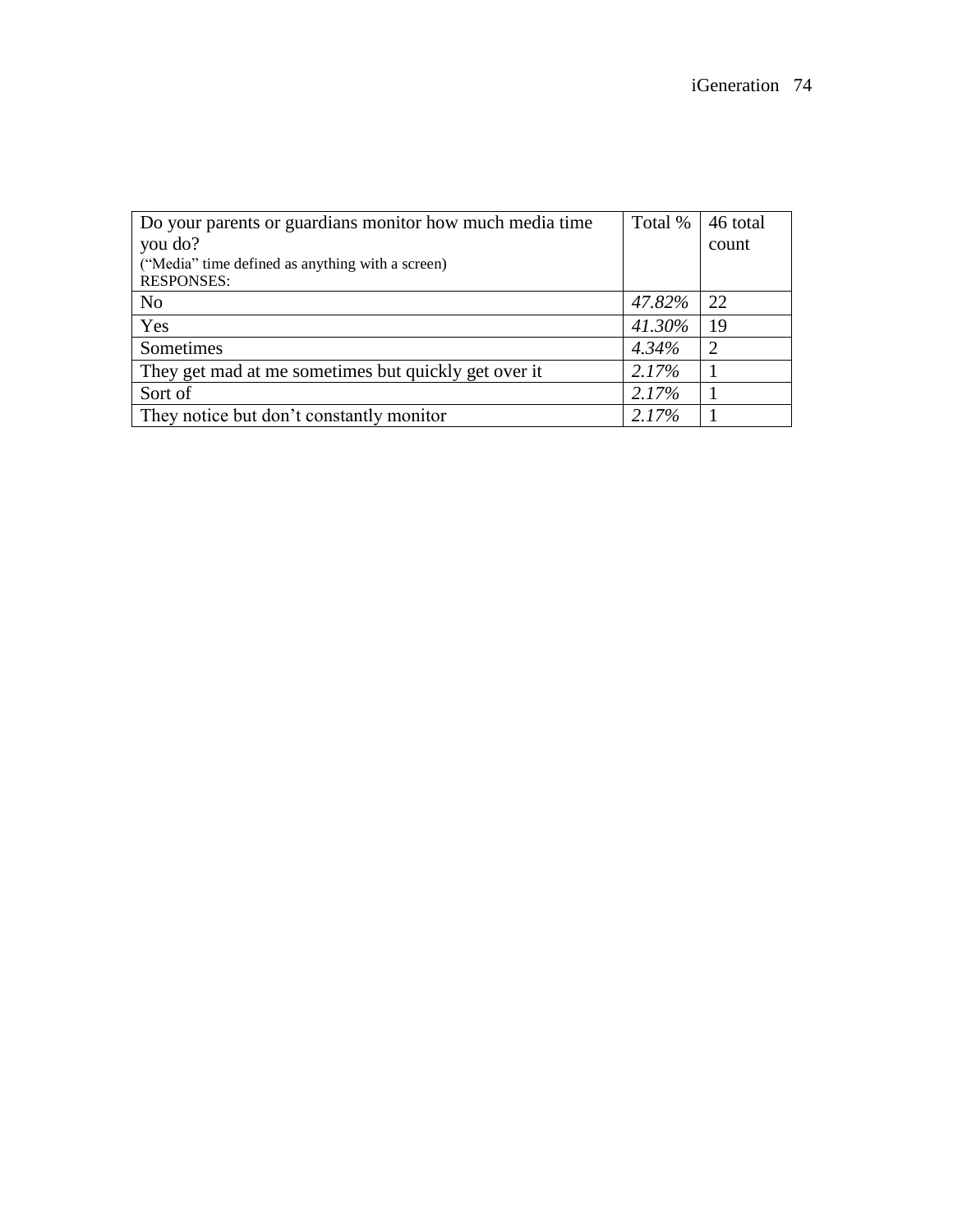| Do your parents or guardians monitor how much media time you do? ("Media" time defined as anything with a screen) RESPONSES: | Total % | 46 total count |
|---|---|---|
| No | *47.82%* | 22 |
| Yes | *41.30%* | 19 |
| Sometimes | *4.34%* | 2 |
| They get mad at me sometimes but quickly get over it | *2.17%* | 1 |
| Sort of | *2.17%* | 1 |
| They notice but don't constantly monitor | *2.17%* | 1 |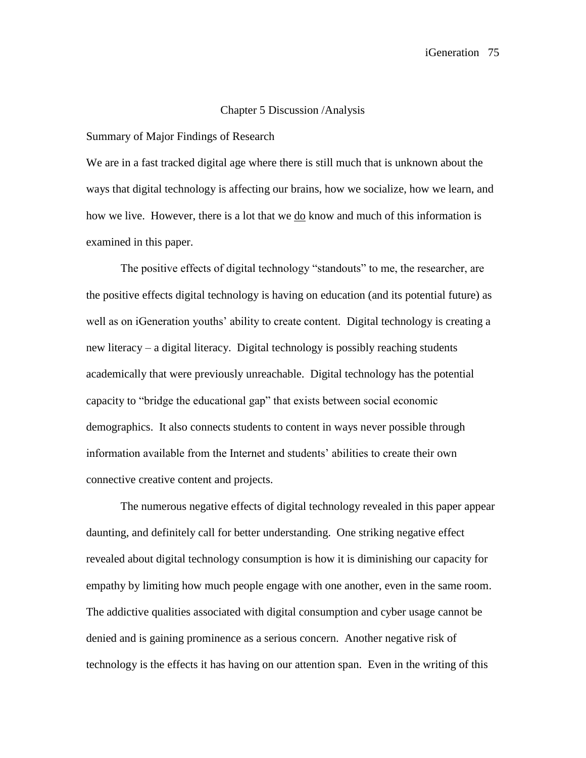# Chapter 5 Discussion /Analysis

## Summary of Major Findings of Research

We are in a fast tracked digital age where there is still much that is unknown about the ways that digital technology is affecting our brains, how we socialize, how we learn, and how we live. However, there is a lot that we <u>do</u> know and much of this information is examined in this paper.

The positive effects of digital technology "standouts" to me, the researcher, are the positive effects digital technology is having on education (and its potential future) as well as on iGeneration youths' ability to create content. Digital technology is creating a new literacy – a digital literacy. Digital technology is possibly reaching students academically that were previously unreachable. Digital technology has the potential capacity to "bridge the educational gap" that exists between social economic demographics. It also connects students to content in ways never possible through information available from the Internet and students' abilities to create their own connective creative content and projects.

The numerous negative effects of digital technology revealed in this paper appear daunting, and definitely call for better understanding. One striking negative effect revealed about digital technology consumption is how it is diminishing our capacity for empathy by limiting how much people engage with one another, even in the same room. The addictive qualities associated with digital consumption and cyber usage cannot be denied and is gaining prominence as a serious concern. Another negative risk of technology is the effects it has having on our attention span. Even in the writing of this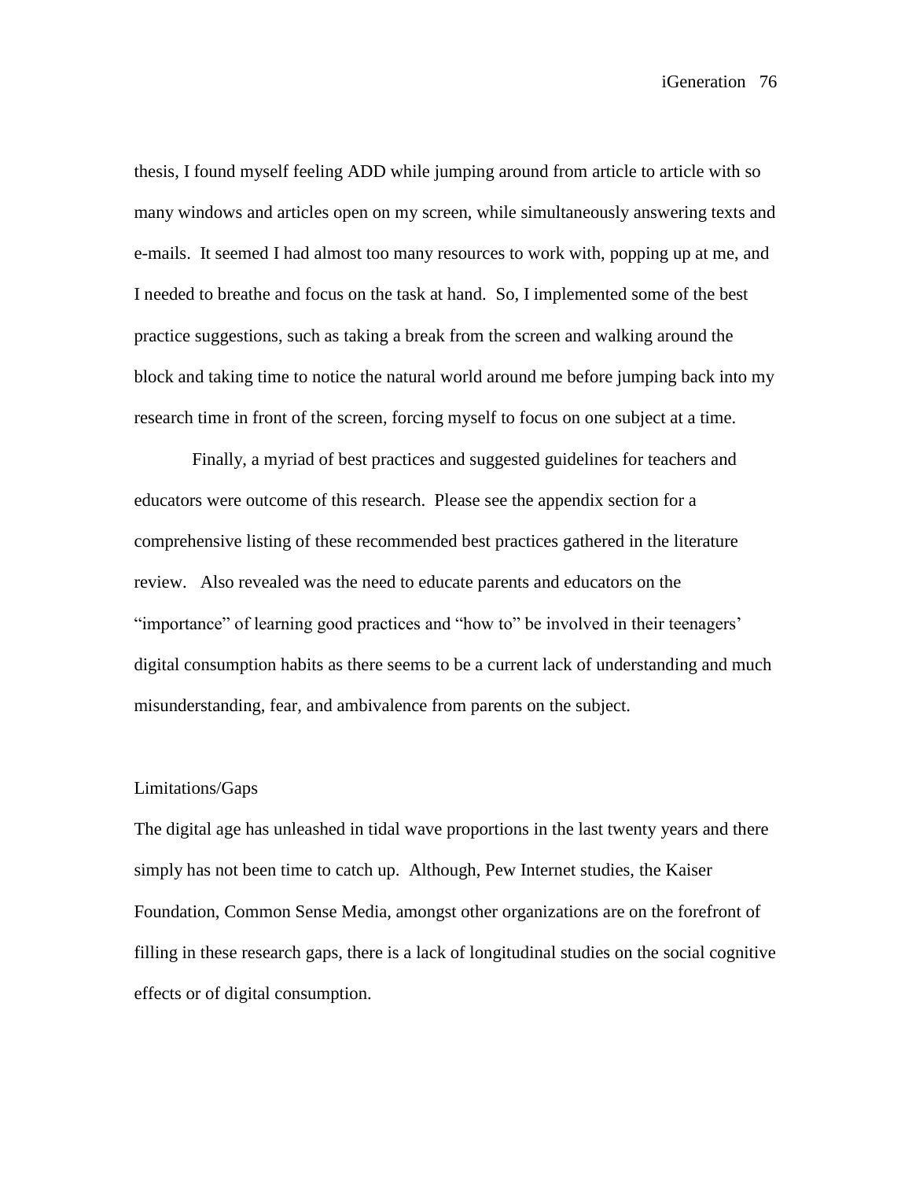thesis, I found myself feeling ADD while jumping around from article to article with so many windows and articles open on my screen, while simultaneously answering texts and e-mails. It seemed I had almost too many resources to work with, popping up at me, and I needed to breathe and focus on the task at hand. So, I implemented some of the best practice suggestions, such as taking a break from the screen and walking around the block and taking time to notice the natural world around me before jumping back into my research time in front of the screen, forcing myself to focus on one subject at a time.

Finally, a myriad of best practices and suggested guidelines for teachers and educators were outcome of this research. Please see the appendix section for a comprehensive listing of these recommended best practices gathered in the literature review. Also revealed was the need to educate parents and educators on the "importance" of learning good practices and "how to" be involved in their teenagers' digital consumption habits as there seems to be a current lack of understanding and much misunderstanding, fear, and ambivalence from parents on the subject.

## Limitations/Gaps

The digital age has unleashed in tidal wave proportions in the last twenty years and there simply has not been time to catch up. Although, Pew Internet studies, the Kaiser Foundation, Common Sense Media, amongst other organizations are on the forefront of filling in these research gaps, there is a lack of longitudinal studies on the social cognitive effects or of digital consumption.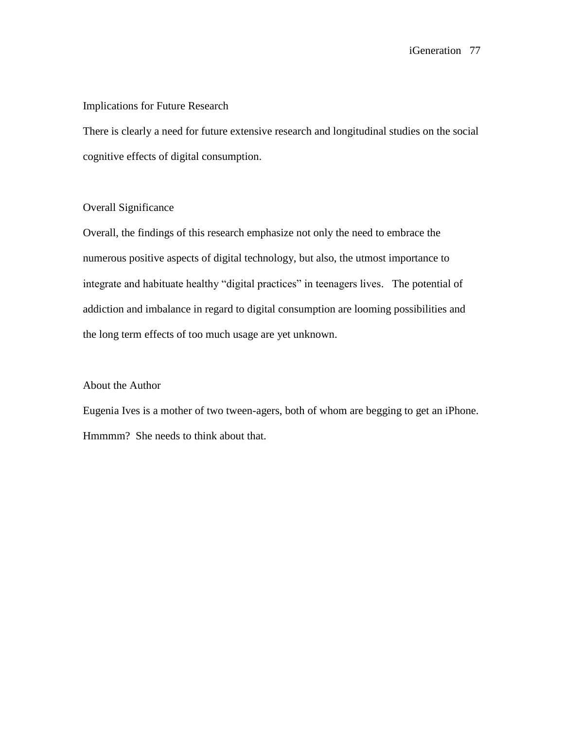## Implications for Future Research

There is clearly a need for future extensive research and longitudinal studies on the social cognitive effects of digital consumption.

## Overall Significance

Overall, the findings of this research emphasize not only the need to embrace the numerous positive aspects of digital technology, but also, the utmost importance to integrate and habituate healthy "digital practices" in teenagers lives. The potential of addiction and imbalance in regard to digital consumption are looming possibilities and the long term effects of too much usage are yet unknown.

## About the Author

Eugenia Ives is a mother of two tween-agers, both of whom are begging to get an iPhone. Hmmmm? She needs to think about that.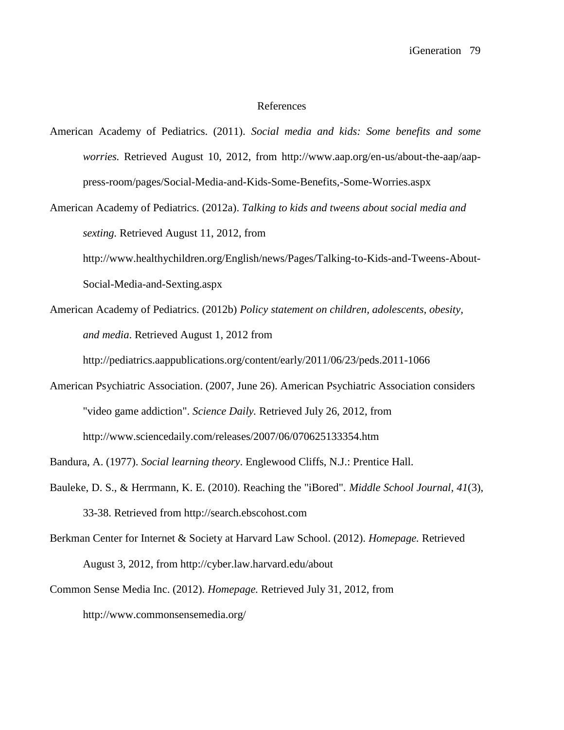# References

American Academy of Pediatrics. (2011). *Social media and kids: Some benefits and some worries.* Retrieved August 10, 2012, from http://www.aap.org/en-us/about-the-aap/aap-press-room/pages/Social-Media-and-Kids-Some-Benefits,-Some-Worries.aspx

American Academy of Pediatrics. (2012a). *Talking to kids and tweens about social media and sexting.* Retrieved August 11, 2012, from http://www.healthychildren.org/English/news/Pages/Talking-to-Kids-and-Tweens-About-Social-Media-and-Sexting.aspx

American Academy of Pediatrics. (2012b) *Policy statement on children, adolescents, obesity, and media*. Retrieved August 1, 2012 from http://pediatrics.aappublications.org/content/early/2011/06/23/peds.2011-1066

American Psychiatric Association. (2007, June 26). American Psychiatric Association considers "video game addiction". *Science Daily.* Retrieved July 26, 2012, from http://www.sciencedaily.com/releases/2007/06/070625133354.htm

Bandura, A. (1977). *Social learning theory*. Englewood Cliffs, N.J.: Prentice Hall.

Bauleke, D. S., & Herrmann, K. E. (2010). Reaching the "iBored". *Middle School Journal*, *41*(3), 33-38. Retrieved from http://search.ebscohost.com

Berkman Center for Internet & Society at Harvard Law School. (2012). *Homepage.* Retrieved August 3, 2012, from http://cyber.law.harvard.edu/about

Common Sense Media Inc. (2012). *Homepage.* Retrieved July 31, 2012, from http://www.commonsensemedia.org/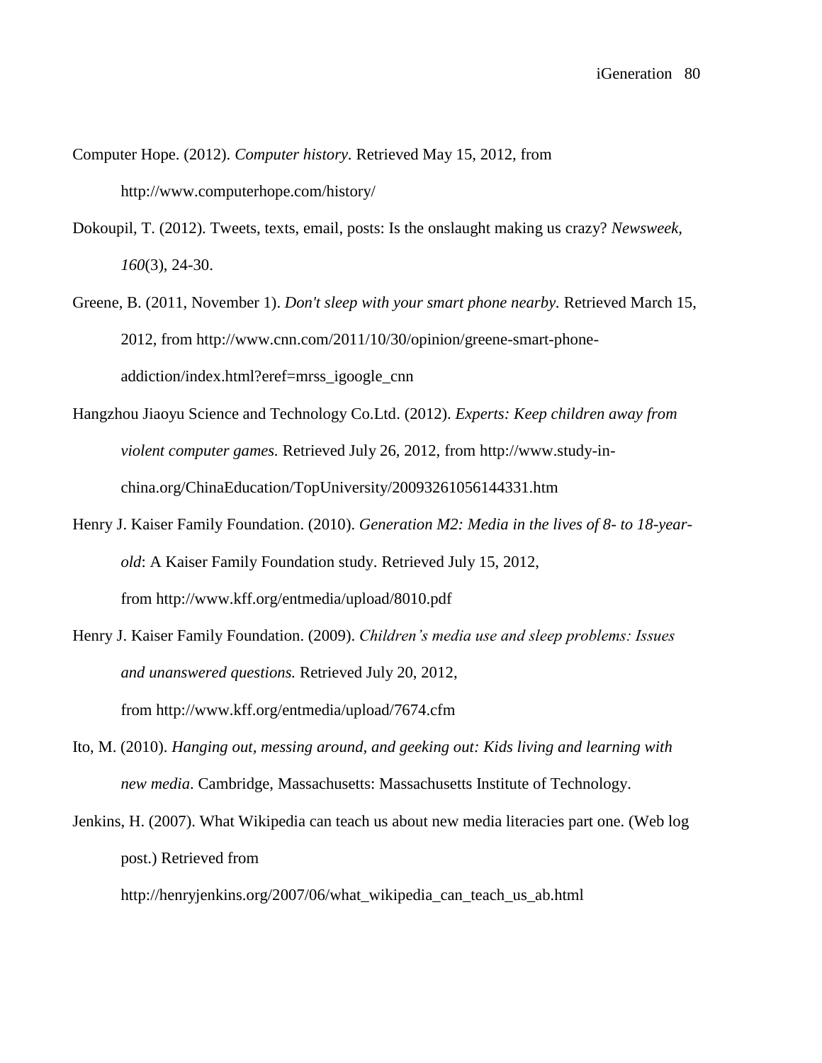Computer Hope. (2012). *Computer history*. Retrieved May 15, 2012, from http://www.computerhope.com/history/

Dokoupil, T. (2012). Tweets, texts, email, posts: Is the onslaught making us crazy? *Newsweek*, *160*(3), 24-30.

Greene, B. (2011, November 1). *Don't sleep with your smart phone nearby.* Retrieved March 15, 2012, from http://www.cnn.com/2011/10/30/opinion/greene-smart-phone-addiction/index.html?eref=mrss_igoogle_cnn

Hangzhou Jiaoyu Science and Technology Co.Ltd. (2012). *Experts: Keep children away from violent computer games.* Retrieved July 26, 2012, from http://www.study-in-china.org/ChinaEducation/TopUniversity/20093261056144331.htm

Henry J. Kaiser Family Foundation. (2010). *Generation M2: Media in the lives of 8- to 18-year-old*: A Kaiser Family Foundation study. Retrieved July 15, 2012, from http://www.kff.org/entmedia/upload/8010.pdf

Henry J. Kaiser Family Foundation. (2009). *Children's media use and sleep problems: Issues and unanswered questions.* Retrieved July 20, 2012, from http://www.kff.org/entmedia/upload/7674.cfm

Ito, M. (2010). *Hanging out, messing around, and geeking out: Kids living and learning with new media*. Cambridge, Massachusetts: Massachusetts Institute of Technology.

Jenkins, H. (2007). What Wikipedia can teach us about new media literacies part one. (Web log post.) Retrieved from http://henryjenkins.org/2007/06/what_wikipedia_can_teach_us_ab.html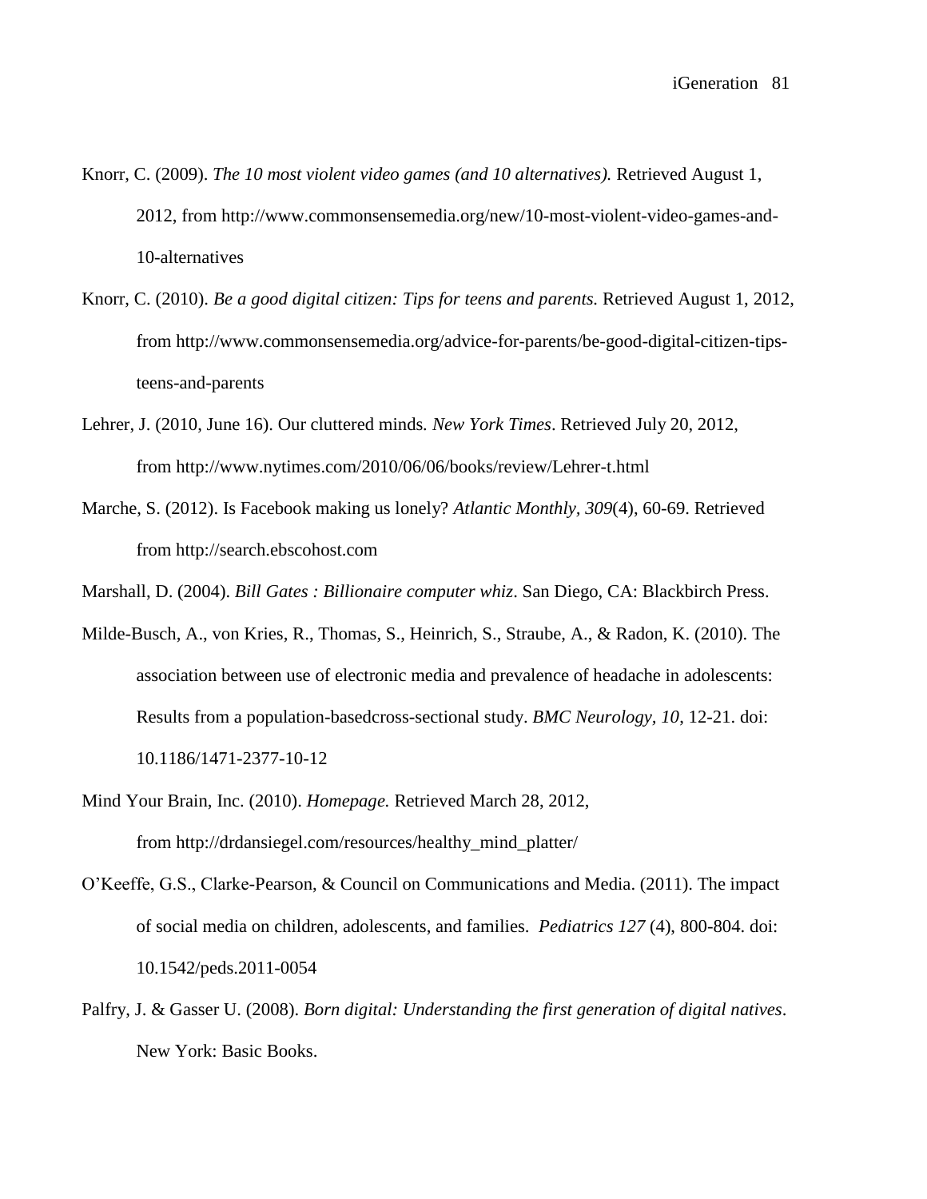Knorr, C. (2009). *The 10 most violent video games (and 10 alternatives).* Retrieved August 1, 2012, from http://www.commonsensemedia.org/new/10-most-violent-video-games-and-10-alternatives

Knorr, C. (2010). *Be a good digital citizen: Tips for teens and parents.* Retrieved August 1, 2012, from http://www.commonsensemedia.org/advice-for-parents/be-good-digital-citizen-tips-teens-and-parents

Lehrer, J. (2010, June 16). Our cluttered minds. *New York Times*. Retrieved July 20, 2012, from http://www.nytimes.com/2010/06/06/books/review/Lehrer-t.html

Marche, S. (2012). Is Facebook making us lonely? *Atlantic Monthly, 309*(4), 60-69. Retrieved from http://search.ebscohost.com

Marshall, D. (2004). *Bill Gates : Billionaire computer whiz*. San Diego, CA: Blackbirch Press.

Milde-Busch, A., von Kries, R., Thomas, S., Heinrich, S., Straube, A., & Radon, K. (2010). The association between use of electronic media and prevalence of headache in adolescents: Results from a population-basedcross-sectional study. *BMC Neurology, 10*, 12-21. doi: 10.1186/1471-2377-10-12

Mind Your Brain, Inc. (2010). *Homepage.* Retrieved March 28, 2012, from http://drdansiegel.com/resources/healthy_mind_platter/

O'Keeffe, G.S., Clarke-Pearson, & Council on Communications and Media. (2011). The impact of social media on children, adolescents, and families. *Pediatrics 127* (4), 800-804. doi: 10.1542/peds.2011-0054

Palfry, J. & Gasser U. (2008). *Born digital: Understanding the first generation of digital natives*. New York: Basic Books.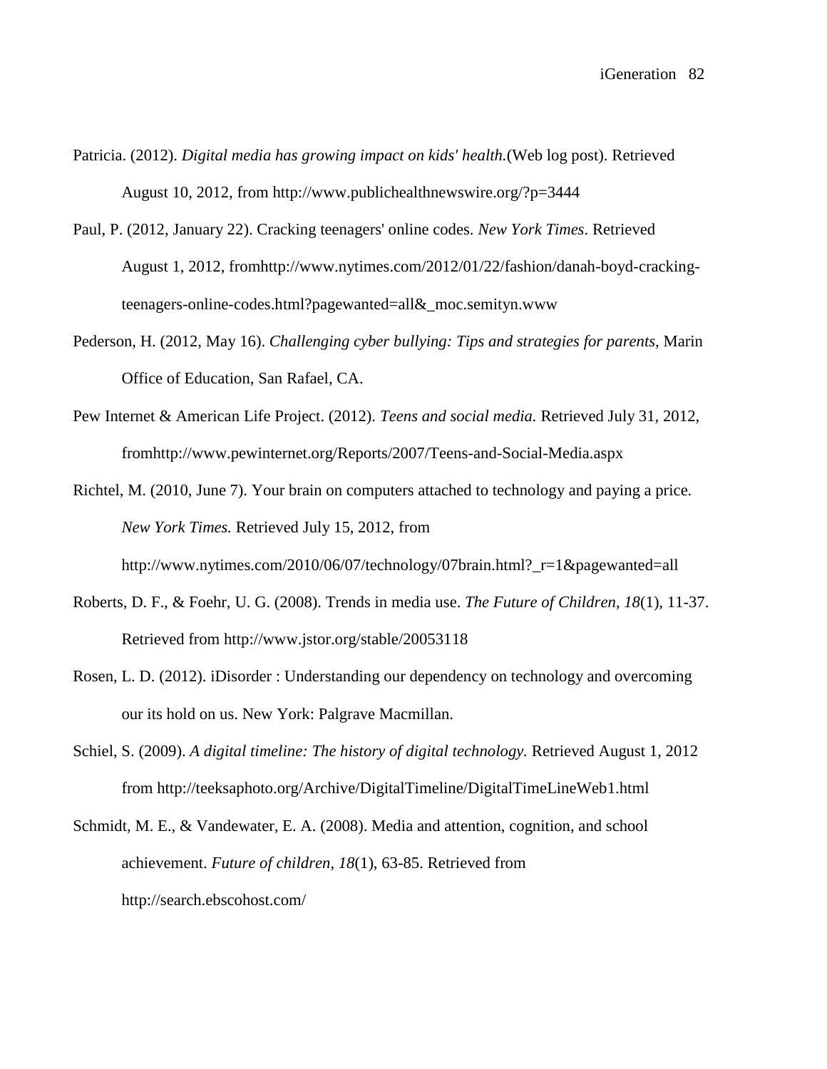Patricia. (2012). *Digital media has growing impact on kids' health.*(Web log post). Retrieved August 10, 2012, from http://www.publichealthnewswire.org/?p=3444

Paul, P. (2012, January 22). Cracking teenagers' online codes. *New York Times*. Retrieved August 1, 2012, fromhttp://www.nytimes.com/2012/01/22/fashion/danah-boyd-cracking-teenagers-online-codes.html?pagewanted=all&_moc.semityn.www

Pederson, H. (2012, May 16). *Challenging cyber bullying: Tips and strategies for parents*, Marin Office of Education, San Rafael, CA.

Pew Internet & American Life Project. (2012). *Teens and social media.* Retrieved July 31, 2012, fromhttp://www.pewinternet.org/Reports/2007/Teens-and-Social-Media.aspx

Richtel, M. (2010, June 7). Your brain on computers attached to technology and paying a price. *New York Times.* Retrieved July 15, 2012, from http://www.nytimes.com/2010/06/07/technology/07brain.html?_r=1&pagewanted=all

Roberts, D. F., & Foehr, U. G. (2008). Trends in media use. *The Future of Children*, *18*(1), 11-37. Retrieved from http://www.jstor.org/stable/20053118

Rosen, L. D. (2012). iDisorder : Understanding our dependency on technology and overcoming our its hold on us. New York: Palgrave Macmillan.

Schiel, S. (2009). *A digital timeline: The history of digital technology.* Retrieved August 1, 2012 from http://teeksaphoto.org/Archive/DigitalTimeline/DigitalTimeLineWeb1.html

Schmidt, M. E., & Vandewater, E. A. (2008). Media and attention, cognition, and school achievement. *Future of children, 18*(1), 63-85. Retrieved from http://search.ebscohost.com/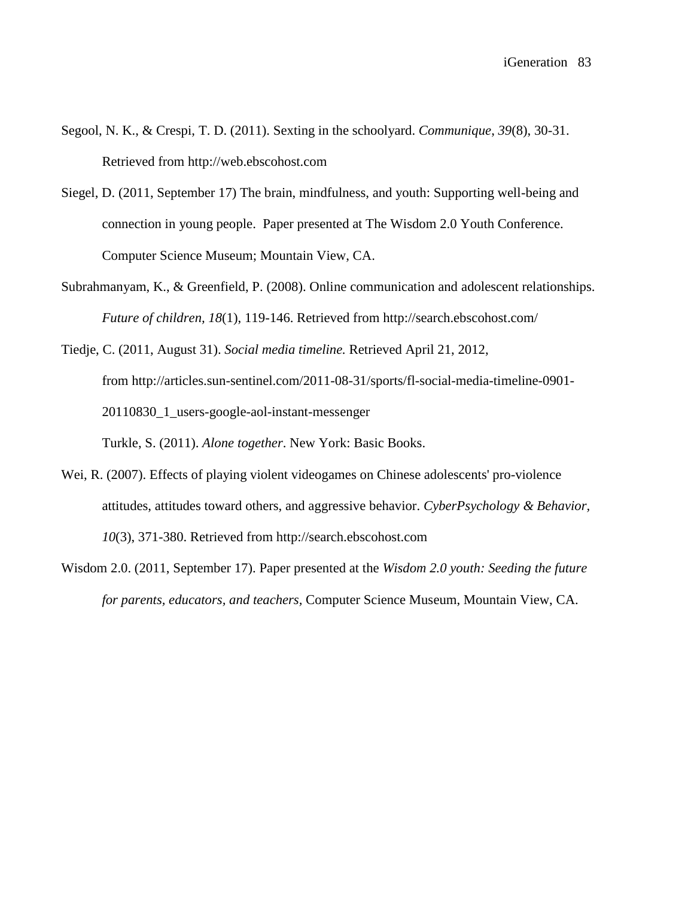Segool, N. K., & Crespi, T. D. (2011). Sexting in the schoolyard. *Communique*, *39*(8), 30-31. Retrieved from http://web.ebscohost.com

Siegel, D. (2011, September 17) The brain, mindfulness, and youth: Supporting well-being and connection in young people. Paper presented at The Wisdom 2.0 Youth Conference. Computer Science Museum; Mountain View, CA.

Subrahmanyam, K., & Greenfield, P. (2008). Online communication and adolescent relationships. *Future of children, 18*(1), 119-146. Retrieved from http://search.ebscohost.com/

Tiedje, C. (2011, August 31). *Social media timeline.* Retrieved April 21, 2012, from http://articles.sun-sentinel.com/2011-08-31/sports/fl-social-media-timeline-0901-20110830_1_users-google-aol-instant-messenger

Turkle, S. (2011). *Alone together*. New York: Basic Books.

Wei, R. (2007). Effects of playing violent videogames on Chinese adolescents' pro-violence attitudes, attitudes toward others, and aggressive behavior. *CyberPsychology & Behavior, 10*(3), 371-380. Retrieved from http://search.ebscohost.com

Wisdom 2.0. (2011, September 17). Paper presented at the *Wisdom 2.0 youth: Seeding the future for parents, educators, and teachers,* Computer Science Museum, Mountain View, CA.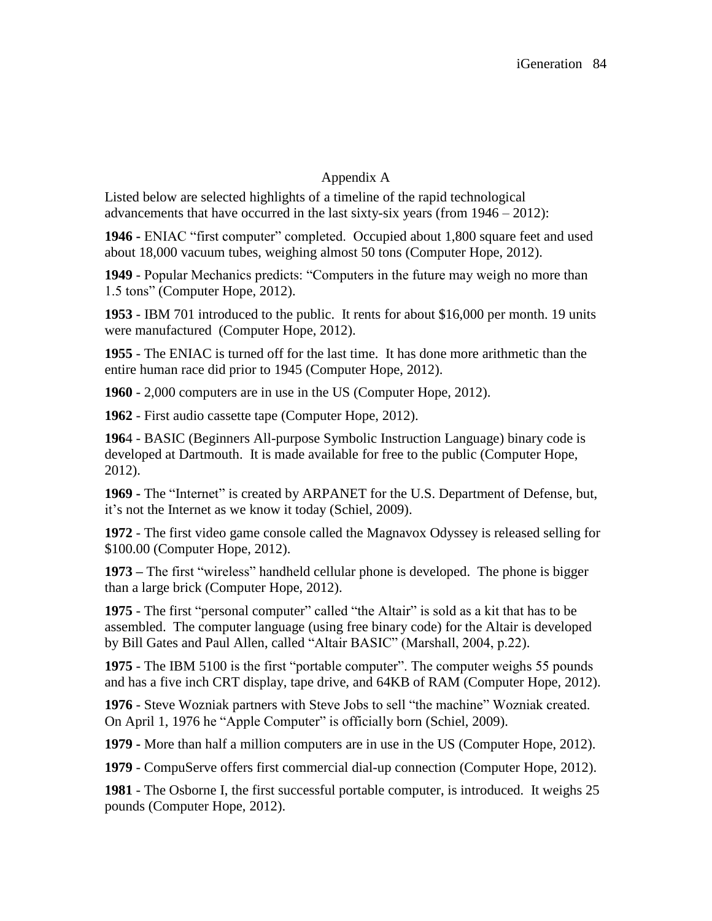# Appendix A

Listed below are selected highlights of a timeline of the rapid technological advancements that have occurred in the last sixty-six years (from 1946 – 2012):

**1946 -** ENIAC "first computer" completed. Occupied about 1,800 square feet and used about 18,000 vacuum tubes, weighing almost 50 tons (Computer Hope, 2012).

**1949** - Popular Mechanics predicts: "Computers in the future may weigh no more than 1.5 tons" (Computer Hope, 2012).

**1953** - IBM 701 introduced to the public. It rents for about $16,000 per month. 19 units were manufactured (Computer Hope, 2012).

**1955** - The ENIAC is turned off for the last time. It has done more arithmetic than the entire human race did prior to 1945 (Computer Hope, 2012).

**1960** - 2,000 computers are in use in the US (Computer Hope, 2012).

**1962** - First audio cassette tape (Computer Hope, 2012).

**196**4 - BASIC (Beginners All-purpose Symbolic Instruction Language) binary code is developed at Dartmouth. It is made available for free to the public (Computer Hope, 2012).

**1969 -** The "Internet" is created by ARPANET for the U.S. Department of Defense, but, it's not the Internet as we know it today (Schiel, 2009).

**1972** - The first video game console called the Magnavox Odyssey is released selling for $100.00 (Computer Hope, 2012).

**1973 –** The first "wireless" handheld cellular phone is developed. The phone is bigger than a large brick (Computer Hope, 2012).

**1975** - The first "personal computer" called "the Altair" is sold as a kit that has to be assembled. The computer language (using free binary code) for the Altair is developed by Bill Gates and Paul Allen, called "Altair BASIC" (Marshall, 2004, p.22).

**1975** - The IBM 5100 is the first "portable computer". The computer weighs 55 pounds and has a five inch CRT display, tape drive, and 64KB of RAM (Computer Hope, 2012).

**1976** - Steve Wozniak partners with Steve Jobs to sell "the machine" Wozniak created. On April 1, 1976 he "Apple Computer" is officially born (Schiel, 2009).

**1979 -** More than half a million computers are in use in the US (Computer Hope, 2012).

**1979** - CompuServe offers first commercial dial-up connection (Computer Hope, 2012).

**1981** - The Osborne I, the first successful portable computer, is introduced. It weighs 25 pounds (Computer Hope, 2012).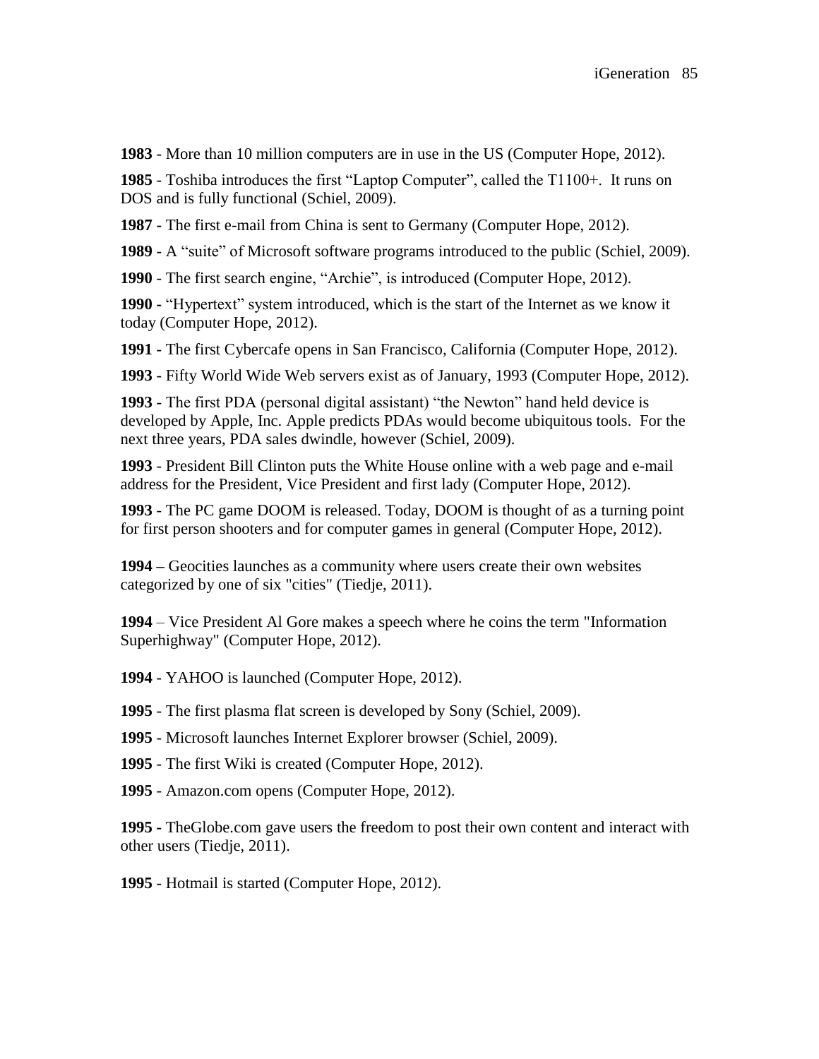**1983** - More than 10 million computers are in use in the US (Computer Hope, 2012).

**1985** - Toshiba introduces the first "Laptop Computer", called the T1100+. It runs on DOS and is fully functional (Schiel, 2009).

**1987 -** The first e-mail from China is sent to Germany (Computer Hope, 2012).

**1989** - A "suite" of Microsoft software programs introduced to the public (Schiel, 2009).

**1990** - The first search engine, "Archie", is introduced (Computer Hope, 2012).

**1990 -** "Hypertext" system introduced, which is the start of the Internet as we know it today (Computer Hope, 2012).

**1991** - The first Cybercafe opens in San Francisco, California (Computer Hope, 2012).

**1993** - Fifty World Wide Web servers exist as of January, 1993 (Computer Hope, 2012).

**1993** - The first PDA (personal digital assistant) "the Newton" hand held device is developed by Apple, Inc. Apple predicts PDAs would become ubiquitous tools. For the next three years, PDA sales dwindle, however (Schiel, 2009).

**1993** - President Bill Clinton puts the White House online with a web page and e-mail address for the President, Vice President and first lady (Computer Hope, 2012).

**1993** - The PC game DOOM is released. Today, DOOM is thought of as a turning point for first person shooters and for computer games in general (Computer Hope, 2012).

**1994 –** Geocities launches as a community where users create their own websites categorized by one of six "cities" (Tiedje, 2011).

**1994** – Vice President Al Gore makes a speech where he coins the term "Information Superhighway" (Computer Hope, 2012).

**1994** - YAHOO is launched (Computer Hope, 2012).

**1995** - The first plasma flat screen is developed by Sony (Schiel, 2009).

**1995** - Microsoft launches Internet Explorer browser (Schiel, 2009).

**1995** - The first Wiki is created (Computer Hope, 2012).

**1995** - Amazon.com opens (Computer Hope, 2012).

**1995 -** TheGlobe.com gave users the freedom to post their own content and interact with other users (Tiedje, 2011).

**1995** - Hotmail is started (Computer Hope, 2012).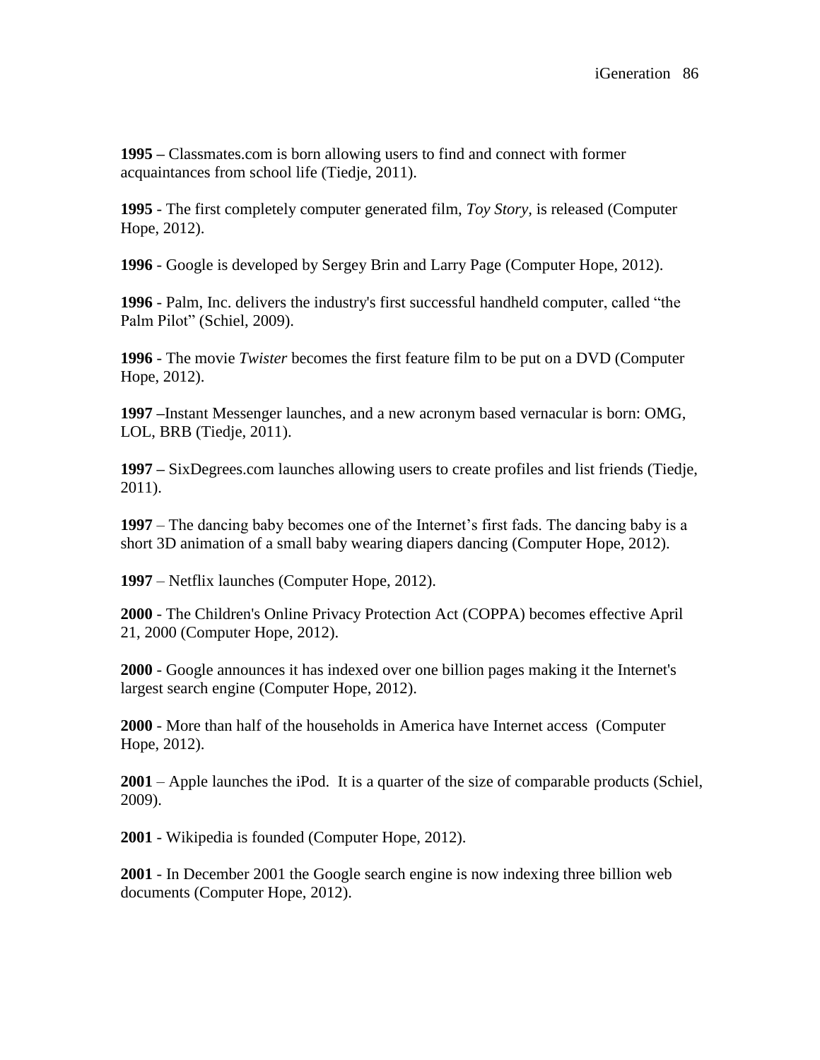**1995 –** Classmates.com is born allowing users to find and connect with former acquaintances from school life (Tiedje, 2011).

**1995** - The first completely computer generated film, *Toy Story,* is released (Computer Hope, 2012).

**1996** - Google is developed by Sergey Brin and Larry Page (Computer Hope, 2012).

**1996** - Palm, Inc. delivers the industry's first successful handheld computer, called "the Palm Pilot" (Schiel, 2009).

**1996** - The movie *Twister* becomes the first feature film to be put on a DVD (Computer Hope, 2012).

**1997 –**Instant Messenger launches, and a new acronym based vernacular is born: OMG, LOL, BRB (Tiedje, 2011).

**1997 –** SixDegrees.com launches allowing users to create profiles and list friends (Tiedje, 2011).

**1997** – The dancing baby becomes one of the Internet's first fads. The dancing baby is a short 3D animation of a small baby wearing diapers dancing (Computer Hope, 2012).

**1997** – Netflix launches (Computer Hope, 2012).

**2000** - The Children's Online Privacy Protection Act (COPPA) becomes effective April 21, 2000 (Computer Hope, 2012).

**2000** - Google announces it has indexed over one billion pages making it the Internet's largest search engine (Computer Hope, 2012).

**2000** - More than half of the households in America have Internet access (Computer Hope, 2012).

**2001** – Apple launches the iPod. It is a quarter of the size of comparable products (Schiel, 2009).

**2001** - Wikipedia is founded (Computer Hope, 2012).

**2001** - In December 2001 the Google search engine is now indexing three billion web documents (Computer Hope, 2012).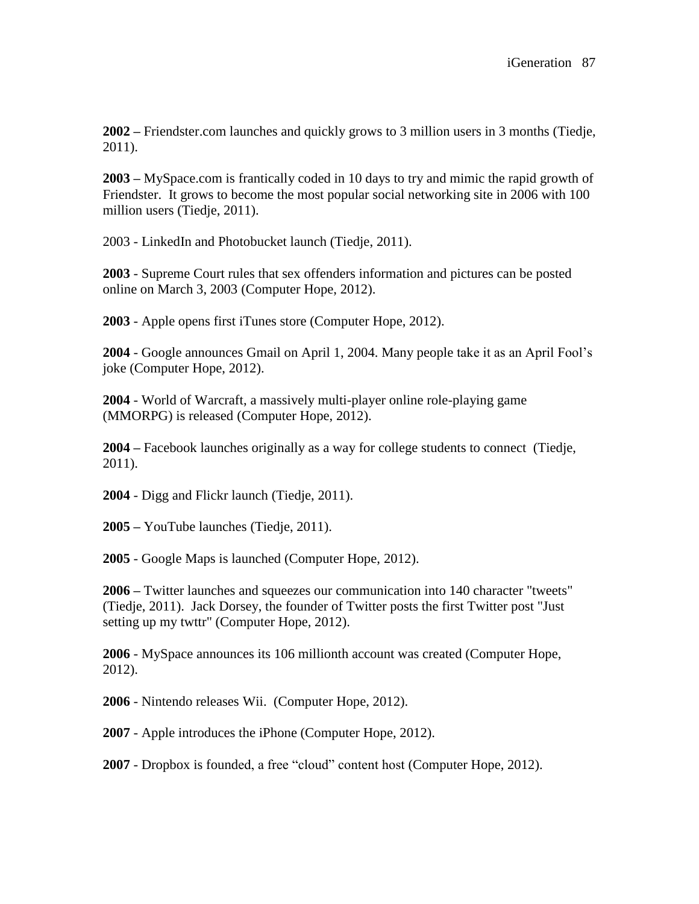**2002 –** Friendster.com launches and quickly grows to 3 million users in 3 months (Tiedje, 2011).

**2003 –** MySpace.com is frantically coded in 10 days to try and mimic the rapid growth of Friendster. It grows to become the most popular social networking site in 2006 with 100 million users (Tiedje, 2011).

2003 - LinkedIn and Photobucket launch (Tiedje, 2011).

**2003** - Supreme Court rules that sex offenders information and pictures can be posted online on March 3, 2003 (Computer Hope, 2012).

**2003** - Apple opens first iTunes store (Computer Hope, 2012).

**2004** - Google announces Gmail on April 1, 2004. Many people take it as an April Fool's joke (Computer Hope, 2012).

**2004** - World of Warcraft, a massively multi-player online role-playing game (MMORPG) is released (Computer Hope, 2012).

**2004 –** Facebook launches originally as a way for college students to connect (Tiedje, 2011).

**2004** - Digg and Flickr launch (Tiedje, 2011).

**2005 –** YouTube launches (Tiedje, 2011).

**2005** - Google Maps is launched (Computer Hope, 2012).

**2006 –** Twitter launches and squeezes our communication into 140 character "tweets" (Tiedje, 2011). Jack Dorsey, the founder of Twitter posts the first Twitter post "Just setting up my twttr" (Computer Hope, 2012).

**2006** - MySpace announces its 106 millionth account was created (Computer Hope, 2012).

**2006** - Nintendo releases Wii. (Computer Hope, 2012).

**2007** - Apple introduces the iPhone (Computer Hope, 2012).

**2007** - Dropbox is founded, a free "cloud" content host (Computer Hope, 2012).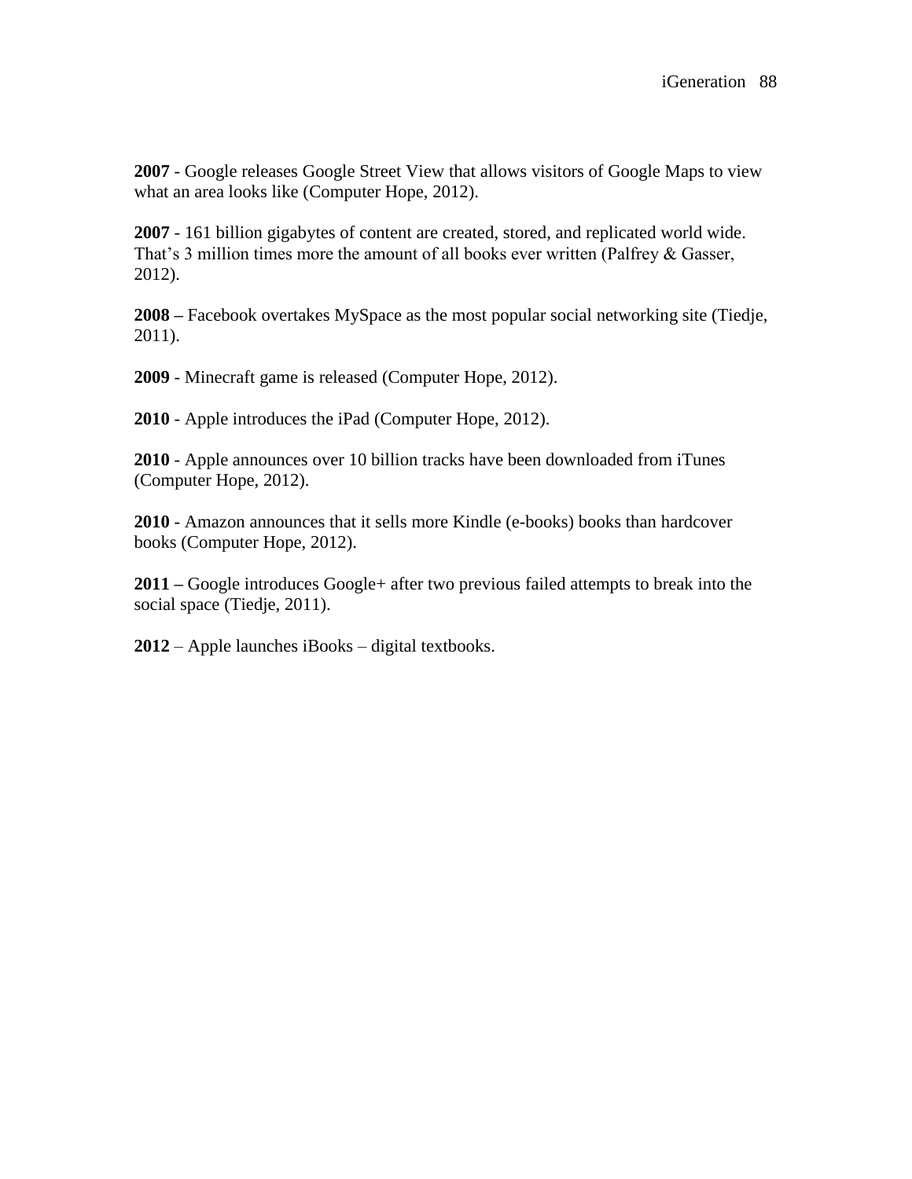**2007** - Google releases Google Street View that allows visitors of Google Maps to view what an area looks like (Computer Hope, 2012).

**2007** - 161 billion gigabytes of content are created, stored, and replicated world wide. That's 3 million times more the amount of all books ever written (Palfrey & Gasser, 2012).

**2008 –** Facebook overtakes MySpace as the most popular social networking site (Tiedje, 2011).

**2009** - Minecraft game is released (Computer Hope, 2012).

**2010** - Apple introduces the iPad (Computer Hope, 2012).

**2010** - Apple announces over 10 billion tracks have been downloaded from iTunes (Computer Hope, 2012).

**2010** - Amazon announces that it sells more Kindle (e-books) books than hardcover books (Computer Hope, 2012).

**2011 –** Google introduces Google+ after two previous failed attempts to break into the social space (Tiedje, 2011).

**2012** – Apple launches iBooks – digital textbooks.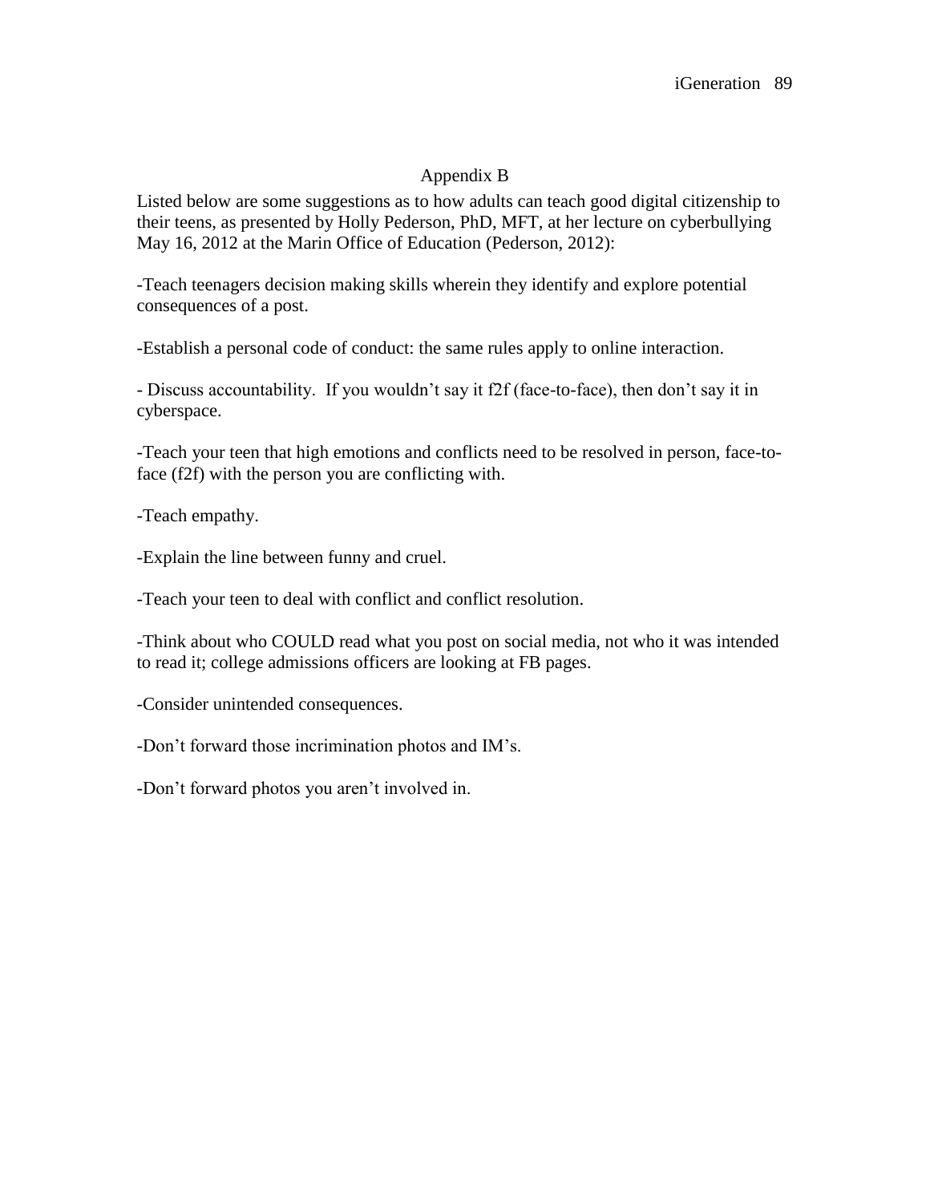## Appendix B

Listed below are some suggestions as to how adults can teach good digital citizenship to their teens, as presented by Holly Pederson, PhD, MFT, at her lecture on cyberbullying May 16, 2012 at the Marin Office of Education (Pederson, 2012):

-Teach teenagers decision making skills wherein they identify and explore potential consequences of a post.

-Establish a personal code of conduct: the same rules apply to online interaction.

- Discuss accountability. If you wouldn't say it f2f (face-to-face), then don't say it in cyberspace.

-Teach your teen that high emotions and conflicts need to be resolved in person, face-to-face (f2f) with the person you are conflicting with.

-Teach empathy.

-Explain the line between funny and cruel.

-Teach your teen to deal with conflict and conflict resolution.

-Think about who COULD read what you post on social media, not who it was intended to read it; college admissions officers are looking at FB pages.

-Consider unintended consequences.

-Don't forward those incrimination photos and IM's.

-Don't forward photos you aren't involved in.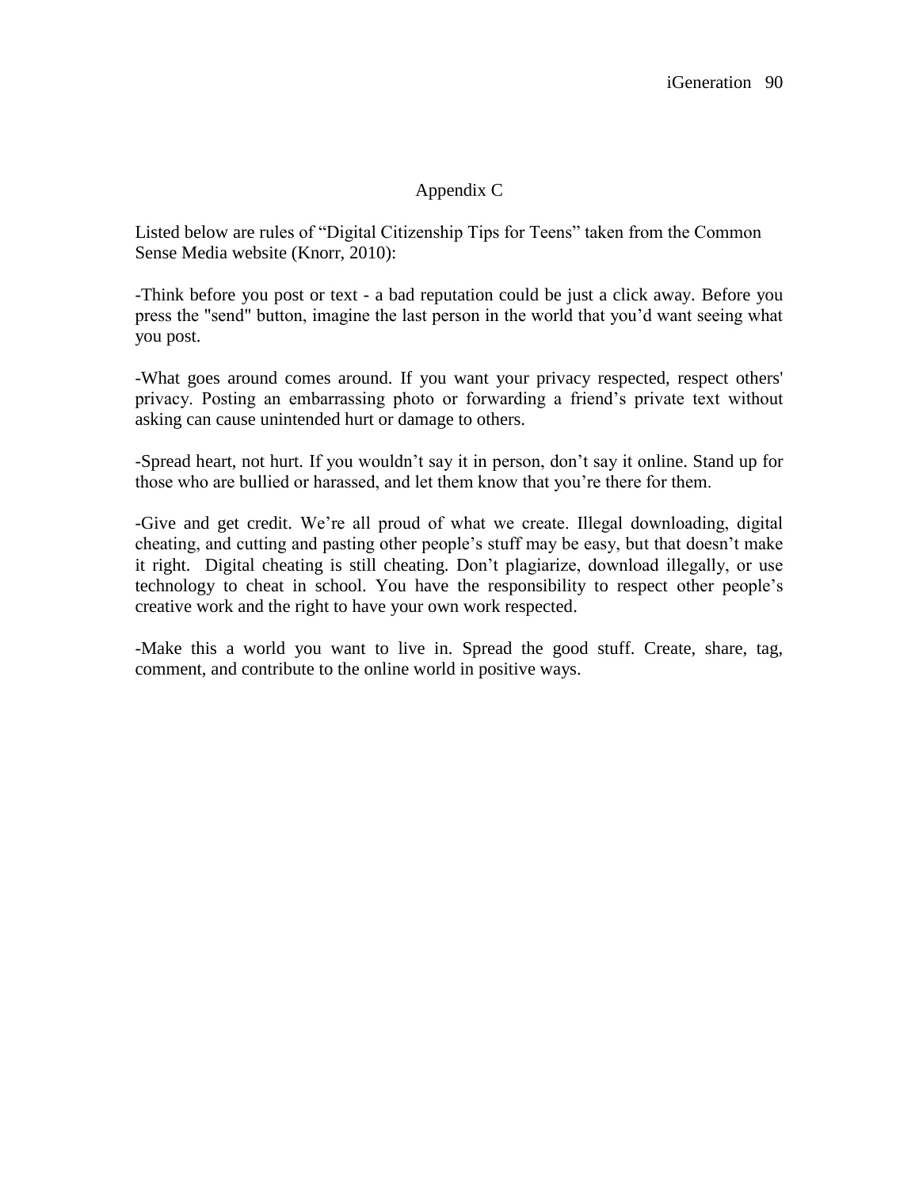# Appendix C

Listed below are rules of “Digital Citizenship Tips for Teens” taken from the Common Sense Media website (Knorr, 2010):

-Think before you post or text - a bad reputation could be just a click away. Before you press the "send" button, imagine the last person in the world that you’d want seeing what you post.

-What goes around comes around. If you want your privacy respected, respect others' privacy. Posting an embarrassing photo or forwarding a friend’s private text without asking can cause unintended hurt or damage to others.

-Spread heart, not hurt. If you wouldn’t say it in person, don’t say it online. Stand up for those who are bullied or harassed, and let them know that you’re there for them.

-Give and get credit. We’re all proud of what we create. Illegal downloading, digital cheating, and cutting and pasting other people’s stuff may be easy, but that doesn’t make it right. Digital cheating is still cheating. Don’t plagiarize, download illegally, or use technology to cheat in school. You have the responsibility to respect other people’s creative work and the right to have your own work respected.

-Make this a world you want to live in. Spread the good stuff. Create, share, tag, comment, and contribute to the online world in positive ways.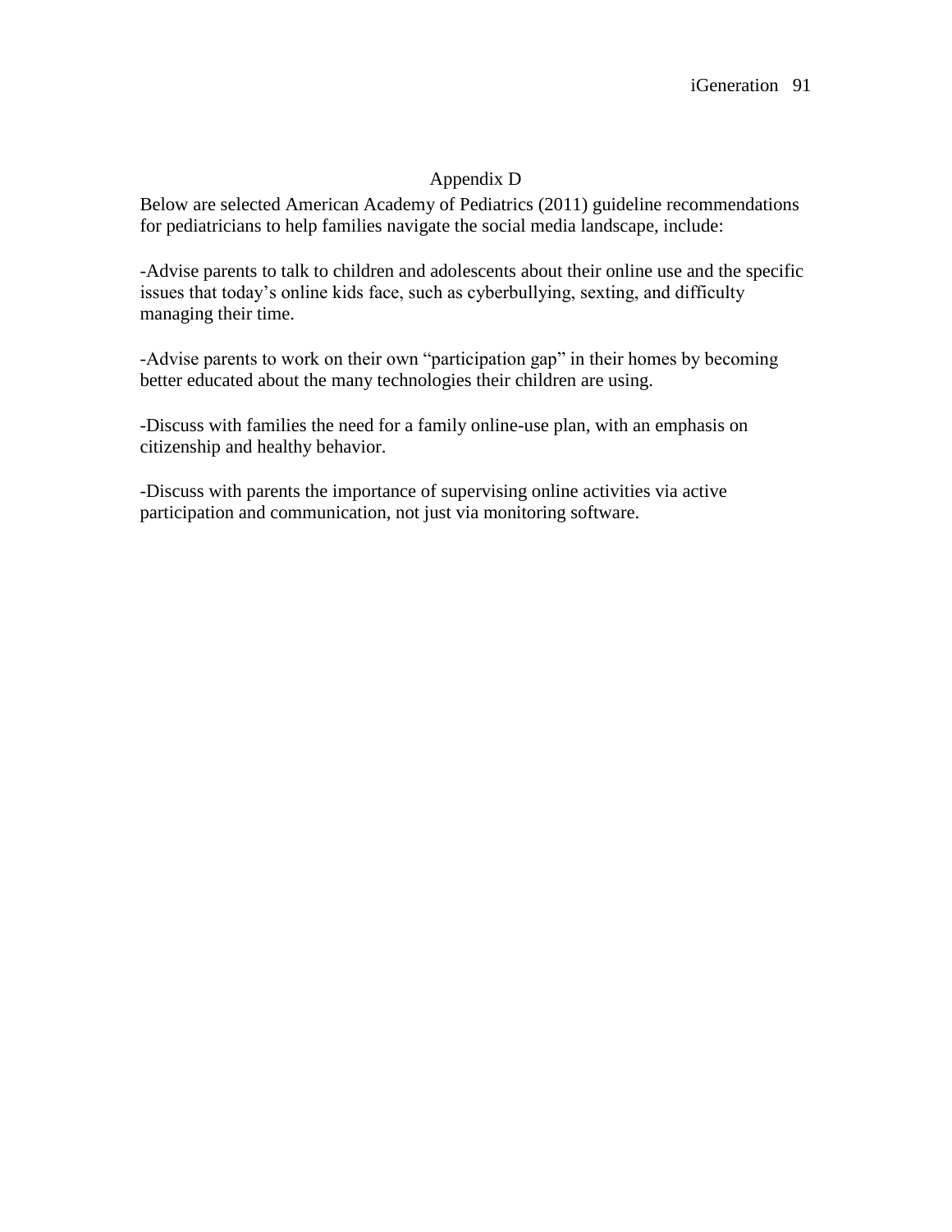# Appendix D

Below are selected American Academy of Pediatrics (2011) guideline recommendations for pediatricians to help families navigate the social media landscape, include:

-Advise parents to talk to children and adolescents about their online use and the specific issues that today's online kids face, such as cyberbullying, sexting, and difficulty managing their time.

-Advise parents to work on their own "participation gap" in their homes by becoming better educated about the many technologies their children are using.

-Discuss with families the need for a family online-use plan, with an emphasis on citizenship and healthy behavior.

-Discuss with parents the importance of supervising online activities via active participation and communication, not just via monitoring software.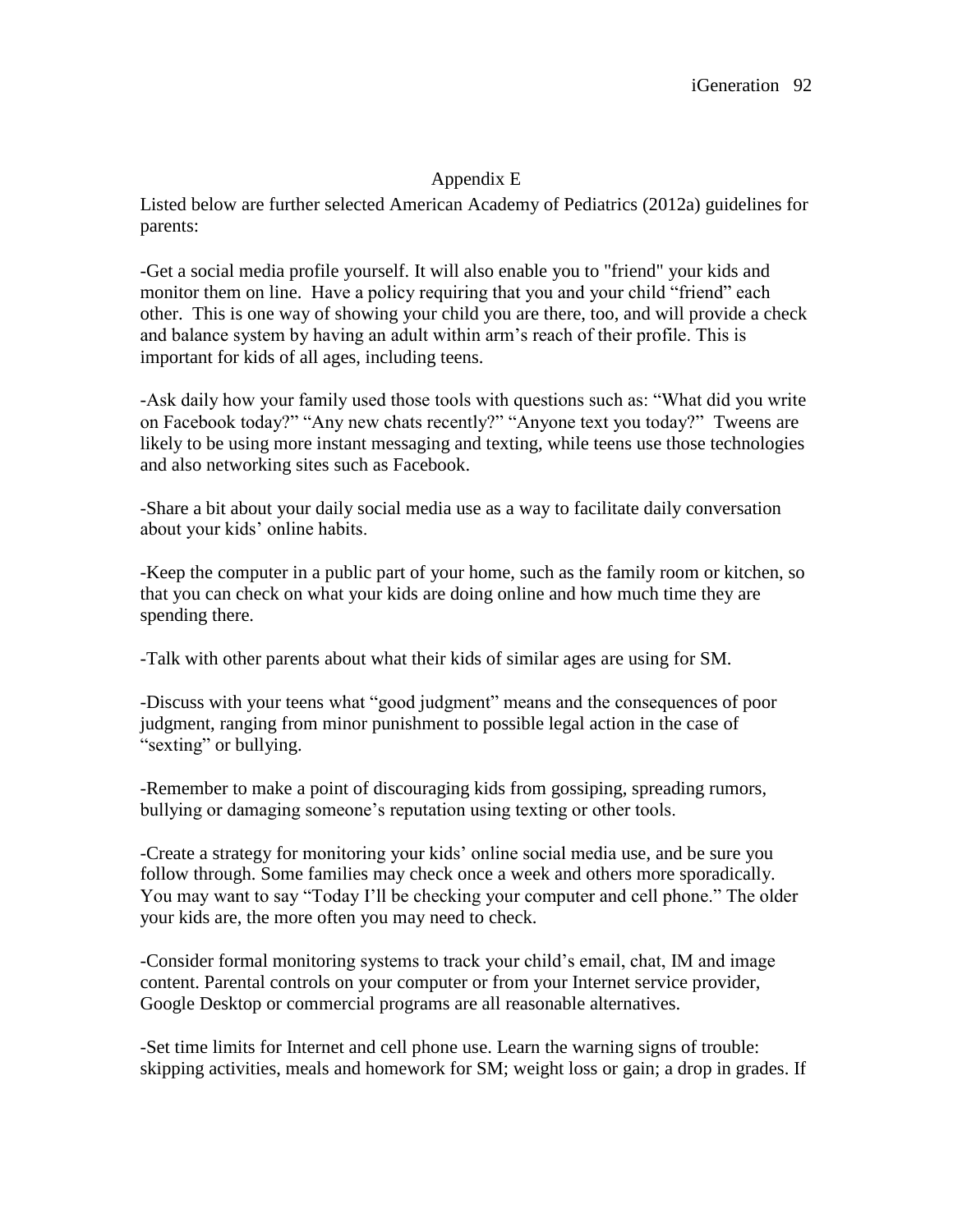## Appendix E

Listed below are further selected American Academy of Pediatrics (2012a) guidelines for parents:

-Get a social media profile yourself. It will also enable you to "friend" your kids and monitor them on line. Have a policy requiring that you and your child "friend" each other. This is one way of showing your child you are there, too, and will provide a check and balance system by having an adult within arm's reach of their profile. This is important for kids of all ages, including teens.

-Ask daily how your family used those tools with questions such as: "What did you write on Facebook today?" "Any new chats recently?" "Anyone text you today?" Tweens are likely to be using more instant messaging and texting, while teens use those technologies and also networking sites such as Facebook.

-Share a bit about your daily social media use as a way to facilitate daily conversation about your kids' online habits.

-Keep the computer in a public part of your home, such as the family room or kitchen, so that you can check on what your kids are doing online and how much time they are spending there.

-Talk with other parents about what their kids of similar ages are using for SM.

-Discuss with your teens what "good judgment" means and the consequences of poor judgment, ranging from minor punishment to possible legal action in the case of "sexting" or bullying.

-Remember to make a point of discouraging kids from gossiping, spreading rumors, bullying or damaging someone's reputation using texting or other tools.

-Create a strategy for monitoring your kids' online social media use, and be sure you follow through. Some families may check once a week and others more sporadically. You may want to say "Today I'll be checking your computer and cell phone." The older your kids are, the more often you may need to check.

-Consider formal monitoring systems to track your child's email, chat, IM and image content. Parental controls on your computer or from your Internet service provider, Google Desktop or commercial programs are all reasonable alternatives.

-Set time limits for Internet and cell phone use. Learn the warning signs of trouble: skipping activities, meals and homework for SM; weight loss or gain; a drop in grades. If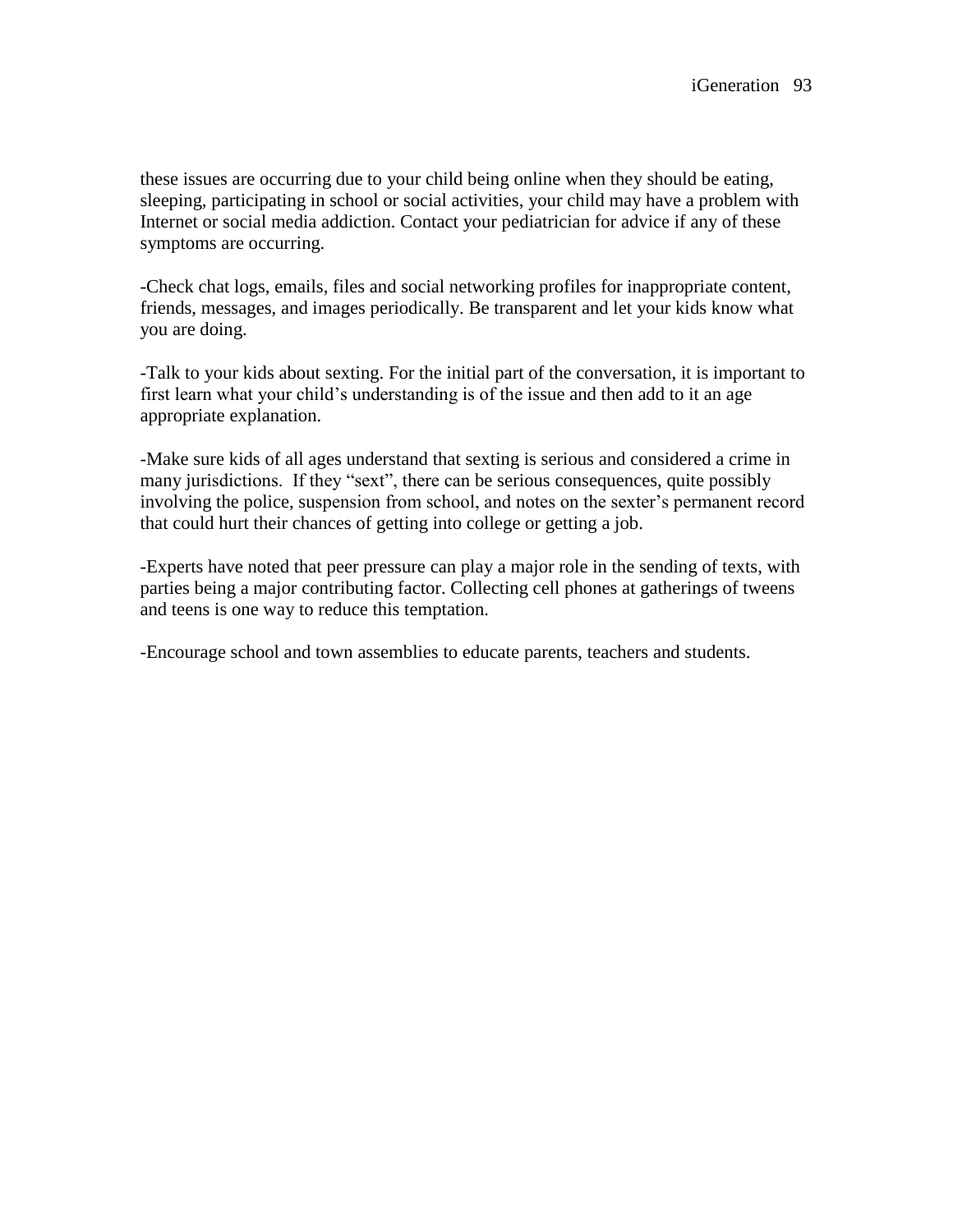these issues are occurring due to your child being online when they should be eating, sleeping, participating in school or social activities, your child may have a problem with Internet or social media addiction. Contact your pediatrician for advice if any of these symptoms are occurring.

-Check chat logs, emails, files and social networking profiles for inappropriate content, friends, messages, and images periodically. Be transparent and let your kids know what you are doing.

-Talk to your kids about sexting. For the initial part of the conversation, it is important to first learn what your child's understanding is of the issue and then add to it an age appropriate explanation.

-Make sure kids of all ages understand that sexting is serious and considered a crime in many jurisdictions. If they "sext", there can be serious consequences, quite possibly involving the police, suspension from school, and notes on the sexter's permanent record that could hurt their chances of getting into college or getting a job.

-Experts have noted that peer pressure can play a major role in the sending of texts, with parties being a major contributing factor. Collecting cell phones at gatherings of tweens and teens is one way to reduce this temptation.

-Encourage school and town assemblies to educate parents, teachers and students.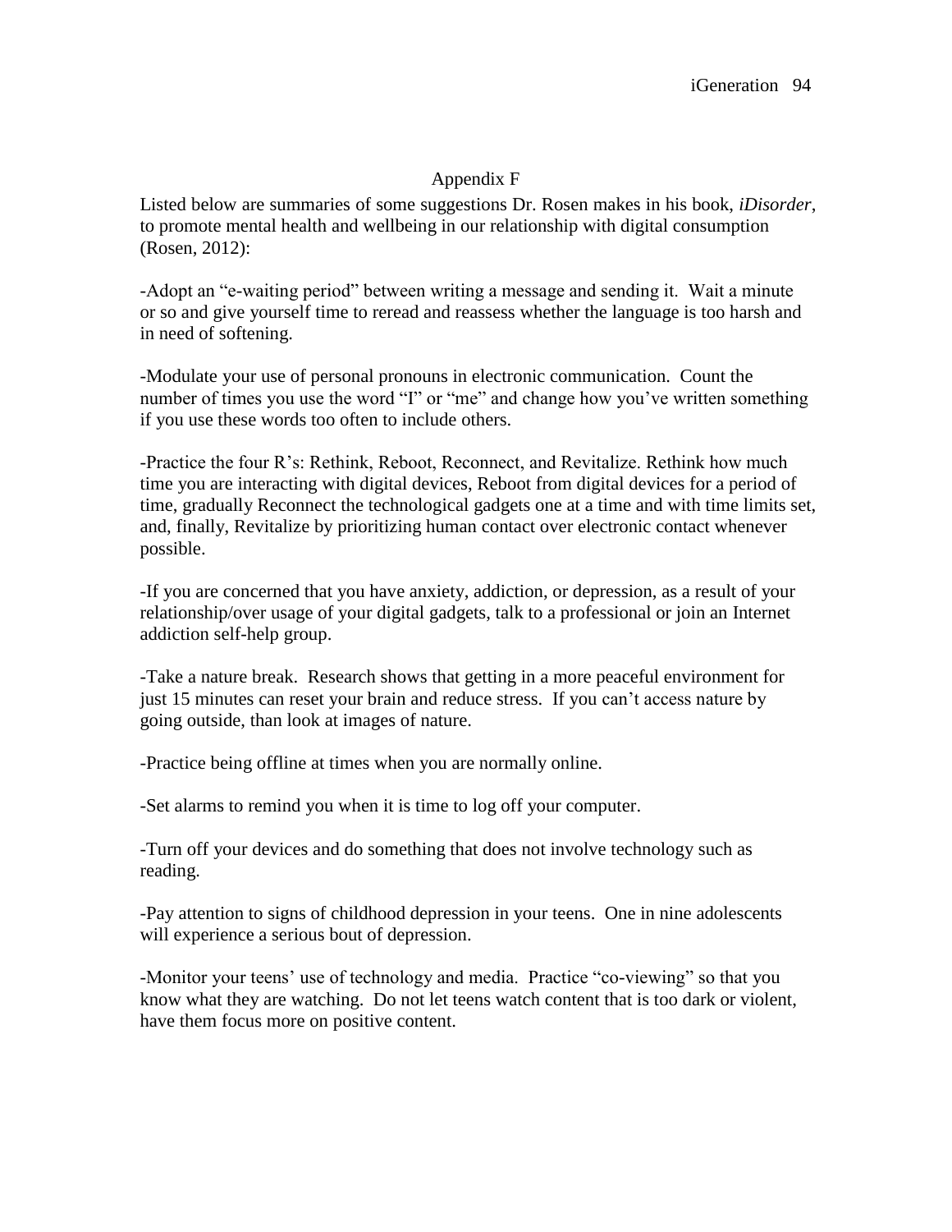## Appendix F

Listed below are summaries of some suggestions Dr. Rosen makes in his book, *iDisorder*, to promote mental health and wellbeing in our relationship with digital consumption (Rosen, 2012):

-Adopt an "e-waiting period" between writing a message and sending it. Wait a minute or so and give yourself time to reread and reassess whether the language is too harsh and in need of softening.

-Modulate your use of personal pronouns in electronic communication. Count the number of times you use the word "I" or "me" and change how you've written something if you use these words too often to include others.

-Practice the four R's: Rethink, Reboot, Reconnect, and Revitalize. Rethink how much time you are interacting with digital devices, Reboot from digital devices for a period of time, gradually Reconnect the technological gadgets one at a time and with time limits set, and, finally, Revitalize by prioritizing human contact over electronic contact whenever possible.

-If you are concerned that you have anxiety, addiction, or depression, as a result of your relationship/over usage of your digital gadgets, talk to a professional or join an Internet addiction self-help group.

-Take a nature break. Research shows that getting in a more peaceful environment for just 15 minutes can reset your brain and reduce stress. If you can't access nature by going outside, than look at images of nature.

-Practice being offline at times when you are normally online.

-Set alarms to remind you when it is time to log off your computer.

-Turn off your devices and do something that does not involve technology such as reading.

-Pay attention to signs of childhood depression in your teens. One in nine adolescents will experience a serious bout of depression.

-Monitor your teens' use of technology and media. Practice "co-viewing" so that you know what they are watching. Do not let teens watch content that is too dark or violent, have them focus more on positive content.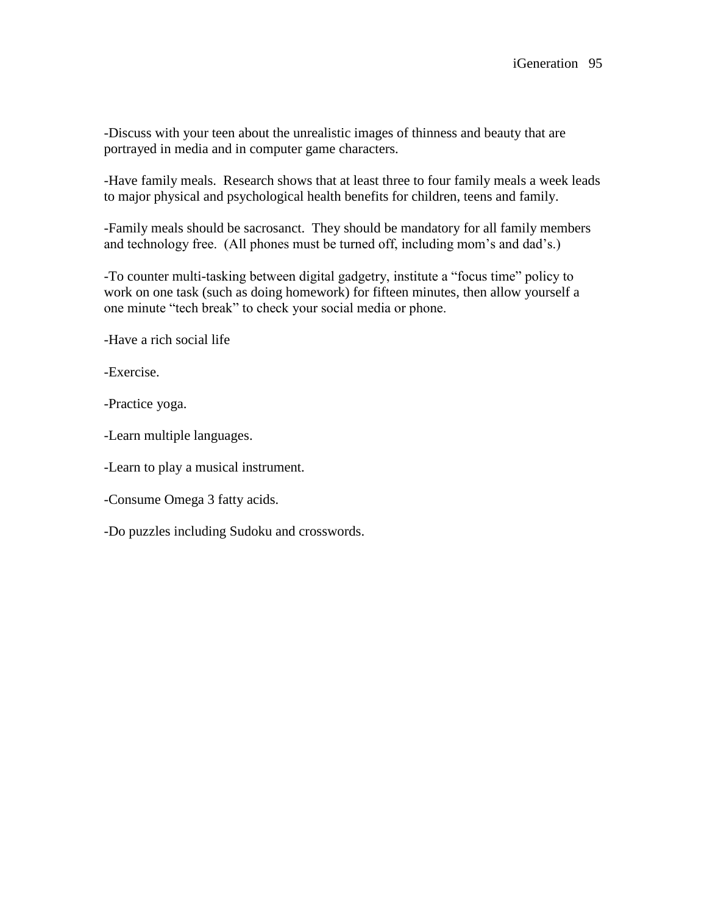-Discuss with your teen about the unrealistic images of thinness and beauty that are portrayed in media and in computer game characters.

-Have family meals. Research shows that at least three to four family meals a week leads to major physical and psychological health benefits for children, teens and family.

-Family meals should be sacrosanct. They should be mandatory for all family members and technology free. (All phones must be turned off, including mom's and dad's.)

-To counter multi-tasking between digital gadgetry, institute a "focus time" policy to work on one task (such as doing homework) for fifteen minutes, then allow yourself a one minute "tech break" to check your social media or phone.

-Have a rich social life

-Exercise.

-Practice yoga.

-Learn multiple languages.

-Learn to play a musical instrument.

-Consume Omega 3 fatty acids.

-Do puzzles including Sudoku and crosswords.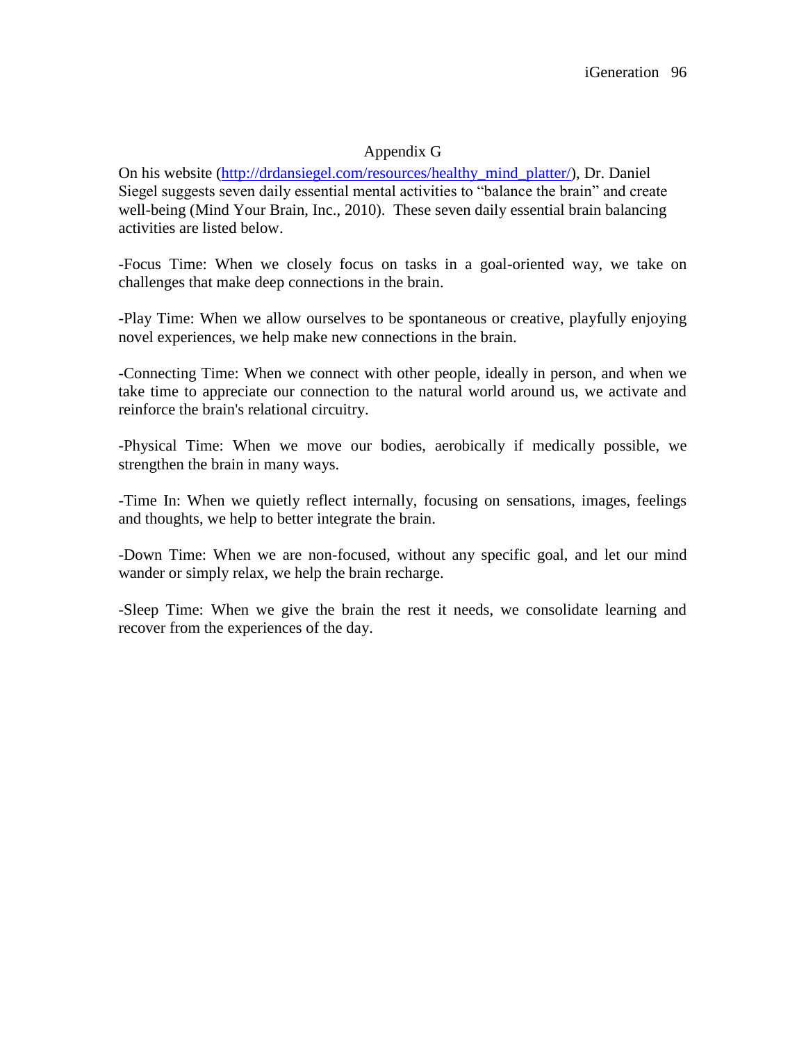## Appendix G

On his website (http://drdansiegel.com/resources/healthy_mind_platter/), Dr. Daniel Siegel suggests seven daily essential mental activities to "balance the brain" and create well-being (Mind Your Brain, Inc., 2010). These seven daily essential brain balancing activities are listed below.

-Focus Time: When we closely focus on tasks in a goal-oriented way, we take on challenges that make deep connections in the brain.

-Play Time: When we allow ourselves to be spontaneous or creative, playfully enjoying novel experiences, we help make new connections in the brain.

-Connecting Time: When we connect with other people, ideally in person, and when we take time to appreciate our connection to the natural world around us, we activate and reinforce the brain's relational circuitry.

-Physical Time: When we move our bodies, aerobically if medically possible, we strengthen the brain in many ways.

-Time In: When we quietly reflect internally, focusing on sensations, images, feelings and thoughts, we help to better integrate the brain.

-Down Time: When we are non-focused, without any specific goal, and let our mind wander or simply relax, we help the brain recharge.

-Sleep Time: When we give the brain the rest it needs, we consolidate learning and recover from the experiences of the day.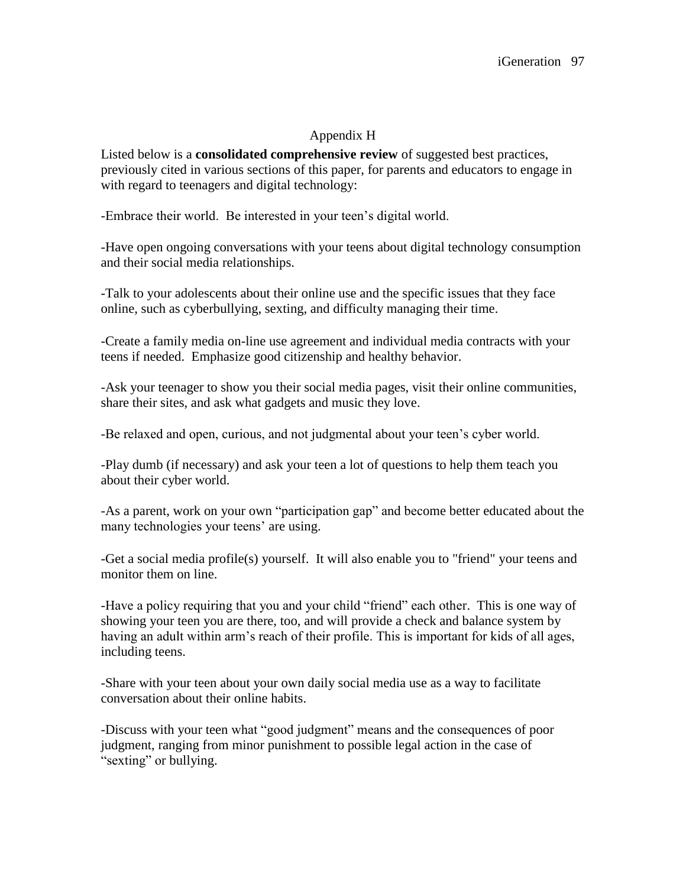# Appendix H

Listed below is a **consolidated comprehensive review** of suggested best practices, previously cited in various sections of this paper, for parents and educators to engage in with regard to teenagers and digital technology:

-Embrace their world. Be interested in your teen's digital world.

-Have open ongoing conversations with your teens about digital technology consumption and their social media relationships.

-Talk to your adolescents about their online use and the specific issues that they face online, such as cyberbullying, sexting, and difficulty managing their time.

-Create a family media on-line use agreement and individual media contracts with your teens if needed. Emphasize good citizenship and healthy behavior.

-Ask your teenager to show you their social media pages, visit their online communities, share their sites, and ask what gadgets and music they love.

-Be relaxed and open, curious, and not judgmental about your teen's cyber world.

-Play dumb (if necessary) and ask your teen a lot of questions to help them teach you about their cyber world.

-As a parent, work on your own "participation gap" and become better educated about the many technologies your teens' are using.

-Get a social media profile(s) yourself. It will also enable you to "friend" your teens and monitor them on line.

-Have a policy requiring that you and your child "friend" each other. This is one way of showing your teen you are there, too, and will provide a check and balance system by having an adult within arm's reach of their profile. This is important for kids of all ages, including teens.

-Share with your teen about your own daily social media use as a way to facilitate conversation about their online habits.

-Discuss with your teen what "good judgment" means and the consequences of poor judgment, ranging from minor punishment to possible legal action in the case of "sexting" or bullying.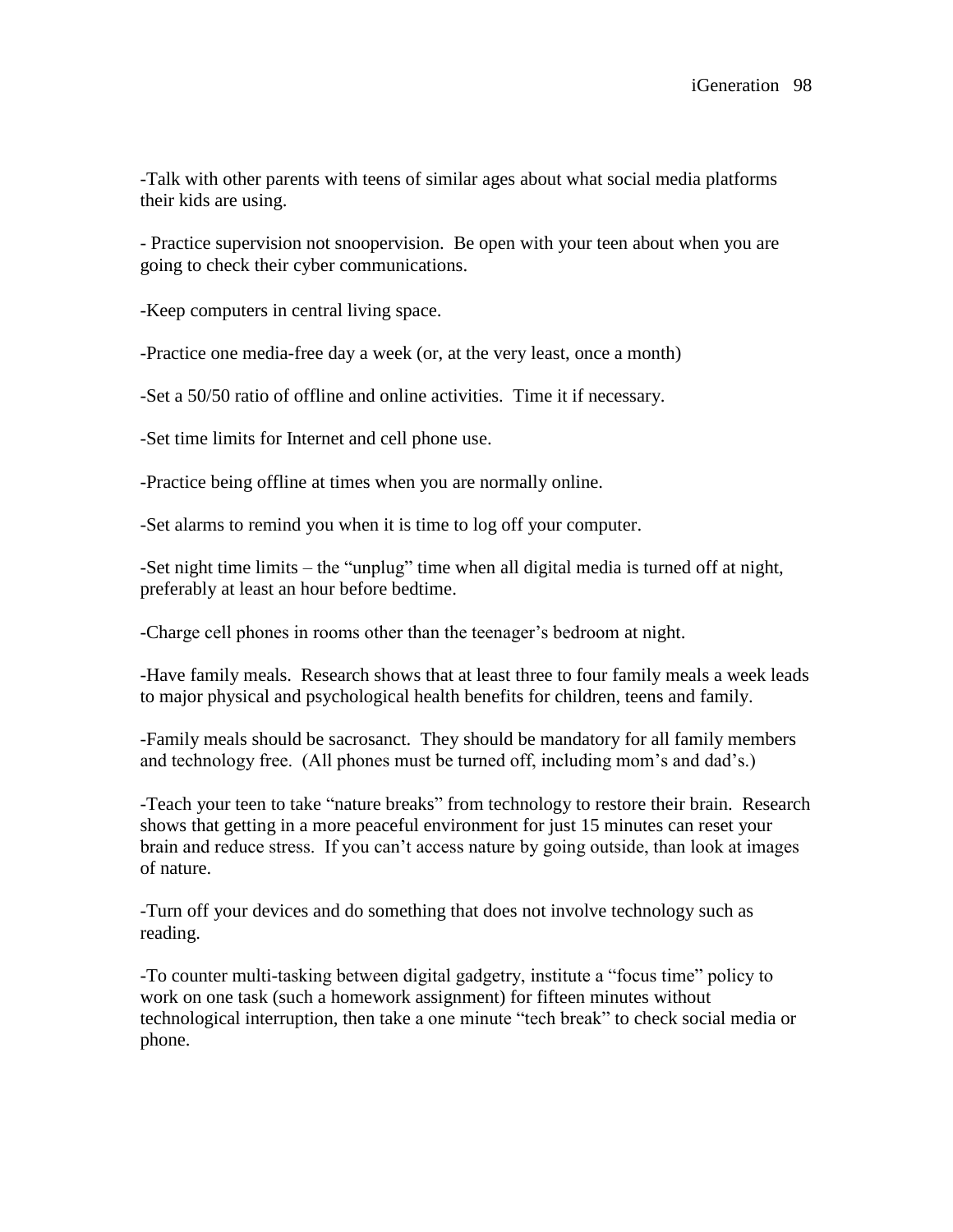-Talk with other parents with teens of similar ages about what social media platforms their kids are using.

- Practice supervision not snoopervision. Be open with your teen about when you are going to check their cyber communications.

-Keep computers in central living space.

-Practice one media-free day a week (or, at the very least, once a month)

-Set a 50/50 ratio of offline and online activities. Time it if necessary.

-Set time limits for Internet and cell phone use.

-Practice being offline at times when you are normally online.

-Set alarms to remind you when it is time to log off your computer.

-Set night time limits – the "unplug" time when all digital media is turned off at night, preferably at least an hour before bedtime.

-Charge cell phones in rooms other than the teenager's bedroom at night.

-Have family meals. Research shows that at least three to four family meals a week leads to major physical and psychological health benefits for children, teens and family.

-Family meals should be sacrosanct. They should be mandatory for all family members and technology free. (All phones must be turned off, including mom's and dad's.)

-Teach your teen to take "nature breaks" from technology to restore their brain. Research shows that getting in a more peaceful environment for just 15 minutes can reset your brain and reduce stress. If you can't access nature by going outside, than look at images of nature.

-Turn off your devices and do something that does not involve technology such as reading.

-To counter multi-tasking between digital gadgetry, institute a "focus time" policy to work on one task (such a homework assignment) for fifteen minutes without technological interruption, then take a one minute "tech break" to check social media or phone.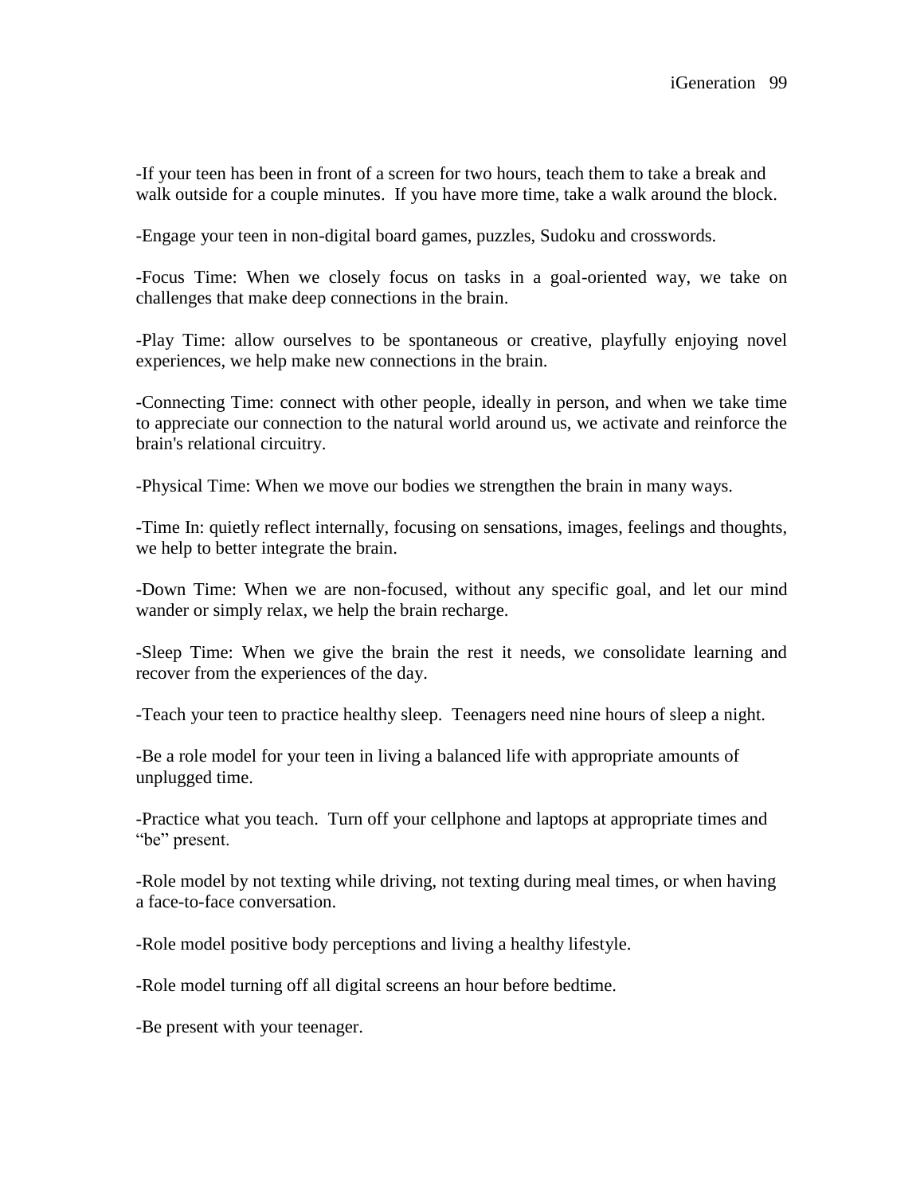-If your teen has been in front of a screen for two hours, teach them to take a break and walk outside for a couple minutes. If you have more time, take a walk around the block.

-Engage your teen in non-digital board games, puzzles, Sudoku and crosswords.

-Focus Time: When we closely focus on tasks in a goal-oriented way, we take on challenges that make deep connections in the brain.

-Play Time: allow ourselves to be spontaneous or creative, playfully enjoying novel experiences, we help make new connections in the brain.

-Connecting Time: connect with other people, ideally in person, and when we take time to appreciate our connection to the natural world around us, we activate and reinforce the brain's relational circuitry.

-Physical Time: When we move our bodies we strengthen the brain in many ways.

-Time In: quietly reflect internally, focusing on sensations, images, feelings and thoughts, we help to better integrate the brain.

-Down Time: When we are non-focused, without any specific goal, and let our mind wander or simply relax, we help the brain recharge.

-Sleep Time: When we give the brain the rest it needs, we consolidate learning and recover from the experiences of the day.

-Teach your teen to practice healthy sleep. Teenagers need nine hours of sleep a night.

-Be a role model for your teen in living a balanced life with appropriate amounts of unplugged time.

-Practice what you teach. Turn off your cellphone and laptops at appropriate times and "be" present.

-Role model by not texting while driving, not texting during meal times, or when having a face-to-face conversation.

-Role model positive body perceptions and living a healthy lifestyle.

-Role model turning off all digital screens an hour before bedtime.

-Be present with your teenager.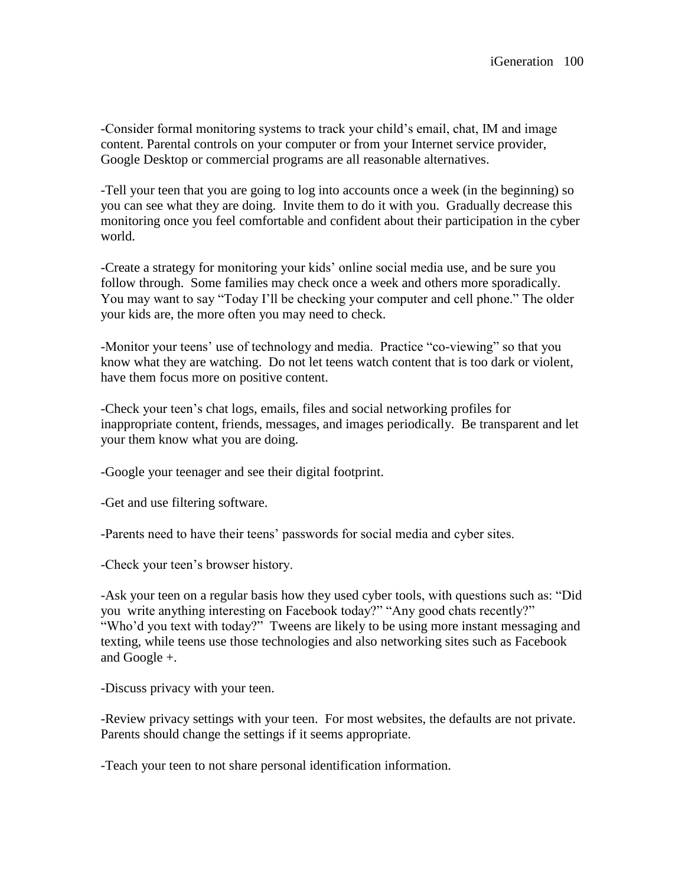-Consider formal monitoring systems to track your child's email, chat, IM and image content. Parental controls on your computer or from your Internet service provider, Google Desktop or commercial programs are all reasonable alternatives.

-Tell your teen that you are going to log into accounts once a week (in the beginning) so you can see what they are doing. Invite them to do it with you. Gradually decrease this monitoring once you feel comfortable and confident about their participation in the cyber world.

-Create a strategy for monitoring your kids' online social media use, and be sure you follow through. Some families may check once a week and others more sporadically. You may want to say "Today I'll be checking your computer and cell phone." The older your kids are, the more often you may need to check.

-Monitor your teens' use of technology and media. Practice "co-viewing" so that you know what they are watching. Do not let teens watch content that is too dark or violent, have them focus more on positive content.

-Check your teen's chat logs, emails, files and social networking profiles for inappropriate content, friends, messages, and images periodically. Be transparent and let your them know what you are doing.

-Google your teenager and see their digital footprint.

-Get and use filtering software.

-Parents need to have their teens' passwords for social media and cyber sites.

-Check your teen's browser history.

-Ask your teen on a regular basis how they used cyber tools, with questions such as: "Did you write anything interesting on Facebook today?" "Any good chats recently?" "Who'd you text with today?" Tweens are likely to be using more instant messaging and texting, while teens use those technologies and also networking sites such as Facebook and Google +.

-Discuss privacy with your teen.

-Review privacy settings with your teen. For most websites, the defaults are not private. Parents should change the settings if it seems appropriate.

-Teach your teen to not share personal identification information.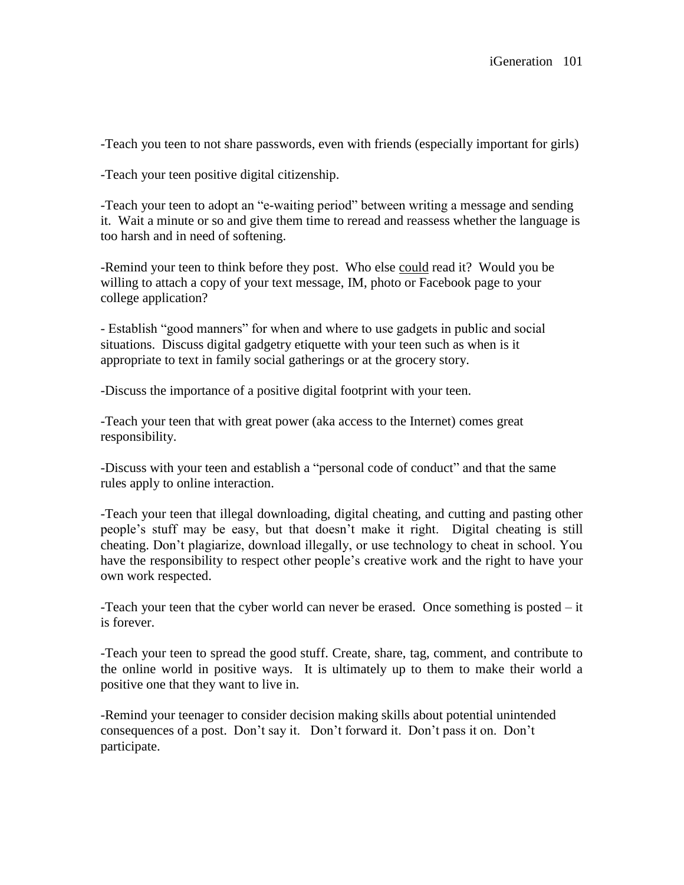-Teach you teen to not share passwords, even with friends (especially important for girls)

-Teach your teen positive digital citizenship.

-Teach your teen to adopt an "e-waiting period" between writing a message and sending it. Wait a minute or so and give them time to reread and reassess whether the language is too harsh and in need of softening.

-Remind your teen to think before they post. Who else <u>could</u> read it? Would you be willing to attach a copy of your text message, IM, photo or Facebook page to your college application?

- Establish "good manners" for when and where to use gadgets in public and social situations. Discuss digital gadgetry etiquette with your teen such as when is it appropriate to text in family social gatherings or at the grocery story.

-Discuss the importance of a positive digital footprint with your teen.

-Teach your teen that with great power (aka access to the Internet) comes great responsibility.

-Discuss with your teen and establish a "personal code of conduct" and that the same rules apply to online interaction.

-Teach your teen that illegal downloading, digital cheating, and cutting and pasting other people's stuff may be easy, but that doesn't make it right. Digital cheating is still cheating. Don't plagiarize, download illegally, or use technology to cheat in school. You have the responsibility to respect other people's creative work and the right to have your own work respected.

-Teach your teen that the cyber world can never be erased. Once something is posted – it is forever.

-Teach your teen to spread the good stuff. Create, share, tag, comment, and contribute to the online world in positive ways. It is ultimately up to them to make their world a positive one that they want to live in.

-Remind your teenager to consider decision making skills about potential unintended consequences of a post. Don't say it. Don't forward it. Don't pass it on. Don't participate.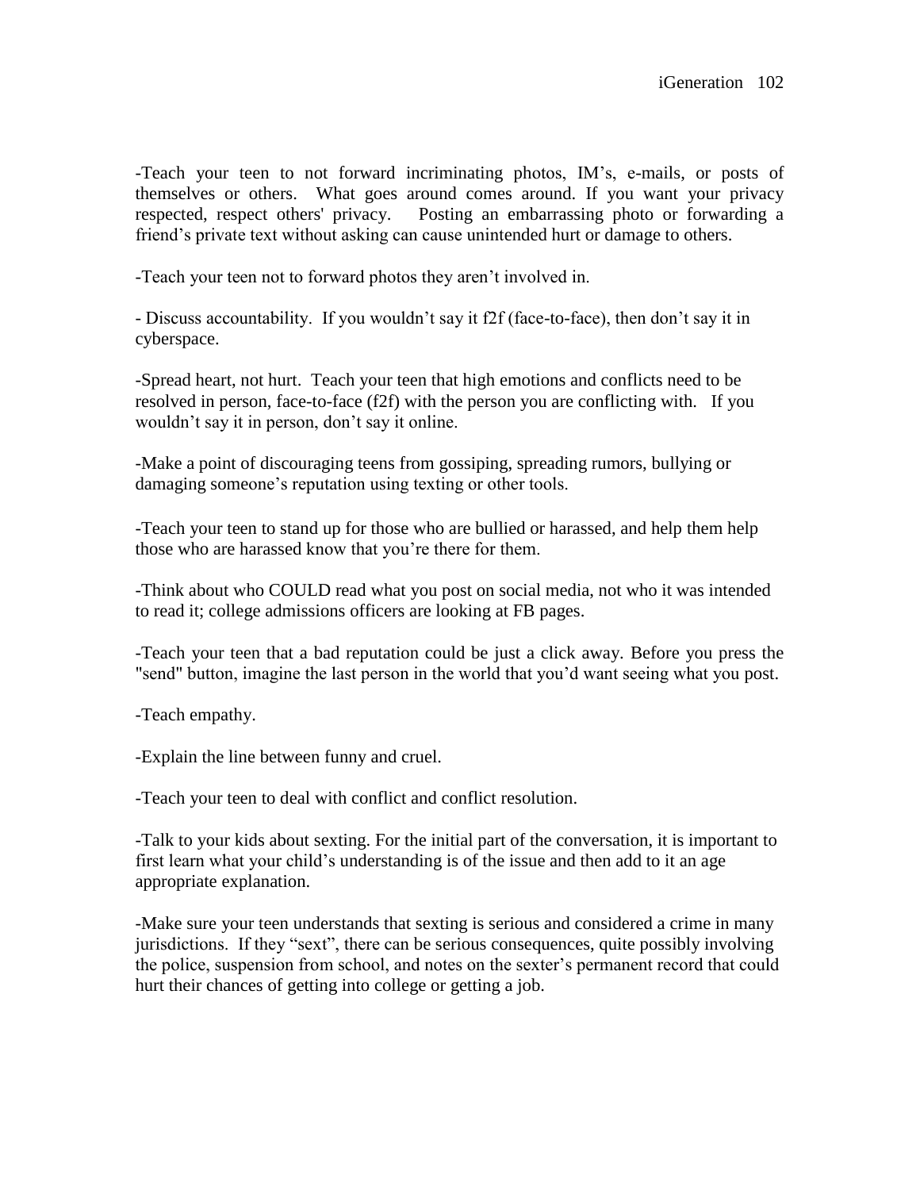-Teach your teen to not forward incriminating photos, IM's, e-mails, or posts of themselves or others. What goes around comes around. If you want your privacy respected, respect others' privacy. Posting an embarrassing photo or forwarding a friend's private text without asking can cause unintended hurt or damage to others.

-Teach your teen not to forward photos they aren't involved in.

- Discuss accountability. If you wouldn't say it f2f (face-to-face), then don't say it in cyberspace.

-Spread heart, not hurt. Teach your teen that high emotions and conflicts need to be resolved in person, face-to-face (f2f) with the person you are conflicting with. If you wouldn't say it in person, don't say it online.

-Make a point of discouraging teens from gossiping, spreading rumors, bullying or damaging someone's reputation using texting or other tools.

-Teach your teen to stand up for those who are bullied or harassed, and help them help those who are harassed know that you're there for them.

-Think about who COULD read what you post on social media, not who it was intended to read it; college admissions officers are looking at FB pages.

-Teach your teen that a bad reputation could be just a click away. Before you press the "send" button, imagine the last person in the world that you'd want seeing what you post.

-Teach empathy.

-Explain the line between funny and cruel.

-Teach your teen to deal with conflict and conflict resolution.

-Talk to your kids about sexting. For the initial part of the conversation, it is important to first learn what your child's understanding is of the issue and then add to it an age appropriate explanation.

-Make sure your teen understands that sexting is serious and considered a crime in many jurisdictions. If they "sext", there can be serious consequences, quite possibly involving the police, suspension from school, and notes on the sexter's permanent record that could hurt their chances of getting into college or getting a job.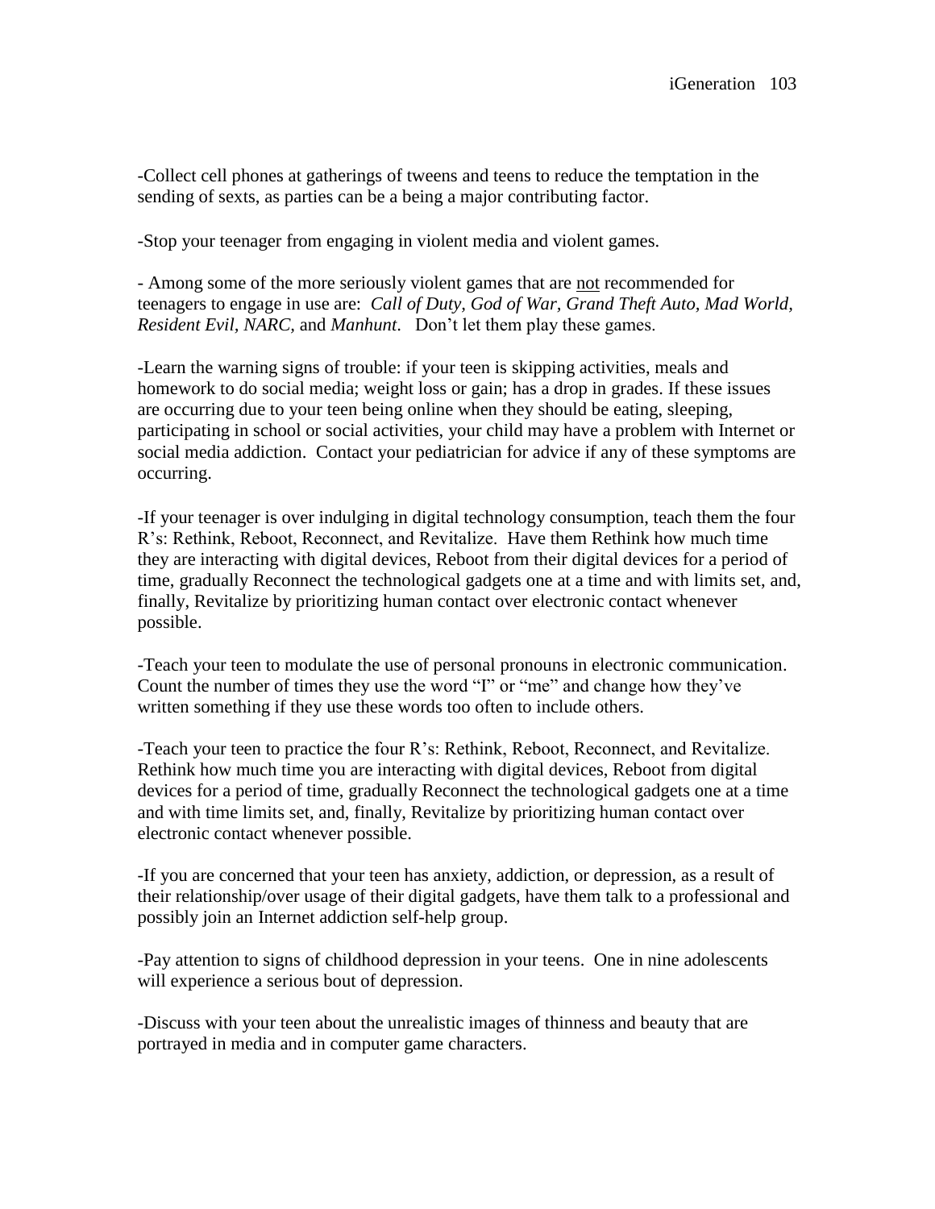-Collect cell phones at gatherings of tweens and teens to reduce the temptation in the sending of sexts, as parties can be a being a major contributing factor.

-Stop your teenager from engaging in violent media and violent games.

- Among some of the more seriously violent games that are <u>not</u> recommended for teenagers to engage in use are: *Call of Duty, God of War, Grand Theft Auto, Mad World, Resident Evil, NARC,* and *Manhunt*. Don't let them play these games.

-Learn the warning signs of trouble: if your teen is skipping activities, meals and homework to do social media; weight loss or gain; has a drop in grades. If these issues are occurring due to your teen being online when they should be eating, sleeping, participating in school or social activities, your child may have a problem with Internet or social media addiction. Contact your pediatrician for advice if any of these symptoms are occurring.

-If your teenager is over indulging in digital technology consumption, teach them the four R's: Rethink, Reboot, Reconnect, and Revitalize. Have them Rethink how much time they are interacting with digital devices, Reboot from their digital devices for a period of time, gradually Reconnect the technological gadgets one at a time and with limits set, and, finally, Revitalize by prioritizing human contact over electronic contact whenever possible.

-Teach your teen to modulate the use of personal pronouns in electronic communication. Count the number of times they use the word "I" or "me" and change how they've written something if they use these words too often to include others.

-Teach your teen to practice the four R's: Rethink, Reboot, Reconnect, and Revitalize. Rethink how much time you are interacting with digital devices, Reboot from digital devices for a period of time, gradually Reconnect the technological gadgets one at a time and with time limits set, and, finally, Revitalize by prioritizing human contact over electronic contact whenever possible.

-If you are concerned that your teen has anxiety, addiction, or depression, as a result of their relationship/over usage of their digital gadgets, have them talk to a professional and possibly join an Internet addiction self-help group.

-Pay attention to signs of childhood depression in your teens. One in nine adolescents will experience a serious bout of depression.

-Discuss with your teen about the unrealistic images of thinness and beauty that are portrayed in media and in computer game characters.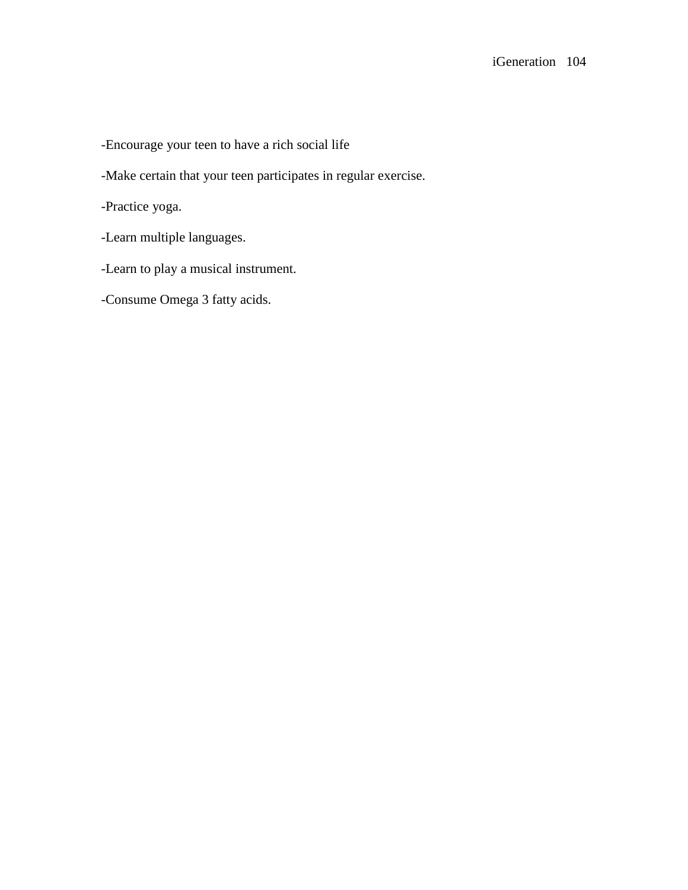-Encourage your teen to have a rich social life

-Make certain that your teen participates in regular exercise.

-Practice yoga.

-Learn multiple languages.

-Learn to play a musical instrument.

-Consume Omega 3 fatty acids.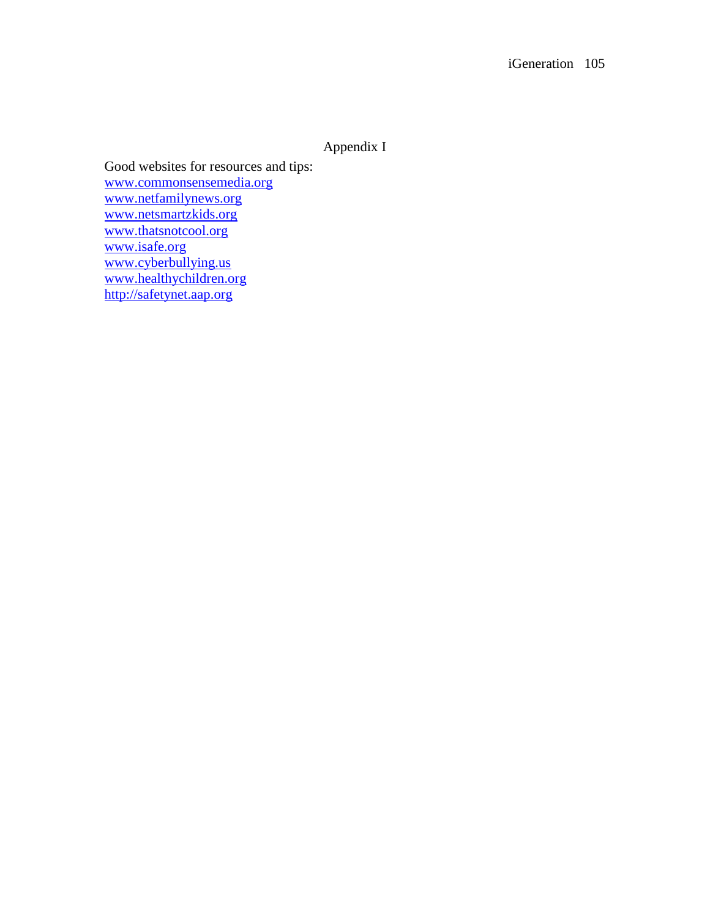# Appendix I

Good websites for resources and tips:

www.commonsensemedia.org
www.netfamilynews.org
www.netsmartzkids.org
www.thatsnotcool.org
www.isafe.org
www.cyberbullying.us
www.healthychildren.org
http://safetynet.aap.org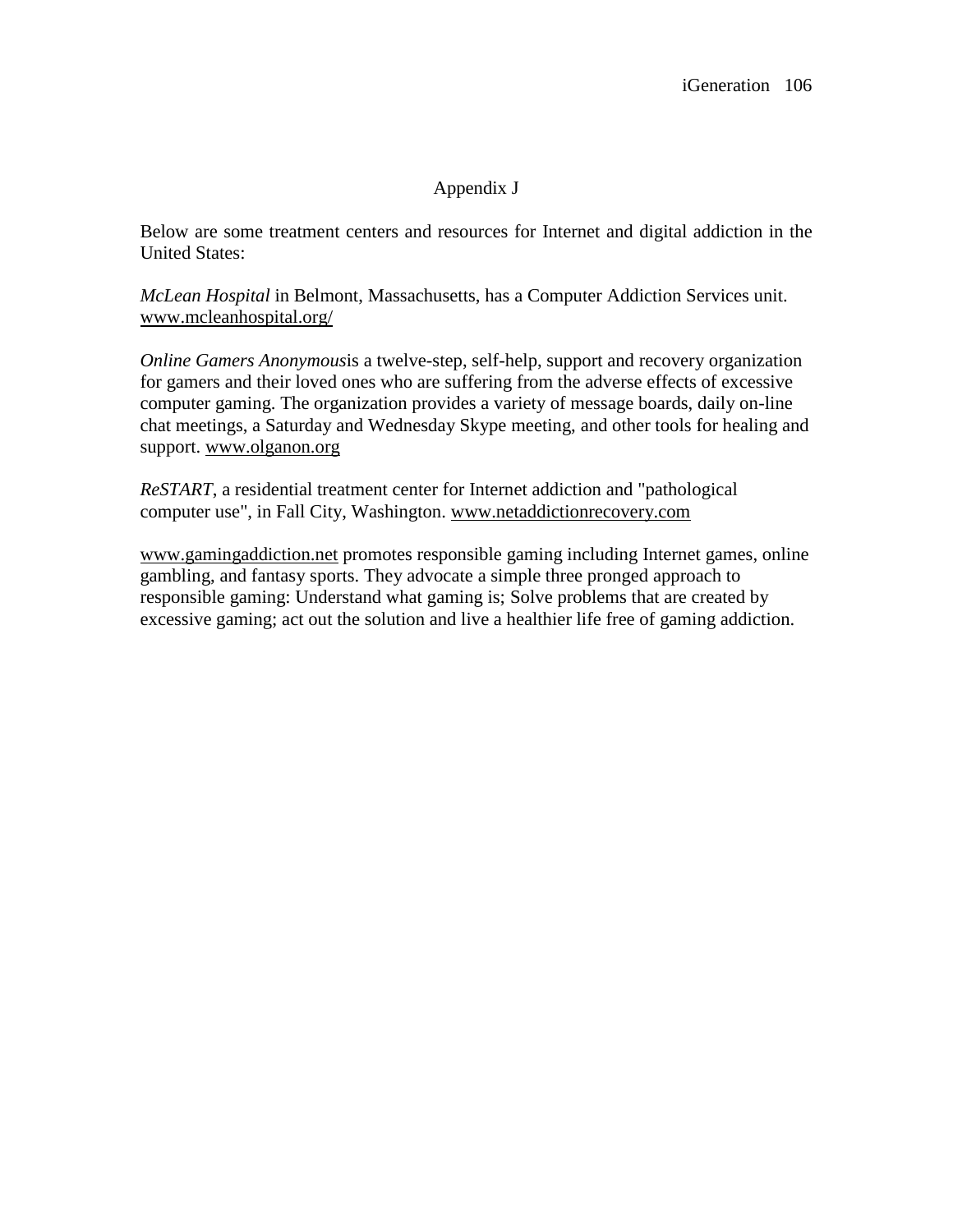## Appendix J

Below are some treatment centers and resources for Internet and digital addiction in the United States:

*McLean Hospital* in Belmont, Massachusetts, has a Computer Addiction Services unit. www.mcleanhospital.org/

*Online Gamers Anonymous*is a twelve-step, self-help, support and recovery organization for gamers and their loved ones who are suffering from the adverse effects of excessive computer gaming. The organization provides a variety of message boards, daily on-line chat meetings, a Saturday and Wednesday Skype meeting, and other tools for healing and support. www.olganon.org

*ReSTART*, a residential treatment center for Internet addiction and "pathological computer use", in Fall City, Washington. www.netaddictionrecovery.com

www.gamingaddiction.net promotes responsible gaming including Internet games, online gambling, and fantasy sports. They advocate a simple three pronged approach to responsible gaming: Understand what gaming is; Solve problems that are created by excessive gaming; act out the solution and live a healthier life free of gaming addiction.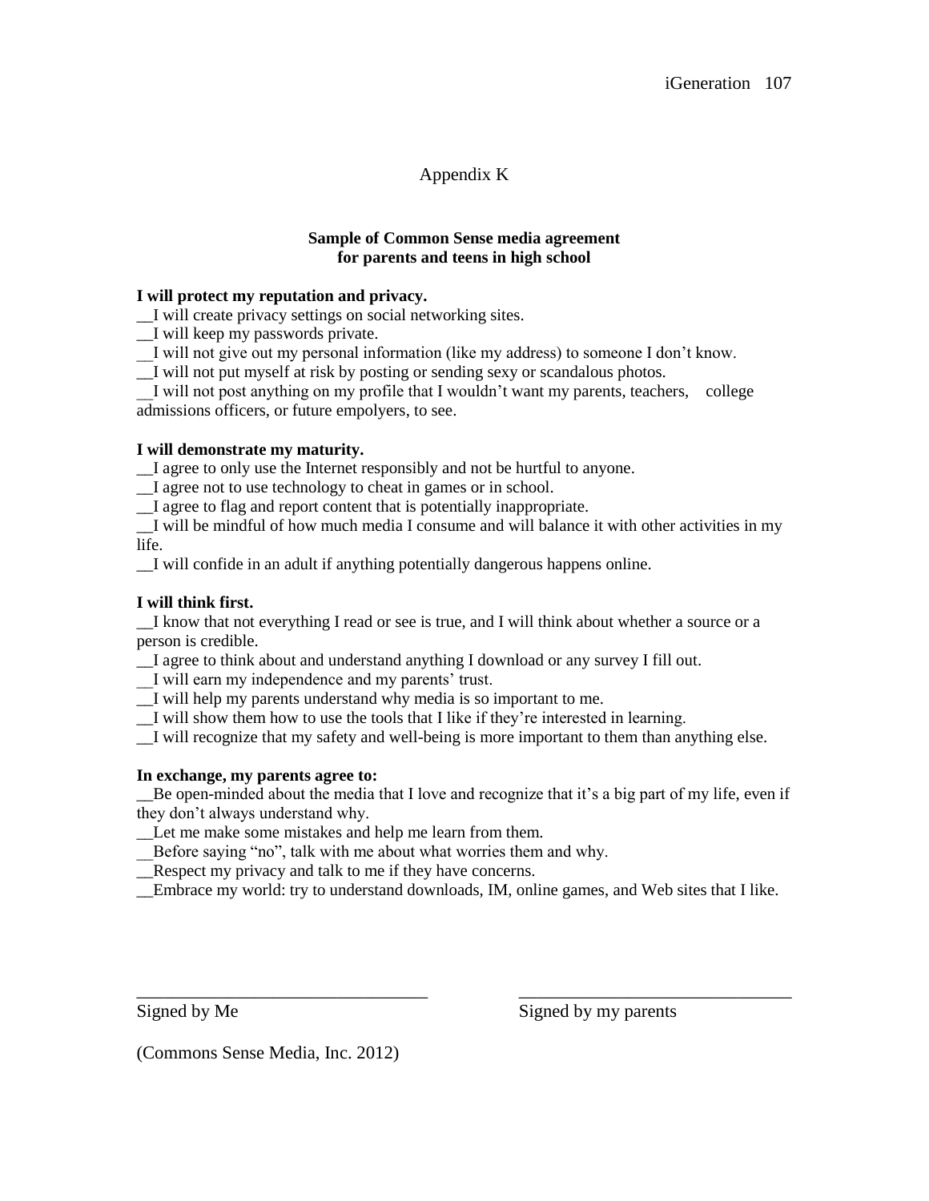# Appendix K

**Sample of Common Sense media agreement for parents and teens in high school**

**I will protect my reputation and privacy.**

__I will create privacy settings on social networking sites.
__I will keep my passwords private.
__I will not give out my personal information (like my address) to someone I don't know.
__I will not put myself at risk by posting or sending sexy or scandalous photos.
__I will not post anything on my profile that I wouldn't want my parents, teachers, college admissions officers, or future empolyers, to see.

**I will demonstrate my maturity.**

__I agree to only use the Internet responsibly and not be hurtful to anyone.
__I agree not to use technology to cheat in games or in school.
__I agree to flag and report content that is potentially inappropriate.
__I will be mindful of how much media I consume and will balance it with other activities in my life.
__I will confide in an adult if anything potentially dangerous happens online.

**I will think first.**

__I know that not everything I read or see is true, and I will think about whether a source or a person is credible.
__I agree to think about and understand anything I download or any survey I fill out.
__I will earn my independence and my parents' trust.
__I will help my parents understand why media is so important to me.
__I will show them how to use the tools that I like if they're interested in learning.
__I will recognize that my safety and well-being is more important to them than anything else.

**In exchange, my parents agree to:**

__Be open-minded about the media that I love and recognize that it's a big part of my life, even if they don't always understand why.
__Let me make some mistakes and help me learn from them.
__Before saying "no", talk with me about what worries them and why.
__Respect my privacy and talk to me if they have concerns.
__Embrace my world: try to understand downloads, IM, online games, and Web sites that I like.

_________________________________ Signed by Me

_________________________________ Signed by my parents

(Commons Sense Media, Inc. 2012)